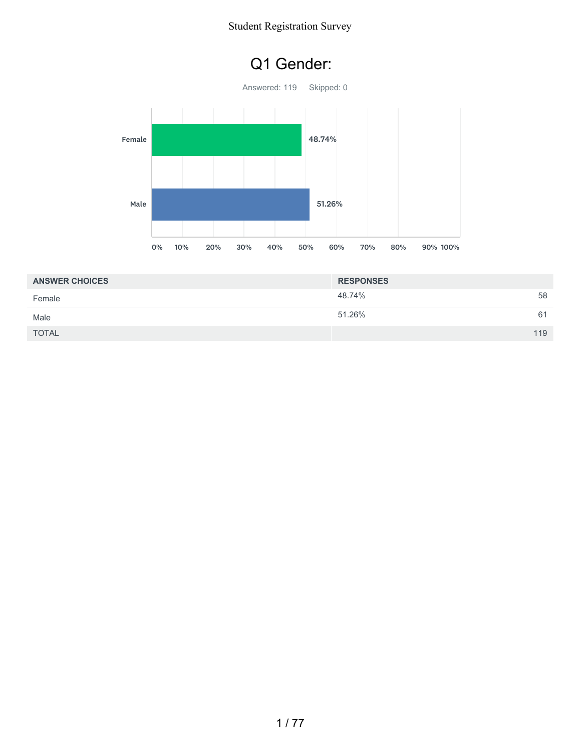# Q1 Gender:

Answered: 119 Skipped: 0

| ANSWER CHOICES | RESPONSES | |
|---|---|---|
| Female | 48.74% | 58 |
| Male | 51.26% | 61 |
| TOTAL | | 119 |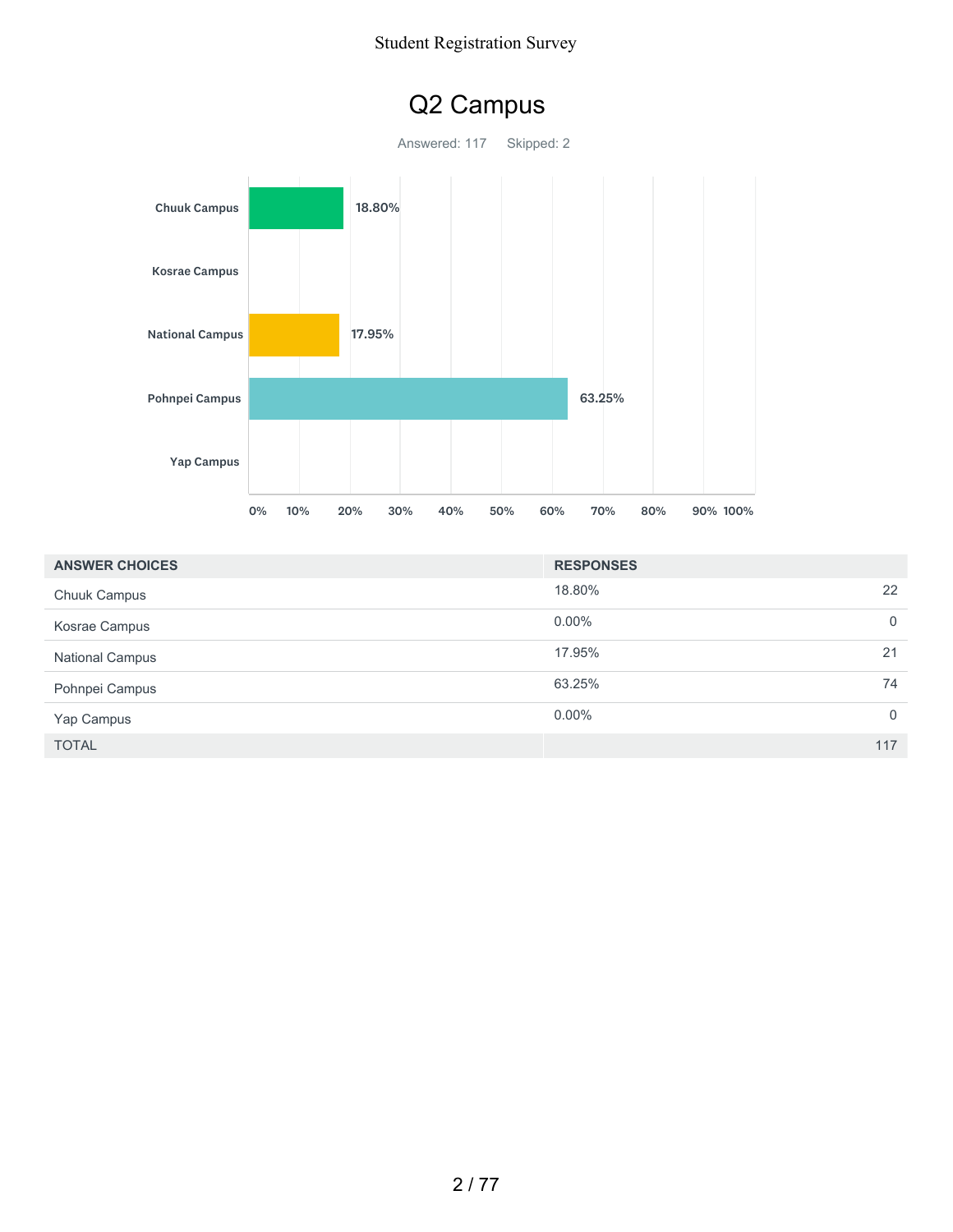# Q2 Campus

Answered: 117 Skipped: 2

| ANSWER CHOICES | RESPONSES | |
|---|---|---|
| Chuuk Campus | 18.80% | 22 |
| Kosrae Campus | 0.00% | 0 |
| National Campus | 17.95% | 21 |
| Pohnpei Campus | 63.25% | 74 |
| Yap Campus | 0.00% | 0 |
| TOTAL | | 117 |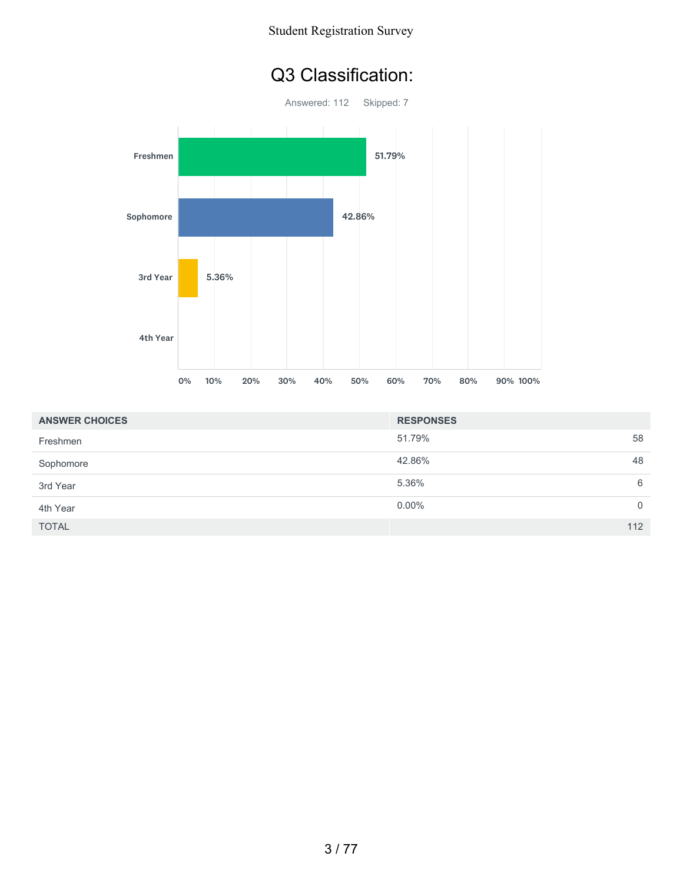# Q3 Classification:

Answered: 112    Skipped: 7

| ANSWER CHOICES | RESPONSES | |
|---|---|---|
| Freshmen | 51.79% | 58 |
| Sophomore | 42.86% | 48 |
| 3rd Year | 5.36% | 6 |
| 4th Year | 0.00% | 0 |
| TOTAL | | 112 |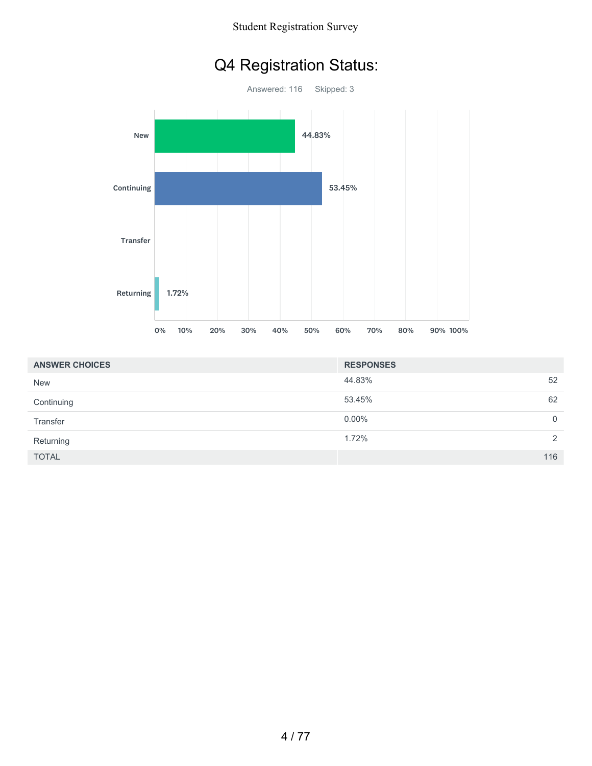# Q4 Registration Status:

Answered: 116 Skipped: 3

| ANSWER CHOICES | RESPONSES | |
|---|---|---|
| New | 44.83% | 52 |
| Continuing | 53.45% | 62 |
| Transfer | 0.00% | 0 |
| Returning | 1.72% | 2 |
| TOTAL | | 116 |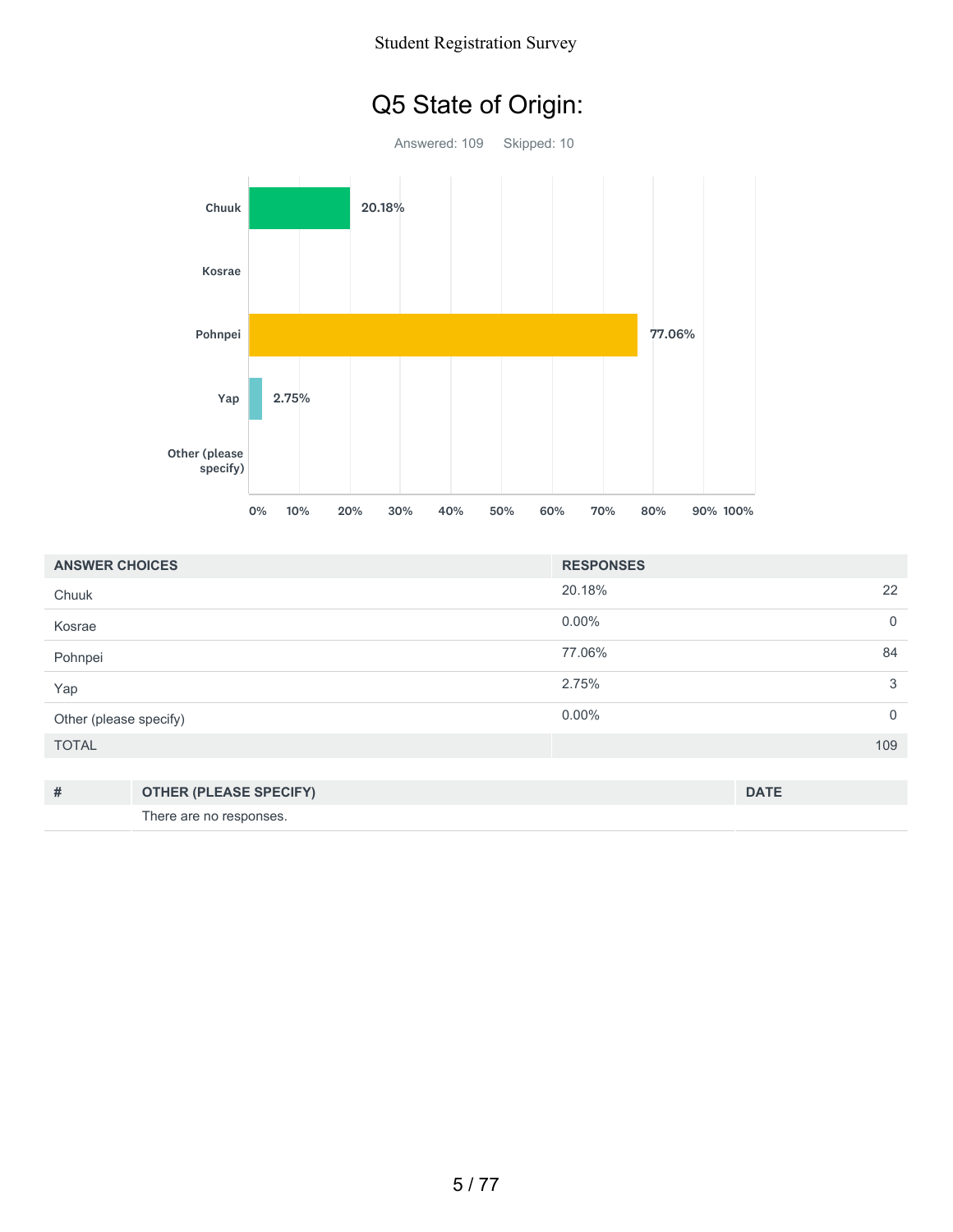# Q5 State of Origin:

Answered: 109 Skipped: 10

| ANSWER CHOICES | RESPONSES | |
|---|---|---|
| Chuuk | 20.18% | 22 |
| Kosrae | 0.00% | 0 |
| Pohnpei | 77.06% | 84 |
| Yap | 2.75% | 3 |
| Other (please specify) | 0.00% | 0 |
| TOTAL | | 109 |

| # | OTHER (PLEASE SPECIFY) | DATE |
|---|---|---|
| | There are no responses. | |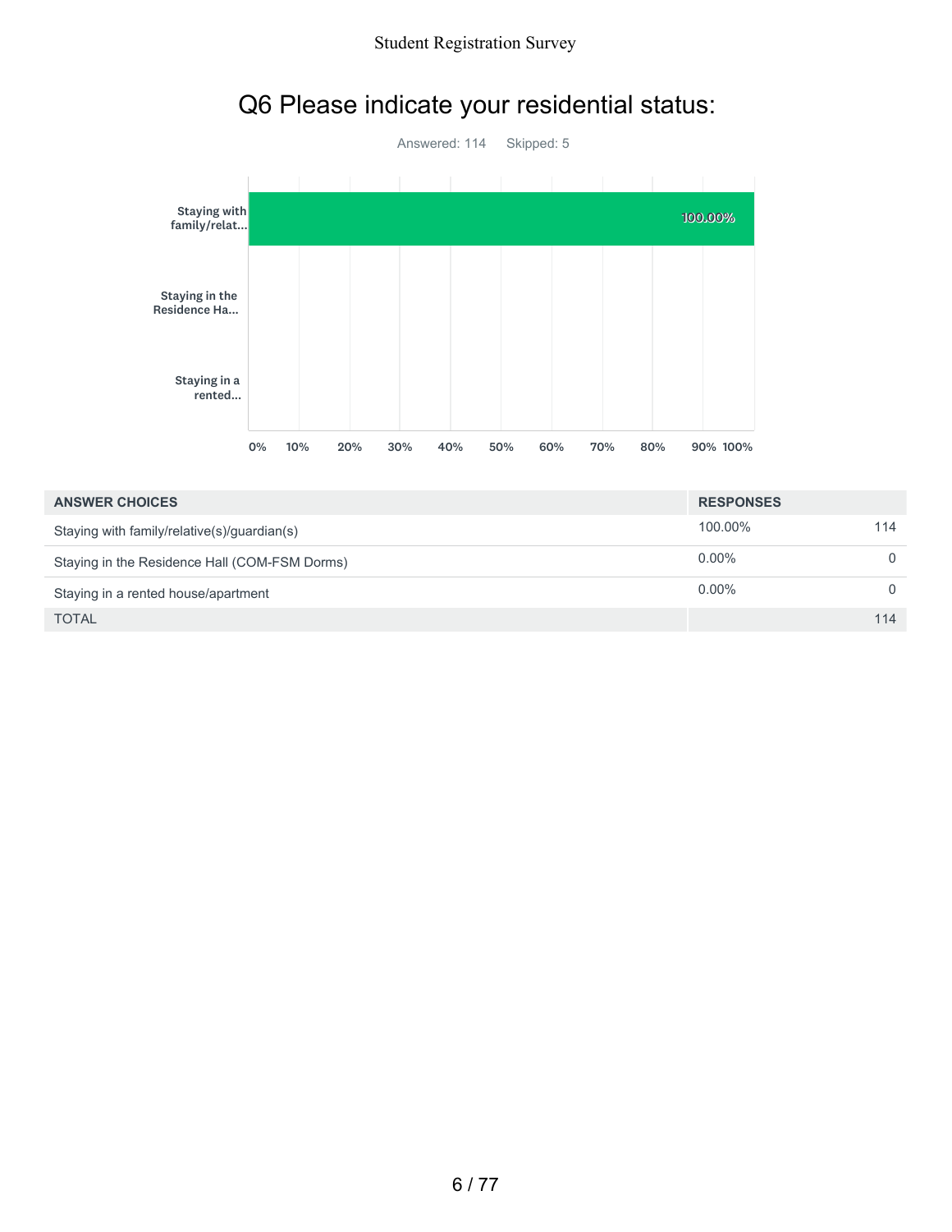# Q6 Please indicate your residential status:

Answered: 114 Skipped: 5

| ANSWER CHOICES | RESPONSES | |
|---|---|---|
| Staying with family/relative(s)/guardian(s) | 100.00% | 114 |
| Staying in the Residence Hall (COM-FSM Dorms) | 0.00% | 0 |
| Staying in a rented house/apartment | 0.00% | 0 |
| TOTAL | | 114 |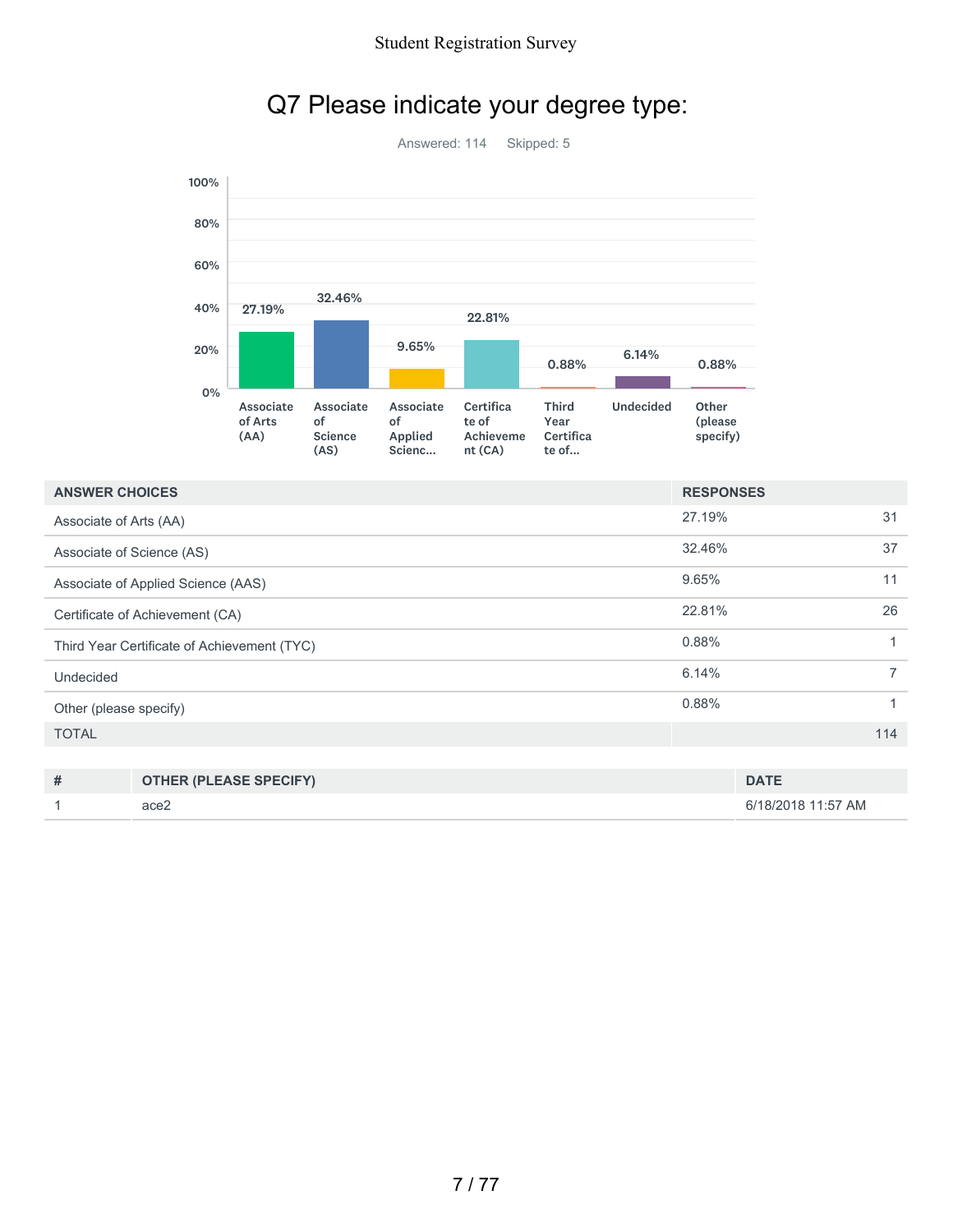# Q7 Please indicate your degree type:

Answered: 114 Skipped: 5

| ANSWER CHOICES | RESPONSES | |
|---|---|---|
| Associate of Arts (AA) | 27.19% | 31 |
| Associate of Science (AS) | 32.46% | 37 |
| Associate of Applied Science (AAS) | 9.65% | 11 |
| Certificate of Achievement (CA) | 22.81% | 26 |
| Third Year Certificate of Achievement (TYC) | 0.88% | 1 |
| Undecided | 6.14% | 7 |
| Other (please specify) | 0.88% | 1 |
| TOTAL | | 114 |

| # | OTHER (PLEASE SPECIFY) | DATE |
|---|---|---|
| 1 | ace2 | 6/18/2018 11:57 AM |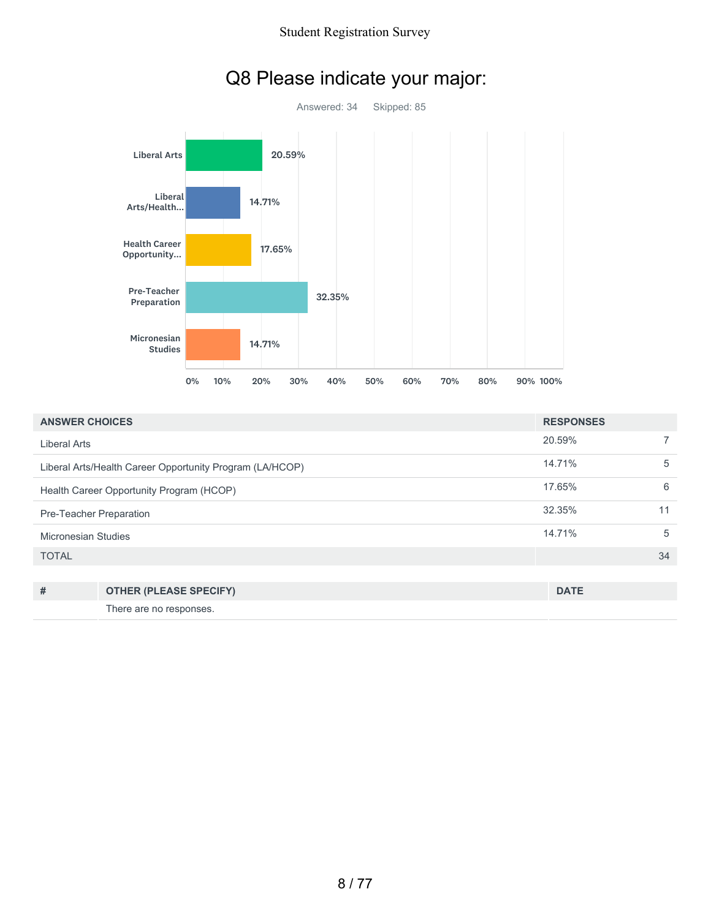# Q8 Please indicate your major:

Answered: 34    Skipped: 85

| ANSWER CHOICES | RESPONSES | |
|---|---|---|
| Liberal Arts | 20.59% | 7 |
| Liberal Arts/Health Career Opportunity Program (LA/HCOP) | 14.71% | 5 |
| Health Career Opportunity Program (HCOP) | 17.65% | 6 |
| Pre-Teacher Preparation | 32.35% | 11 |
| Micronesian Studies | 14.71% | 5 |
| TOTAL | | 34 |

| # | OTHER (PLEASE SPECIFY) | DATE |
|---|---|---|
| | There are no responses. | |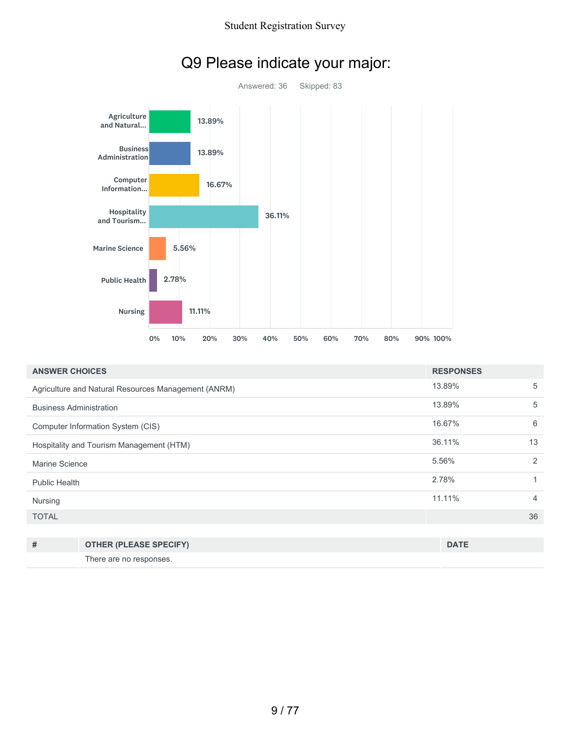# Q9 Please indicate your major:

Answered: 36 Skipped: 83

| ANSWER CHOICES | RESPONSES | |
|---|---|---|
| Agriculture and Natural Resources Management (ANRM) | 13.89% | 5 |
| Business Administration | 13.89% | 5 |
| Computer Information System (CIS) | 16.67% | 6 |
| Hospitality and Tourism Management (HTM) | 36.11% | 13 |
| Marine Science | 5.56% | 2 |
| Public Health | 2.78% | 1 |
| Nursing | 11.11% | 4 |
| TOTAL | | 36 |

| # | OTHER (PLEASE SPECIFY) | DATE |
|---|---|---|
| | There are no responses. | |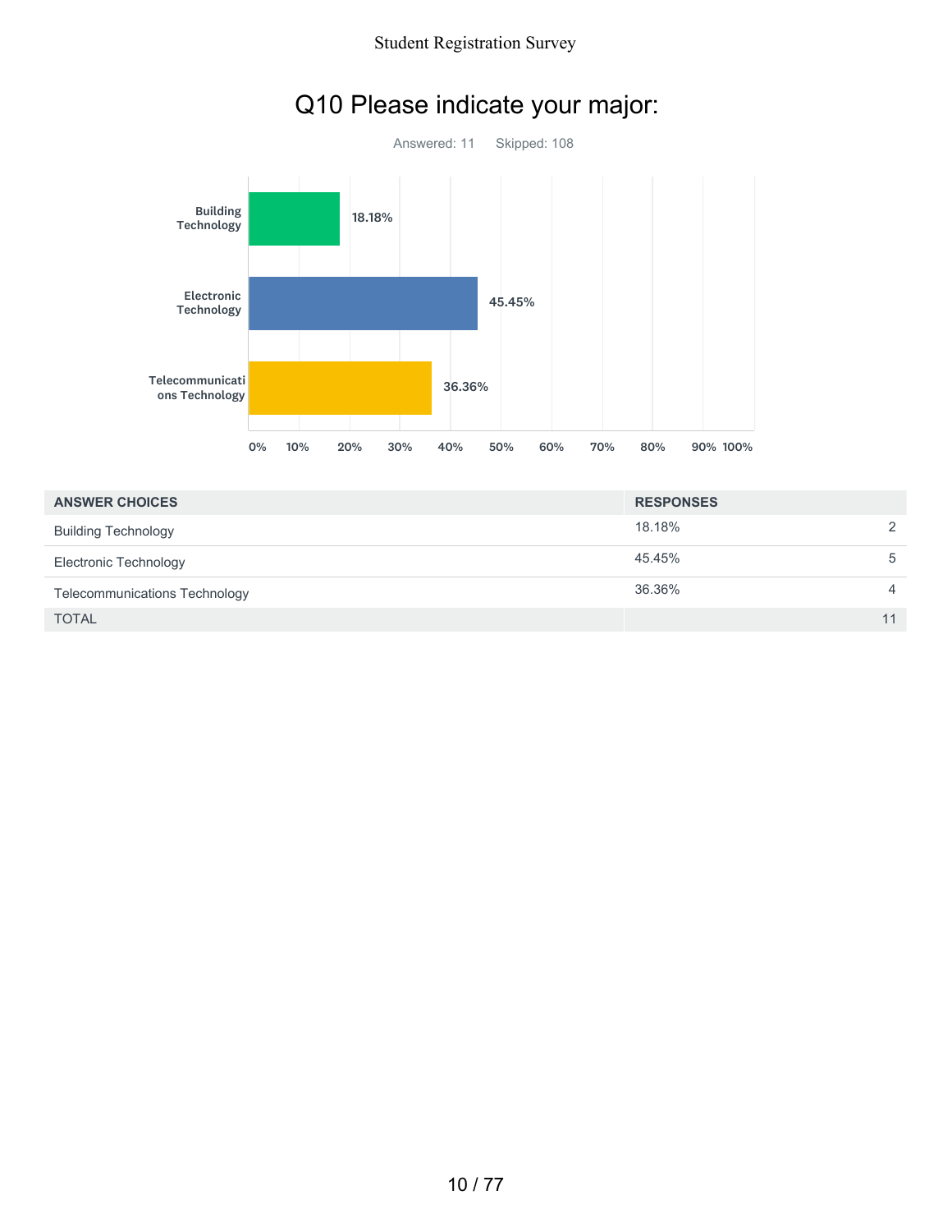# Q10 Please indicate your major:

Answered: 11 Skipped: 108

| ANSWER CHOICES | RESPONSES | |
|---|---|---|
| Building Technology | 18.18% | 2 |
| Electronic Technology | 45.45% | 5 |
| Telecommunications Technology | 36.36% | 4 |
| TOTAL | | 11 |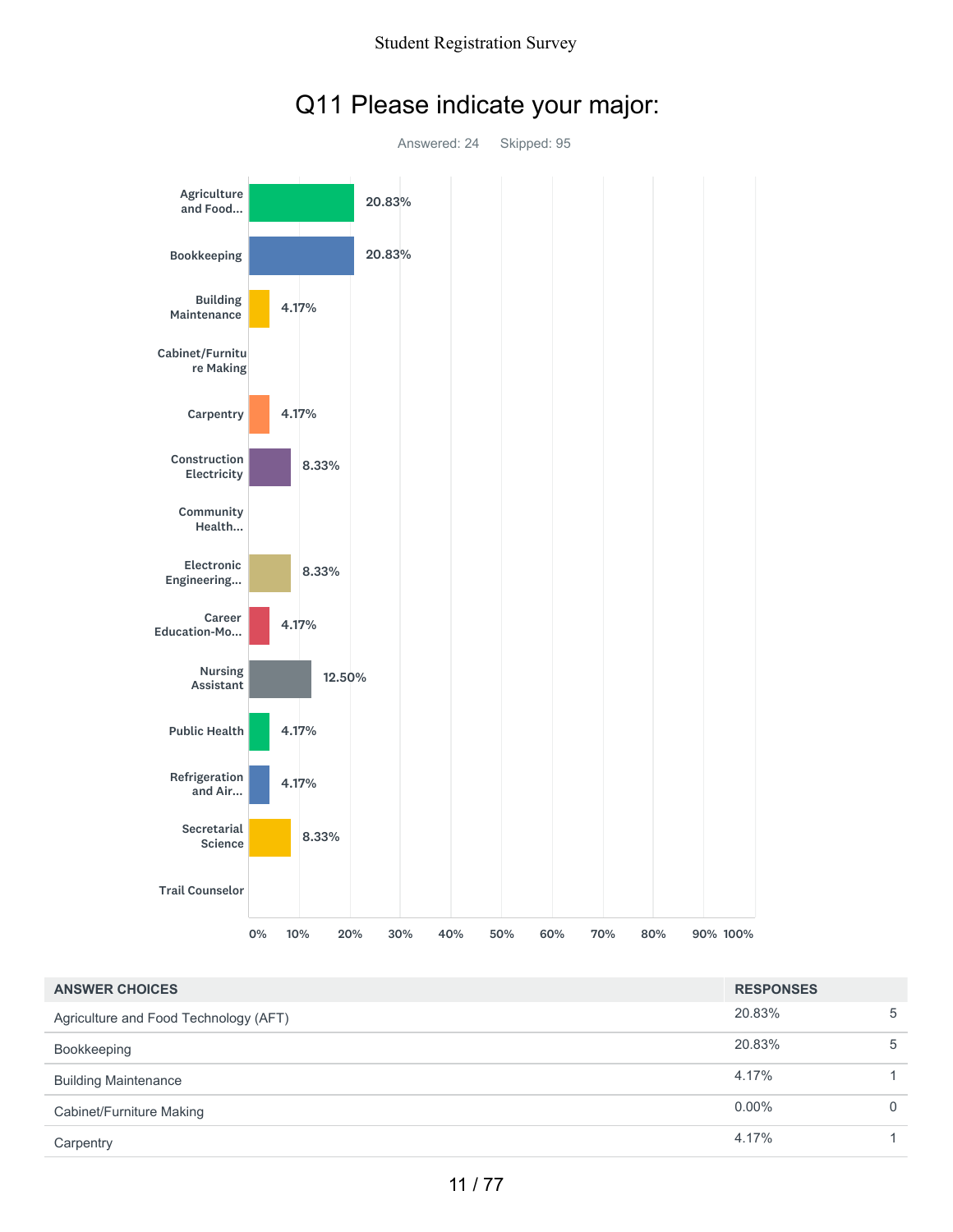## Q11 Please indicate your major:

Answered: 24 Skipped: 95

| Major | Percentage |
|---|---|
| Agriculture and Food... | 20.83% |
| Bookkeeping | 20.83% |
| Building Maintenance | 4.17% |
| Cabinet/Furniture Making | |
| Carpentry | 4.17% |
| Construction Electricity | 8.33% |
| Community Health... | |
| Electronic Engineering... | 8.33% |
| Career Education-Mo... | 4.17% |
| Nursing Assistant | 12.50% |
| Public Health | 4.17% |
| Refrigeration and Air... | 4.17% |
| Secretarial Science | 8.33% |
| Trail Counselor | |

| ANSWER CHOICES | RESPONSES | |
|---|---|---|
| Agriculture and Food Technology (AFT) | 20.83% | 5 |
| Bookkeeping | 20.83% | 5 |
| Building Maintenance | 4.17% | 1 |
| Cabinet/Furniture Making | 0.00% | 0 |
| Carpentry | 4.17% | 1 |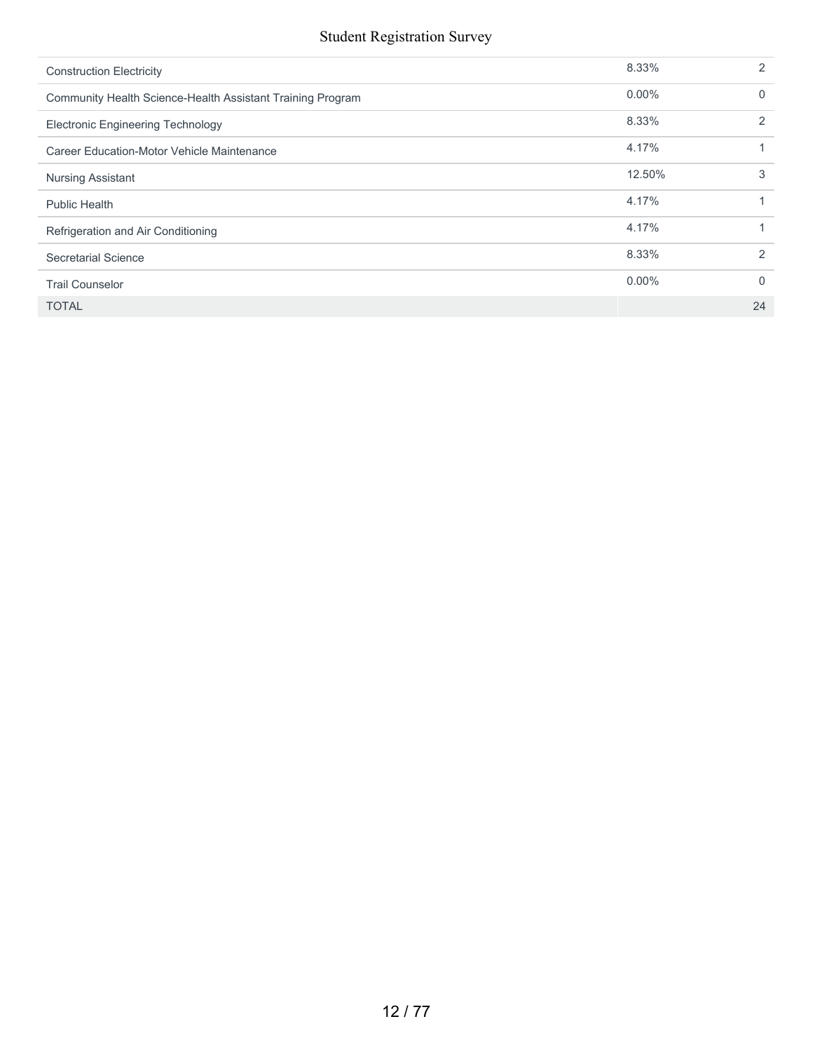| | | |
|---|---|---|
| Construction Electricity | 8.33% | 2 |
| Community Health Science-Health Assistant Training Program | 0.00% | 0 |
| Electronic Engineering Technology | 8.33% | 2 |
| Career Education-Motor Vehicle Maintenance | 4.17% | 1 |
| Nursing Assistant | 12.50% | 3 |
| Public Health | 4.17% | 1 |
| Refrigeration and Air Conditioning | 4.17% | 1 |
| Secretarial Science | 8.33% | 2 |
| Trail Counselor | 0.00% | 0 |
| TOTAL | | 24 |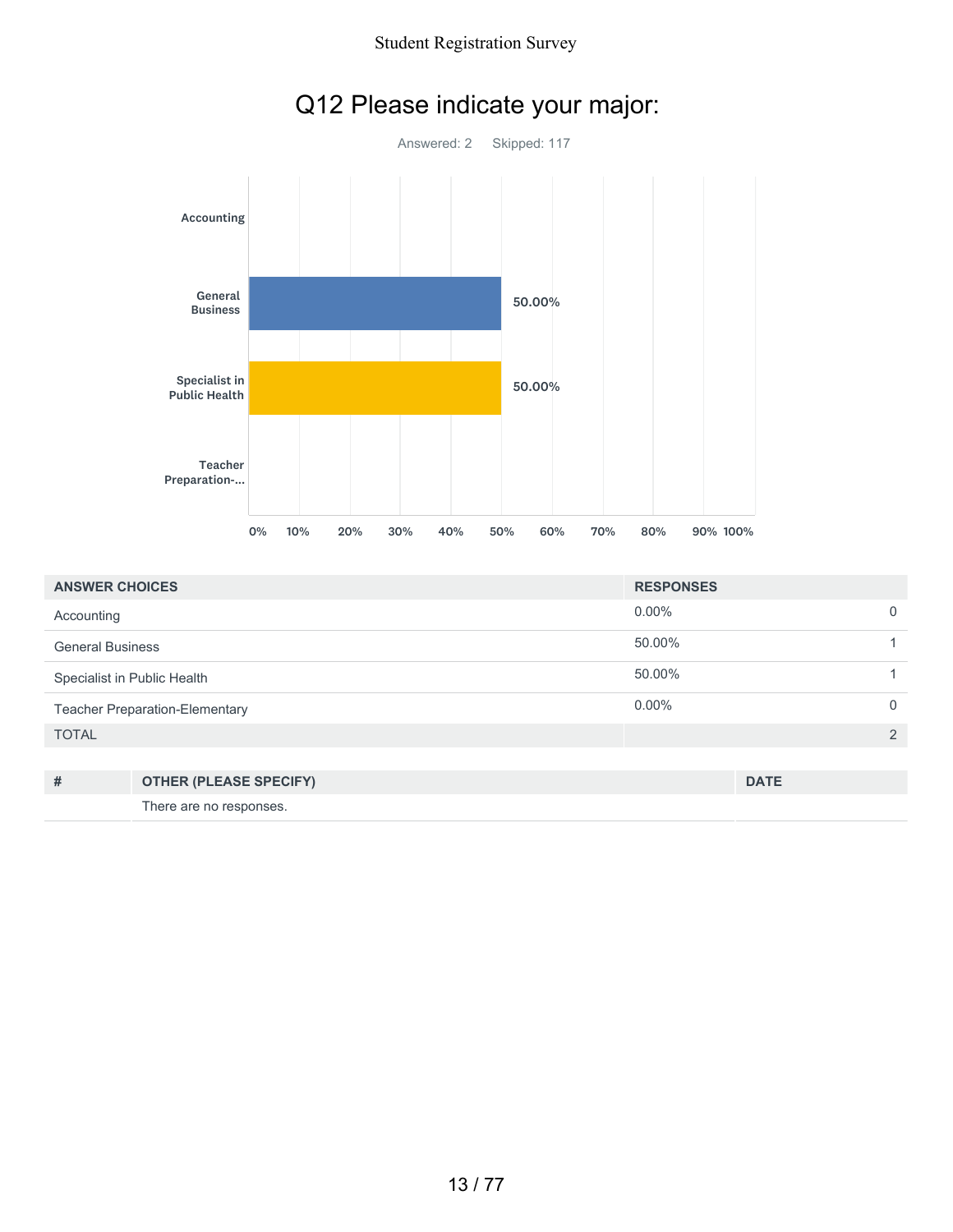# Q12 Please indicate your major:

Answered: 2 Skipped: 117

| ANSWER CHOICES | RESPONSES | |
|---|---|---|
| Accounting | 0.00% | 0 |
| General Business | 50.00% | 1 |
| Specialist in Public Health | 50.00% | 1 |
| Teacher Preparation-Elementary | 0.00% | 0 |
| TOTAL | | 2 |

| # | OTHER (PLEASE SPECIFY) | DATE |
|---|---|---|
| | There are no responses. | |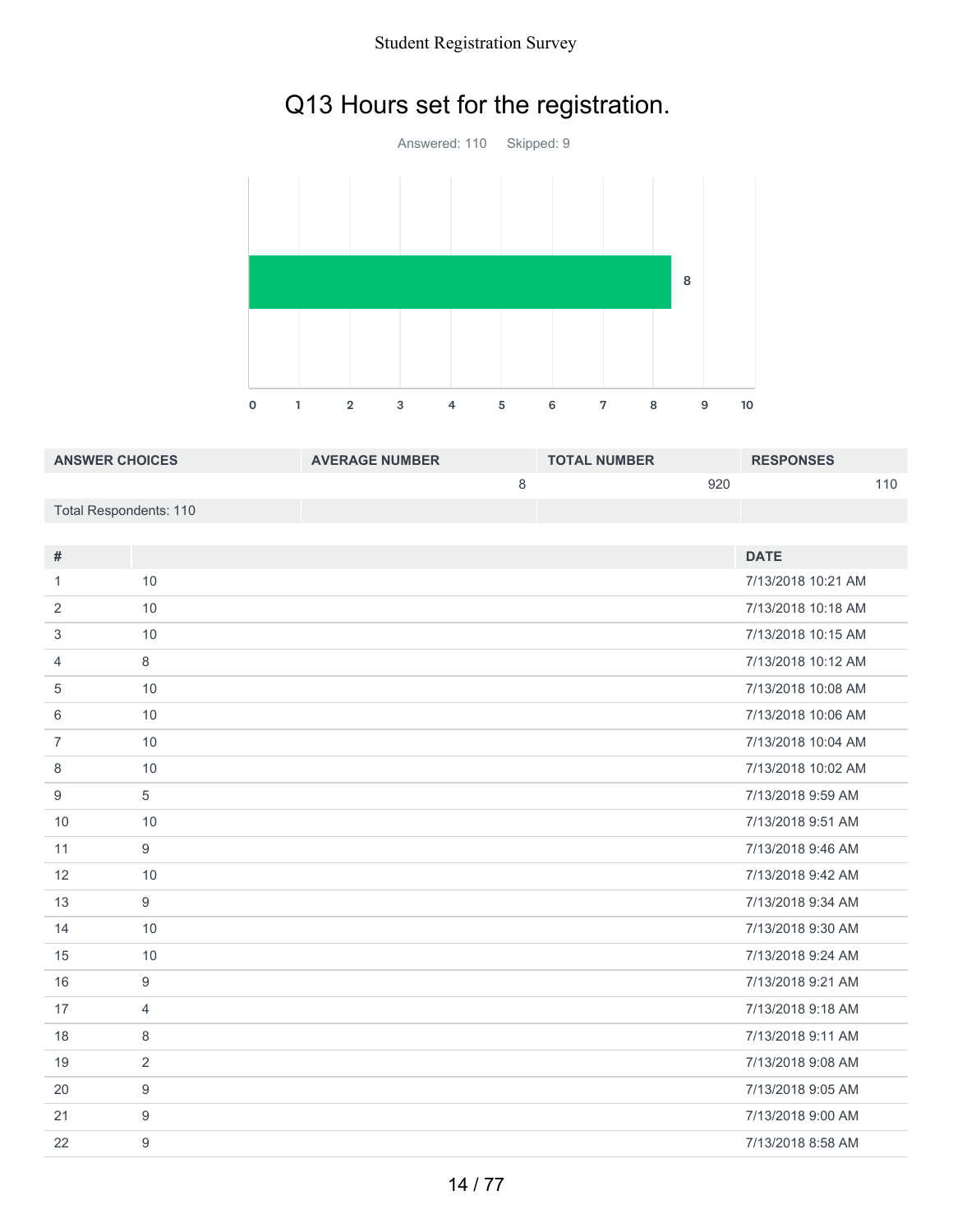# Q13 Hours set for the registration.

Answered: 110 Skipped: 9

| ANSWER CHOICES | AVERAGE NUMBER | TOTAL NUMBER | RESPONSES |
|---|---|---|---|
| | 8 | 920 | 110 |
| Total Respondents: 110 | | | |

| # | | DATE |
|---|---|---|
| 1 | 10 | 7/13/2018 10:21 AM |
| 2 | 10 | 7/13/2018 10:18 AM |
| 3 | 10 | 7/13/2018 10:15 AM |
| 4 | 8 | 7/13/2018 10:12 AM |
| 5 | 10 | 7/13/2018 10:08 AM |
| 6 | 10 | 7/13/2018 10:06 AM |
| 7 | 10 | 7/13/2018 10:04 AM |
| 8 | 10 | 7/13/2018 10:02 AM |
| 9 | 5 | 7/13/2018 9:59 AM |
| 10 | 10 | 7/13/2018 9:51 AM |
| 11 | 9 | 7/13/2018 9:46 AM |
| 12 | 10 | 7/13/2018 9:42 AM |
| 13 | 9 | 7/13/2018 9:34 AM |
| 14 | 10 | 7/13/2018 9:30 AM |
| 15 | 10 | 7/13/2018 9:24 AM |
| 16 | 9 | 7/13/2018 9:21 AM |
| 17 | 4 | 7/13/2018 9:18 AM |
| 18 | 8 | 7/13/2018 9:11 AM |
| 19 | 2 | 7/13/2018 9:08 AM |
| 20 | 9 | 7/13/2018 9:05 AM |
| 21 | 9 | 7/13/2018 9:00 AM |
| 22 | 9 | 7/13/2018 8:58 AM |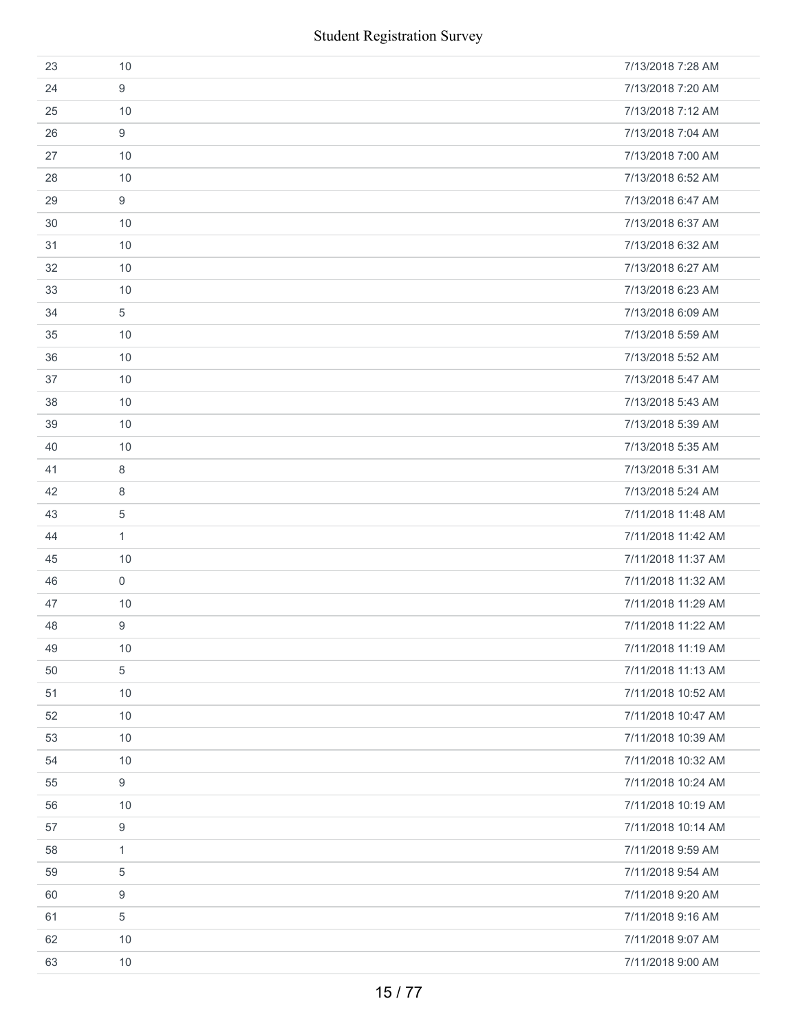| | | |
|---|---|---|
| 23 | 10 | 7/13/2018 7:28 AM |
| 24 | 9 | 7/13/2018 7:20 AM |
| 25 | 10 | 7/13/2018 7:12 AM |
| 26 | 9 | 7/13/2018 7:04 AM |
| 27 | 10 | 7/13/2018 7:00 AM |
| 28 | 10 | 7/13/2018 6:52 AM |
| 29 | 9 | 7/13/2018 6:47 AM |
| 30 | 10 | 7/13/2018 6:37 AM |
| 31 | 10 | 7/13/2018 6:32 AM |
| 32 | 10 | 7/13/2018 6:27 AM |
| 33 | 10 | 7/13/2018 6:23 AM |
| 34 | 5 | 7/13/2018 6:09 AM |
| 35 | 10 | 7/13/2018 5:59 AM |
| 36 | 10 | 7/13/2018 5:52 AM |
| 37 | 10 | 7/13/2018 5:47 AM |
| 38 | 10 | 7/13/2018 5:43 AM |
| 39 | 10 | 7/13/2018 5:39 AM |
| 40 | 10 | 7/13/2018 5:35 AM |
| 41 | 8 | 7/13/2018 5:31 AM |
| 42 | 8 | 7/13/2018 5:24 AM |
| 43 | 5 | 7/11/2018 11:48 AM |
| 44 | 1 | 7/11/2018 11:42 AM |
| 45 | 10 | 7/11/2018 11:37 AM |
| 46 | 0 | 7/11/2018 11:32 AM |
| 47 | 10 | 7/11/2018 11:29 AM |
| 48 | 9 | 7/11/2018 11:22 AM |
| 49 | 10 | 7/11/2018 11:19 AM |
| 50 | 5 | 7/11/2018 11:13 AM |
| 51 | 10 | 7/11/2018 10:52 AM |
| 52 | 10 | 7/11/2018 10:47 AM |
| 53 | 10 | 7/11/2018 10:39 AM |
| 54 | 10 | 7/11/2018 10:32 AM |
| 55 | 9 | 7/11/2018 10:24 AM |
| 56 | 10 | 7/11/2018 10:19 AM |
| 57 | 9 | 7/11/2018 10:14 AM |
| 58 | 1 | 7/11/2018 9:59 AM |
| 59 | 5 | 7/11/2018 9:54 AM |
| 60 | 9 | 7/11/2018 9:20 AM |
| 61 | 5 | 7/11/2018 9:16 AM |
| 62 | 10 | 7/11/2018 9:07 AM |
| 63 | 10 | 7/11/2018 9:00 AM |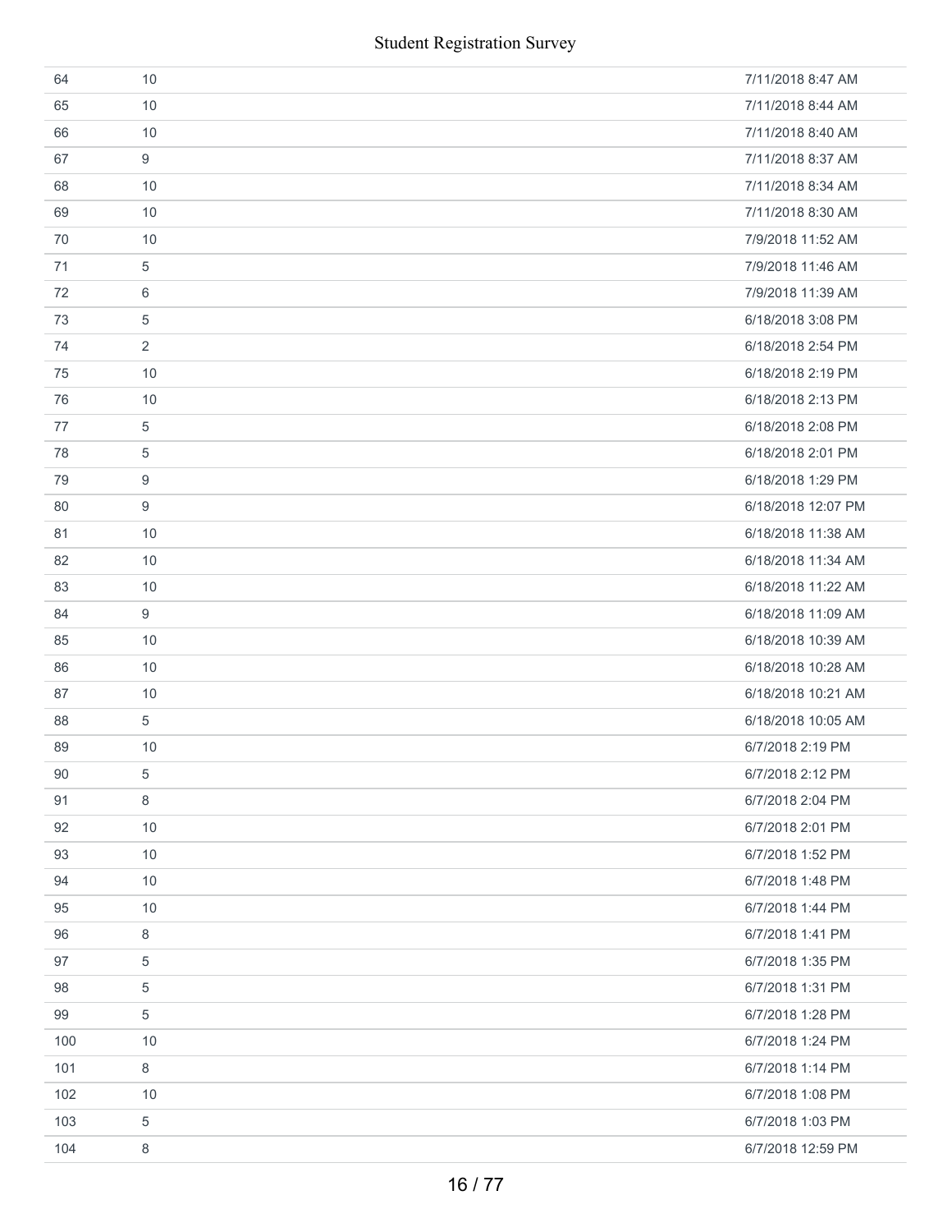| | | |
|---|---|---|
| 64 | 10 | 7/11/2018 8:47 AM |
| 65 | 10 | 7/11/2018 8:44 AM |
| 66 | 10 | 7/11/2018 8:40 AM |
| 67 | 9 | 7/11/2018 8:37 AM |
| 68 | 10 | 7/11/2018 8:34 AM |
| 69 | 10 | 7/11/2018 8:30 AM |
| 70 | 10 | 7/9/2018 11:52 AM |
| 71 | 5 | 7/9/2018 11:46 AM |
| 72 | 6 | 7/9/2018 11:39 AM |
| 73 | 5 | 6/18/2018 3:08 PM |
| 74 | 2 | 6/18/2018 2:54 PM |
| 75 | 10 | 6/18/2018 2:19 PM |
| 76 | 10 | 6/18/2018 2:13 PM |
| 77 | 5 | 6/18/2018 2:08 PM |
| 78 | 5 | 6/18/2018 2:01 PM |
| 79 | 9 | 6/18/2018 1:29 PM |
| 80 | 9 | 6/18/2018 12:07 PM |
| 81 | 10 | 6/18/2018 11:38 AM |
| 82 | 10 | 6/18/2018 11:34 AM |
| 83 | 10 | 6/18/2018 11:22 AM |
| 84 | 9 | 6/18/2018 11:09 AM |
| 85 | 10 | 6/18/2018 10:39 AM |
| 86 | 10 | 6/18/2018 10:28 AM |
| 87 | 10 | 6/18/2018 10:21 AM |
| 88 | 5 | 6/18/2018 10:05 AM |
| 89 | 10 | 6/7/2018 2:19 PM |
| 90 | 5 | 6/7/2018 2:12 PM |
| 91 | 8 | 6/7/2018 2:04 PM |
| 92 | 10 | 6/7/2018 2:01 PM |
| 93 | 10 | 6/7/2018 1:52 PM |
| 94 | 10 | 6/7/2018 1:48 PM |
| 95 | 10 | 6/7/2018 1:44 PM |
| 96 | 8 | 6/7/2018 1:41 PM |
| 97 | 5 | 6/7/2018 1:35 PM |
| 98 | 5 | 6/7/2018 1:31 PM |
| 99 | 5 | 6/7/2018 1:28 PM |
| 100 | 10 | 6/7/2018 1:24 PM |
| 101 | 8 | 6/7/2018 1:14 PM |
| 102 | 10 | 6/7/2018 1:08 PM |
| 103 | 5 | 6/7/2018 1:03 PM |
| 104 | 8 | 6/7/2018 12:59 PM |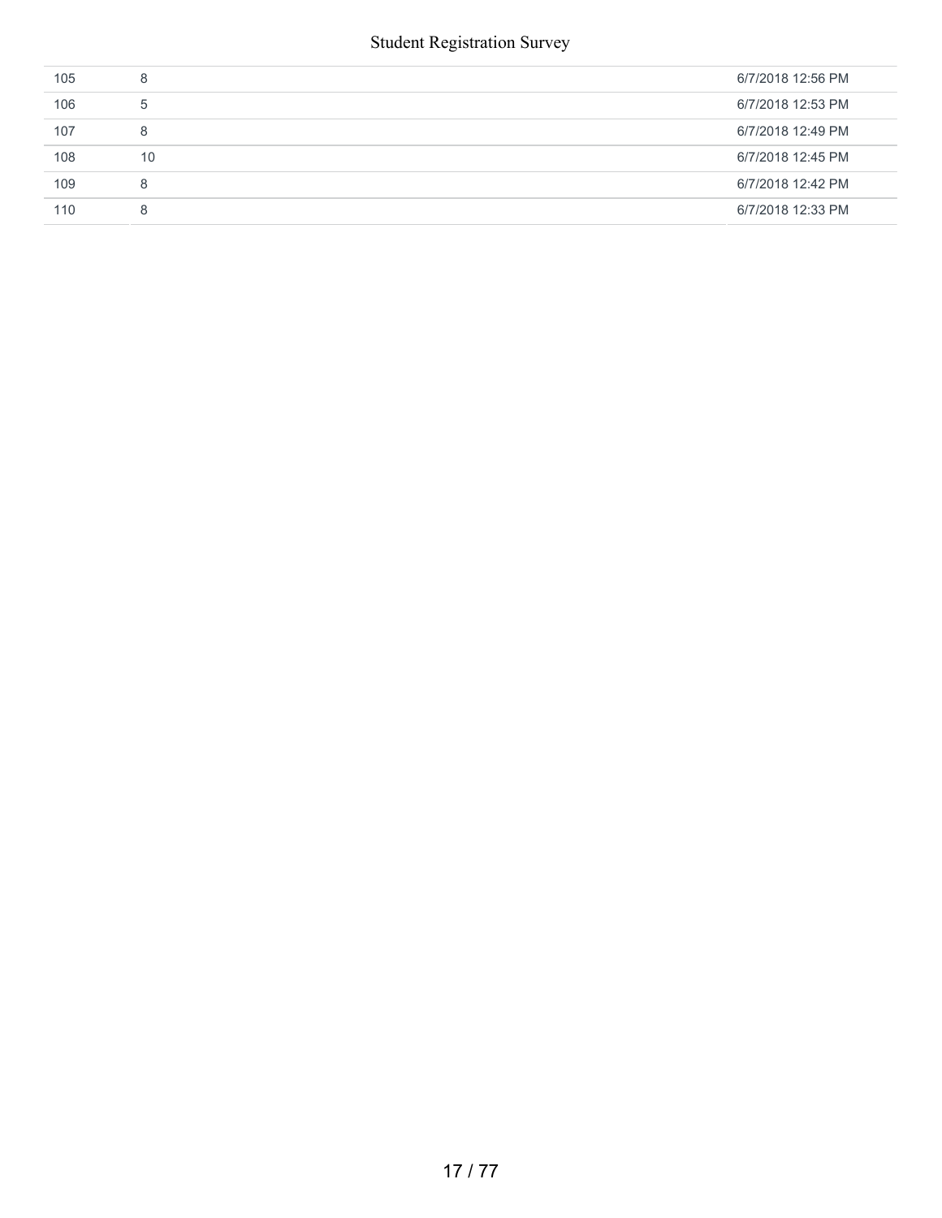| | | |
|---|---|---|
| 105 | 8 | 6/7/2018 12:56 PM |
| 106 | 5 | 6/7/2018 12:53 PM |
| 107 | 8 | 6/7/2018 12:49 PM |
| 108 | 10 | 6/7/2018 12:45 PM |
| 109 | 8 | 6/7/2018 12:42 PM |
| 110 | 8 | 6/7/2018 12:33 PM |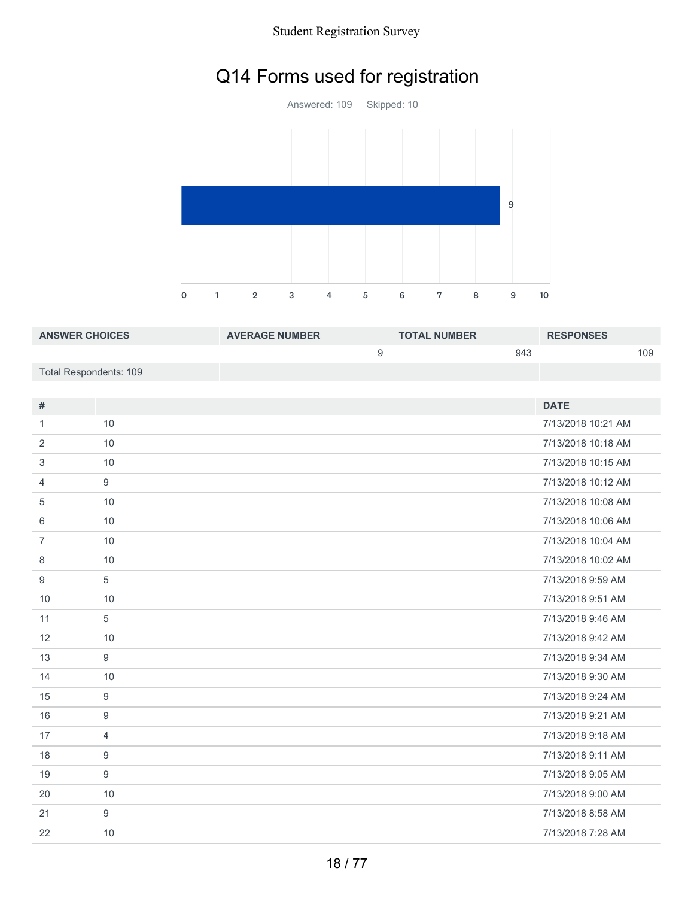# Q14 Forms used for registration

Answered: 109 Skipped: 10

| ANSWER CHOICES | AVERAGE NUMBER | TOTAL NUMBER | RESPONSES |
|---|---|---|---|
| | 9 | 943 | 109 |
| Total Respondents: 109 | | | |

| # | | DATE |
|---|---|---|
| 1 | 10 | 7/13/2018 10:21 AM |
| 2 | 10 | 7/13/2018 10:18 AM |
| 3 | 10 | 7/13/2018 10:15 AM |
| 4 | 9 | 7/13/2018 10:12 AM |
| 5 | 10 | 7/13/2018 10:08 AM |
| 6 | 10 | 7/13/2018 10:06 AM |
| 7 | 10 | 7/13/2018 10:04 AM |
| 8 | 10 | 7/13/2018 10:02 AM |
| 9 | 5 | 7/13/2018 9:59 AM |
| 10 | 10 | 7/13/2018 9:51 AM |
| 11 | 5 | 7/13/2018 9:46 AM |
| 12 | 10 | 7/13/2018 9:42 AM |
| 13 | 9 | 7/13/2018 9:34 AM |
| 14 | 10 | 7/13/2018 9:30 AM |
| 15 | 9 | 7/13/2018 9:24 AM |
| 16 | 9 | 7/13/2018 9:21 AM |
| 17 | 4 | 7/13/2018 9:18 AM |
| 18 | 9 | 7/13/2018 9:11 AM |
| 19 | 9 | 7/13/2018 9:05 AM |
| 20 | 10 | 7/13/2018 9:00 AM |
| 21 | 9 | 7/13/2018 8:58 AM |
| 22 | 10 | 7/13/2018 7:28 AM |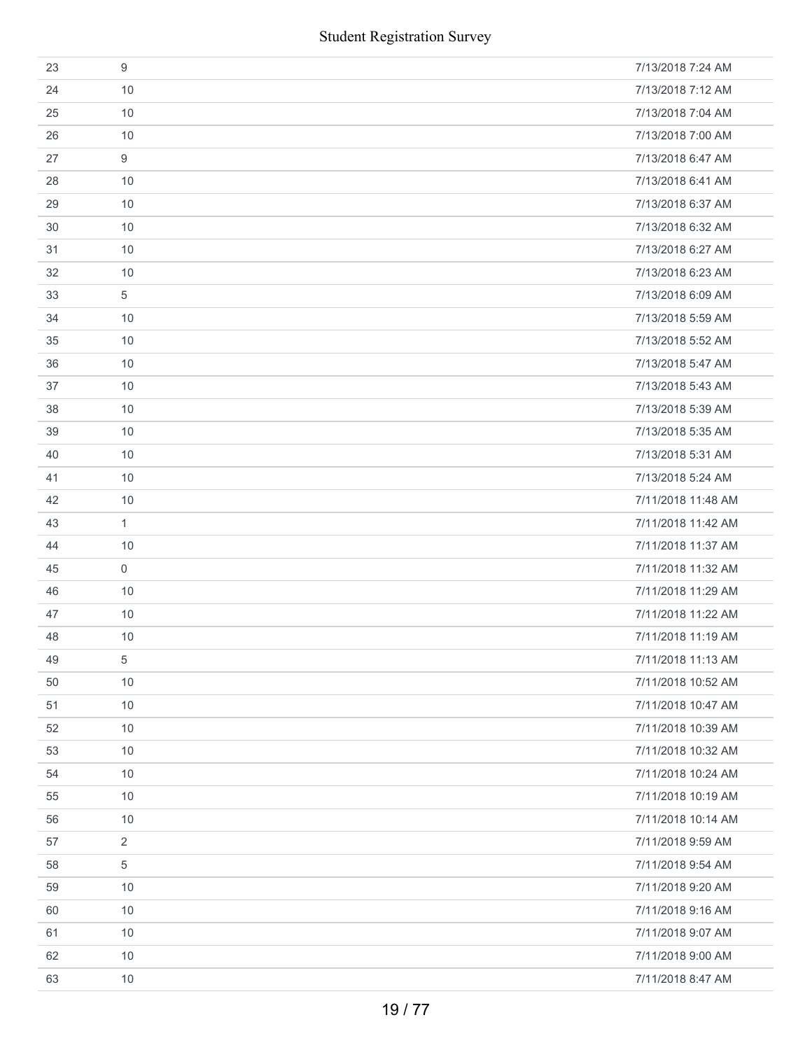| | | |
|---|---|---|
| 23 | 9 | 7/13/2018 7:24 AM |
| 24 | 10 | 7/13/2018 7:12 AM |
| 25 | 10 | 7/13/2018 7:04 AM |
| 26 | 10 | 7/13/2018 7:00 AM |
| 27 | 9 | 7/13/2018 6:47 AM |
| 28 | 10 | 7/13/2018 6:41 AM |
| 29 | 10 | 7/13/2018 6:37 AM |
| 30 | 10 | 7/13/2018 6:32 AM |
| 31 | 10 | 7/13/2018 6:27 AM |
| 32 | 10 | 7/13/2018 6:23 AM |
| 33 | 5 | 7/13/2018 6:09 AM |
| 34 | 10 | 7/13/2018 5:59 AM |
| 35 | 10 | 7/13/2018 5:52 AM |
| 36 | 10 | 7/13/2018 5:47 AM |
| 37 | 10 | 7/13/2018 5:43 AM |
| 38 | 10 | 7/13/2018 5:39 AM |
| 39 | 10 | 7/13/2018 5:35 AM |
| 40 | 10 | 7/13/2018 5:31 AM |
| 41 | 10 | 7/13/2018 5:24 AM |
| 42 | 10 | 7/11/2018 11:48 AM |
| 43 | 1 | 7/11/2018 11:42 AM |
| 44 | 10 | 7/11/2018 11:37 AM |
| 45 | 0 | 7/11/2018 11:32 AM |
| 46 | 10 | 7/11/2018 11:29 AM |
| 47 | 10 | 7/11/2018 11:22 AM |
| 48 | 10 | 7/11/2018 11:19 AM |
| 49 | 5 | 7/11/2018 11:13 AM |
| 50 | 10 | 7/11/2018 10:52 AM |
| 51 | 10 | 7/11/2018 10:47 AM |
| 52 | 10 | 7/11/2018 10:39 AM |
| 53 | 10 | 7/11/2018 10:32 AM |
| 54 | 10 | 7/11/2018 10:24 AM |
| 55 | 10 | 7/11/2018 10:19 AM |
| 56 | 10 | 7/11/2018 10:14 AM |
| 57 | 2 | 7/11/2018 9:59 AM |
| 58 | 5 | 7/11/2018 9:54 AM |
| 59 | 10 | 7/11/2018 9:20 AM |
| 60 | 10 | 7/11/2018 9:16 AM |
| 61 | 10 | 7/11/2018 9:07 AM |
| 62 | 10 | 7/11/2018 9:00 AM |
| 63 | 10 | 7/11/2018 8:47 AM |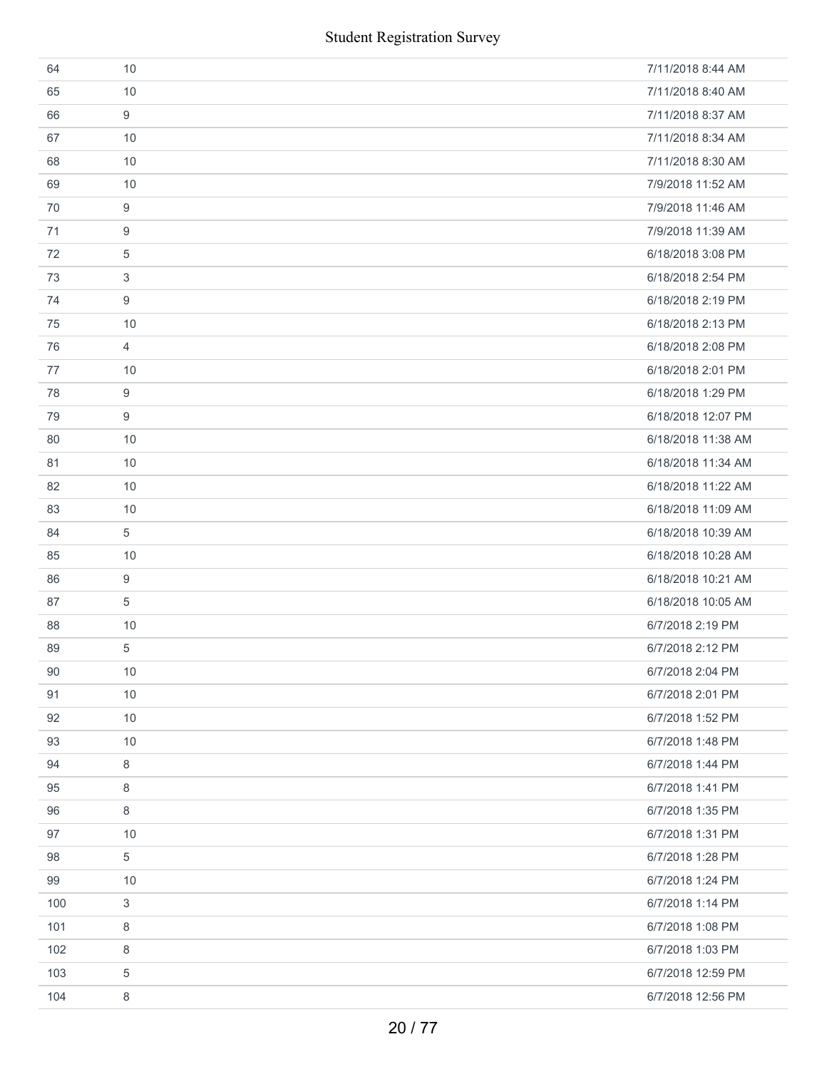| | | |
|---|---|---|
| 64 | 10 | 7/11/2018 8:44 AM |
| 65 | 10 | 7/11/2018 8:40 AM |
| 66 | 9 | 7/11/2018 8:37 AM |
| 67 | 10 | 7/11/2018 8:34 AM |
| 68 | 10 | 7/11/2018 8:30 AM |
| 69 | 10 | 7/9/2018 11:52 AM |
| 70 | 9 | 7/9/2018 11:46 AM |
| 71 | 9 | 7/9/2018 11:39 AM |
| 72 | 5 | 6/18/2018 3:08 PM |
| 73 | 3 | 6/18/2018 2:54 PM |
| 74 | 9 | 6/18/2018 2:19 PM |
| 75 | 10 | 6/18/2018 2:13 PM |
| 76 | 4 | 6/18/2018 2:08 PM |
| 77 | 10 | 6/18/2018 2:01 PM |
| 78 | 9 | 6/18/2018 1:29 PM |
| 79 | 9 | 6/18/2018 12:07 PM |
| 80 | 10 | 6/18/2018 11:38 AM |
| 81 | 10 | 6/18/2018 11:34 AM |
| 82 | 10 | 6/18/2018 11:22 AM |
| 83 | 10 | 6/18/2018 11:09 AM |
| 84 | 5 | 6/18/2018 10:39 AM |
| 85 | 10 | 6/18/2018 10:28 AM |
| 86 | 9 | 6/18/2018 10:21 AM |
| 87 | 5 | 6/18/2018 10:05 AM |
| 88 | 10 | 6/7/2018 2:19 PM |
| 89 | 5 | 6/7/2018 2:12 PM |
| 90 | 10 | 6/7/2018 2:04 PM |
| 91 | 10 | 6/7/2018 2:01 PM |
| 92 | 10 | 6/7/2018 1:52 PM |
| 93 | 10 | 6/7/2018 1:48 PM |
| 94 | 8 | 6/7/2018 1:44 PM |
| 95 | 8 | 6/7/2018 1:41 PM |
| 96 | 8 | 6/7/2018 1:35 PM |
| 97 | 10 | 6/7/2018 1:31 PM |
| 98 | 5 | 6/7/2018 1:28 PM |
| 99 | 10 | 6/7/2018 1:24 PM |
| 100 | 3 | 6/7/2018 1:14 PM |
| 101 | 8 | 6/7/2018 1:08 PM |
| 102 | 8 | 6/7/2018 1:03 PM |
| 103 | 5 | 6/7/2018 12:59 PM |
| 104 | 8 | 6/7/2018 12:56 PM |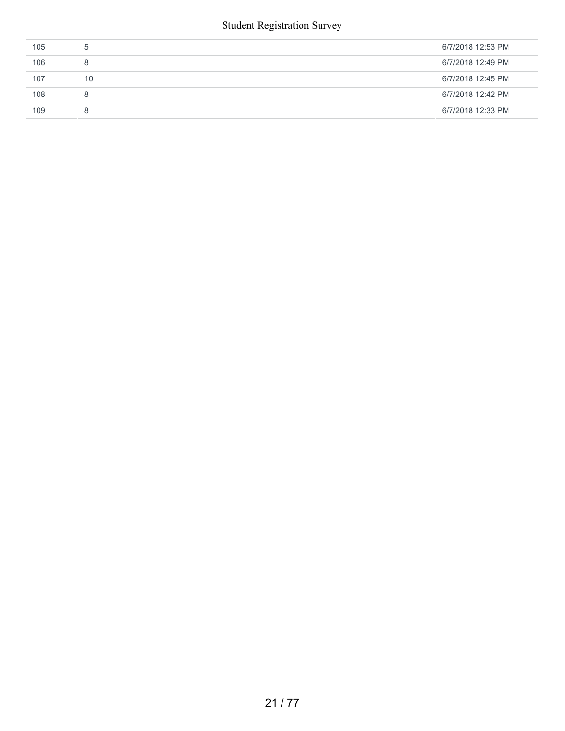| | | |
|---|---|---|
| 105 | 5 | 6/7/2018 12:53 PM |
| 106 | 8 | 6/7/2018 12:49 PM |
| 107 | 10 | 6/7/2018 12:45 PM |
| 108 | 8 | 6/7/2018 12:42 PM |
| 109 | 8 | 6/7/2018 12:33 PM |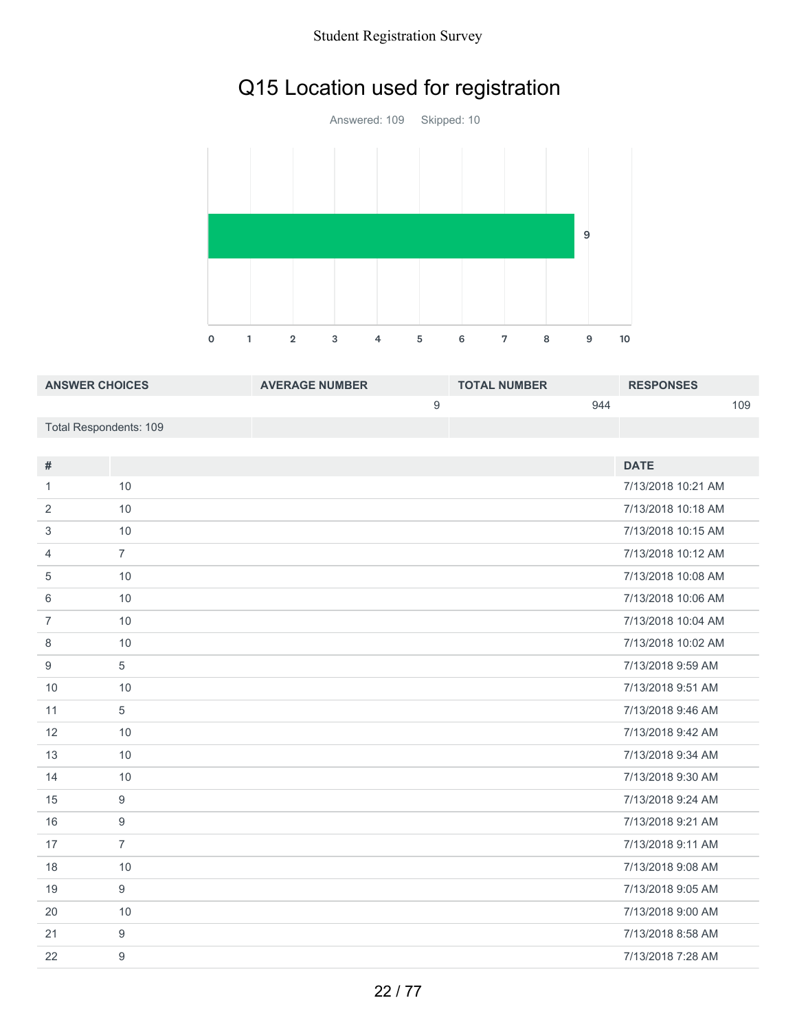# Q15 Location used for registration

Answered: 109 Skipped: 10

| ANSWER CHOICES | AVERAGE NUMBER | TOTAL NUMBER | RESPONSES |
|---|---|---|---|
| | 9 | 944 | 109 |
| Total Respondents: 109 | | | |

| # | | DATE |
|---|---|---|
| 1 | 10 | 7/13/2018 10:21 AM |
| 2 | 10 | 7/13/2018 10:18 AM |
| 3 | 10 | 7/13/2018 10:15 AM |
| 4 | 7 | 7/13/2018 10:12 AM |
| 5 | 10 | 7/13/2018 10:08 AM |
| 6 | 10 | 7/13/2018 10:06 AM |
| 7 | 10 | 7/13/2018 10:04 AM |
| 8 | 10 | 7/13/2018 10:02 AM |
| 9 | 5 | 7/13/2018 9:59 AM |
| 10 | 10 | 7/13/2018 9:51 AM |
| 11 | 5 | 7/13/2018 9:46 AM |
| 12 | 10 | 7/13/2018 9:42 AM |
| 13 | 10 | 7/13/2018 9:34 AM |
| 14 | 10 | 7/13/2018 9:30 AM |
| 15 | 9 | 7/13/2018 9:24 AM |
| 16 | 9 | 7/13/2018 9:21 AM |
| 17 | 7 | 7/13/2018 9:11 AM |
| 18 | 10 | 7/13/2018 9:08 AM |
| 19 | 9 | 7/13/2018 9:05 AM |
| 20 | 10 | 7/13/2018 9:00 AM |
| 21 | 9 | 7/13/2018 8:58 AM |
| 22 | 9 | 7/13/2018 7:28 AM |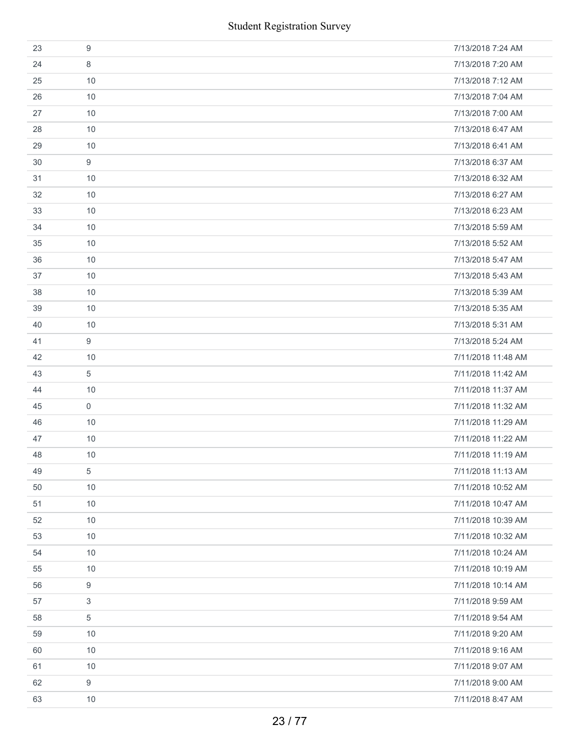| | | |
|---|---|---|
| 23 | 9 | 7/13/2018 7:24 AM |
| 24 | 8 | 7/13/2018 7:20 AM |
| 25 | 10 | 7/13/2018 7:12 AM |
| 26 | 10 | 7/13/2018 7:04 AM |
| 27 | 10 | 7/13/2018 7:00 AM |
| 28 | 10 | 7/13/2018 6:47 AM |
| 29 | 10 | 7/13/2018 6:41 AM |
| 30 | 9 | 7/13/2018 6:37 AM |
| 31 | 10 | 7/13/2018 6:32 AM |
| 32 | 10 | 7/13/2018 6:27 AM |
| 33 | 10 | 7/13/2018 6:23 AM |
| 34 | 10 | 7/13/2018 5:59 AM |
| 35 | 10 | 7/13/2018 5:52 AM |
| 36 | 10 | 7/13/2018 5:47 AM |
| 37 | 10 | 7/13/2018 5:43 AM |
| 38 | 10 | 7/13/2018 5:39 AM |
| 39 | 10 | 7/13/2018 5:35 AM |
| 40 | 10 | 7/13/2018 5:31 AM |
| 41 | 9 | 7/13/2018 5:24 AM |
| 42 | 10 | 7/11/2018 11:48 AM |
| 43 | 5 | 7/11/2018 11:42 AM |
| 44 | 10 | 7/11/2018 11:37 AM |
| 45 | 0 | 7/11/2018 11:32 AM |
| 46 | 10 | 7/11/2018 11:29 AM |
| 47 | 10 | 7/11/2018 11:22 AM |
| 48 | 10 | 7/11/2018 11:19 AM |
| 49 | 5 | 7/11/2018 11:13 AM |
| 50 | 10 | 7/11/2018 10:52 AM |
| 51 | 10 | 7/11/2018 10:47 AM |
| 52 | 10 | 7/11/2018 10:39 AM |
| 53 | 10 | 7/11/2018 10:32 AM |
| 54 | 10 | 7/11/2018 10:24 AM |
| 55 | 10 | 7/11/2018 10:19 AM |
| 56 | 9 | 7/11/2018 10:14 AM |
| 57 | 3 | 7/11/2018 9:59 AM |
| 58 | 5 | 7/11/2018 9:54 AM |
| 59 | 10 | 7/11/2018 9:20 AM |
| 60 | 10 | 7/11/2018 9:16 AM |
| 61 | 10 | 7/11/2018 9:07 AM |
| 62 | 9 | 7/11/2018 9:00 AM |
| 63 | 10 | 7/11/2018 8:47 AM |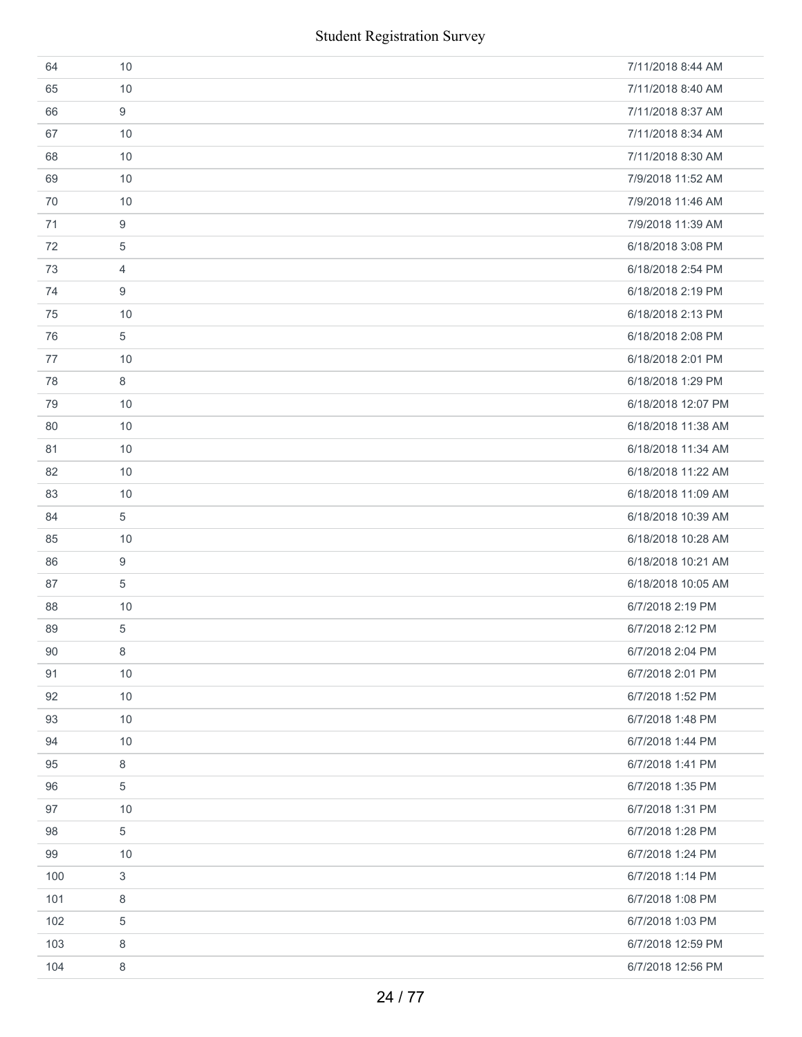| | | |
|---|---|---|
| 64 | 10 | 7/11/2018 8:44 AM |
| 65 | 10 | 7/11/2018 8:40 AM |
| 66 | 9 | 7/11/2018 8:37 AM |
| 67 | 10 | 7/11/2018 8:34 AM |
| 68 | 10 | 7/11/2018 8:30 AM |
| 69 | 10 | 7/9/2018 11:52 AM |
| 70 | 10 | 7/9/2018 11:46 AM |
| 71 | 9 | 7/9/2018 11:39 AM |
| 72 | 5 | 6/18/2018 3:08 PM |
| 73 | 4 | 6/18/2018 2:54 PM |
| 74 | 9 | 6/18/2018 2:19 PM |
| 75 | 10 | 6/18/2018 2:13 PM |
| 76 | 5 | 6/18/2018 2:08 PM |
| 77 | 10 | 6/18/2018 2:01 PM |
| 78 | 8 | 6/18/2018 1:29 PM |
| 79 | 10 | 6/18/2018 12:07 PM |
| 80 | 10 | 6/18/2018 11:38 AM |
| 81 | 10 | 6/18/2018 11:34 AM |
| 82 | 10 | 6/18/2018 11:22 AM |
| 83 | 10 | 6/18/2018 11:09 AM |
| 84 | 5 | 6/18/2018 10:39 AM |
| 85 | 10 | 6/18/2018 10:28 AM |
| 86 | 9 | 6/18/2018 10:21 AM |
| 87 | 5 | 6/18/2018 10:05 AM |
| 88 | 10 | 6/7/2018 2:19 PM |
| 89 | 5 | 6/7/2018 2:12 PM |
| 90 | 8 | 6/7/2018 2:04 PM |
| 91 | 10 | 6/7/2018 2:01 PM |
| 92 | 10 | 6/7/2018 1:52 PM |
| 93 | 10 | 6/7/2018 1:48 PM |
| 94 | 10 | 6/7/2018 1:44 PM |
| 95 | 8 | 6/7/2018 1:41 PM |
| 96 | 5 | 6/7/2018 1:35 PM |
| 97 | 10 | 6/7/2018 1:31 PM |
| 98 | 5 | 6/7/2018 1:28 PM |
| 99 | 10 | 6/7/2018 1:24 PM |
| 100 | 3 | 6/7/2018 1:14 PM |
| 101 | 8 | 6/7/2018 1:08 PM |
| 102 | 5 | 6/7/2018 1:03 PM |
| 103 | 8 | 6/7/2018 12:59 PM |
| 104 | 8 | 6/7/2018 12:56 PM |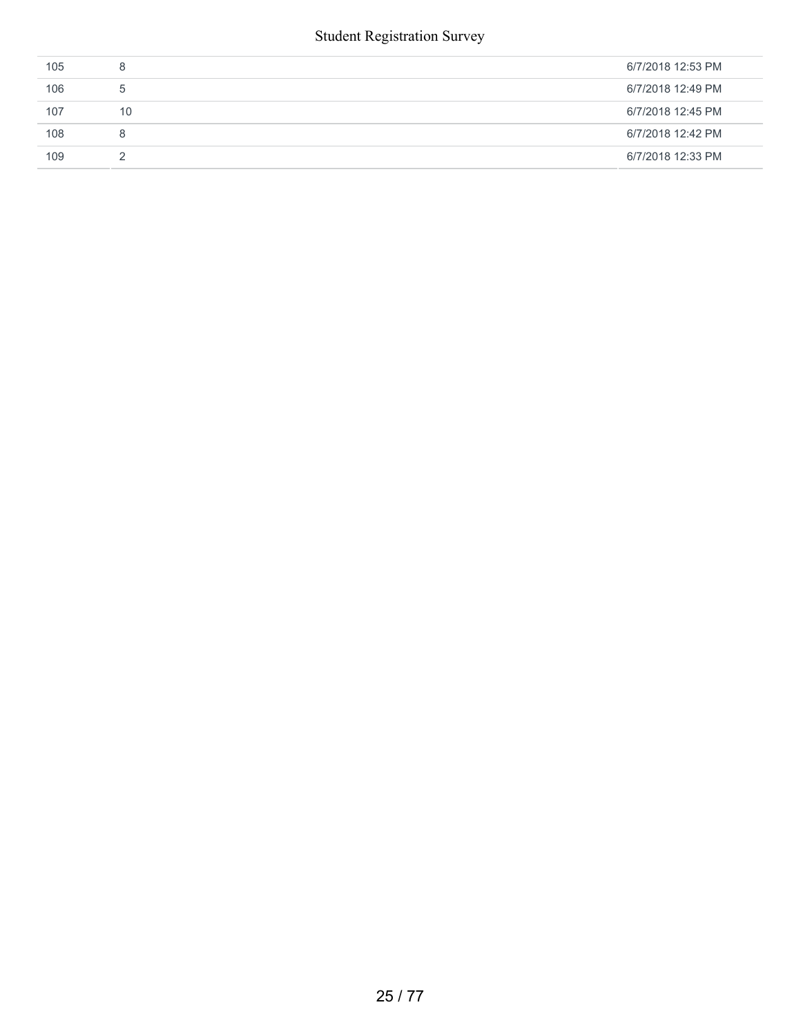| | | |
|---|---|---|
| 105 | 8 | 6/7/2018 12:53 PM |
| 106 | 5 | 6/7/2018 12:49 PM |
| 107 | 10 | 6/7/2018 12:45 PM |
| 108 | 8 | 6/7/2018 12:42 PM |
| 109 | 2 | 6/7/2018 12:33 PM |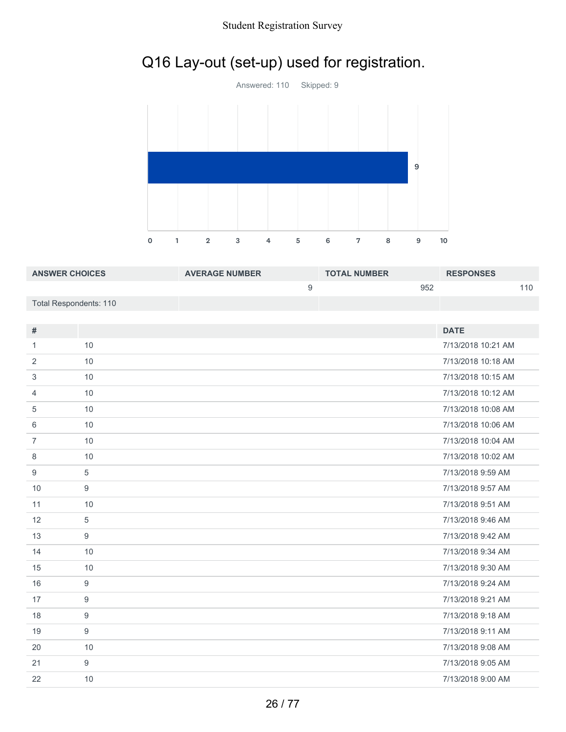# Q16 Lay-out (set-up) used for registration.

Answered: 110 Skipped: 9

| ANSWER CHOICES | AVERAGE NUMBER | TOTAL NUMBER | RESPONSES |
|---|---|---|---|
| | 9 | 952 | 110 |
| Total Respondents: 110 | | | |

| # | | DATE |
|---|---|---|
| 1 | 10 | 7/13/2018 10:21 AM |
| 2 | 10 | 7/13/2018 10:18 AM |
| 3 | 10 | 7/13/2018 10:15 AM |
| 4 | 10 | 7/13/2018 10:12 AM |
| 5 | 10 | 7/13/2018 10:08 AM |
| 6 | 10 | 7/13/2018 10:06 AM |
| 7 | 10 | 7/13/2018 10:04 AM |
| 8 | 10 | 7/13/2018 10:02 AM |
| 9 | 5 | 7/13/2018 9:59 AM |
| 10 | 9 | 7/13/2018 9:57 AM |
| 11 | 10 | 7/13/2018 9:51 AM |
| 12 | 5 | 7/13/2018 9:46 AM |
| 13 | 9 | 7/13/2018 9:42 AM |
| 14 | 10 | 7/13/2018 9:34 AM |
| 15 | 10 | 7/13/2018 9:30 AM |
| 16 | 9 | 7/13/2018 9:24 AM |
| 17 | 9 | 7/13/2018 9:21 AM |
| 18 | 9 | 7/13/2018 9:18 AM |
| 19 | 9 | 7/13/2018 9:11 AM |
| 20 | 10 | 7/13/2018 9:08 AM |
| 21 | 9 | 7/13/2018 9:05 AM |
| 22 | 10 | 7/13/2018 9:00 AM |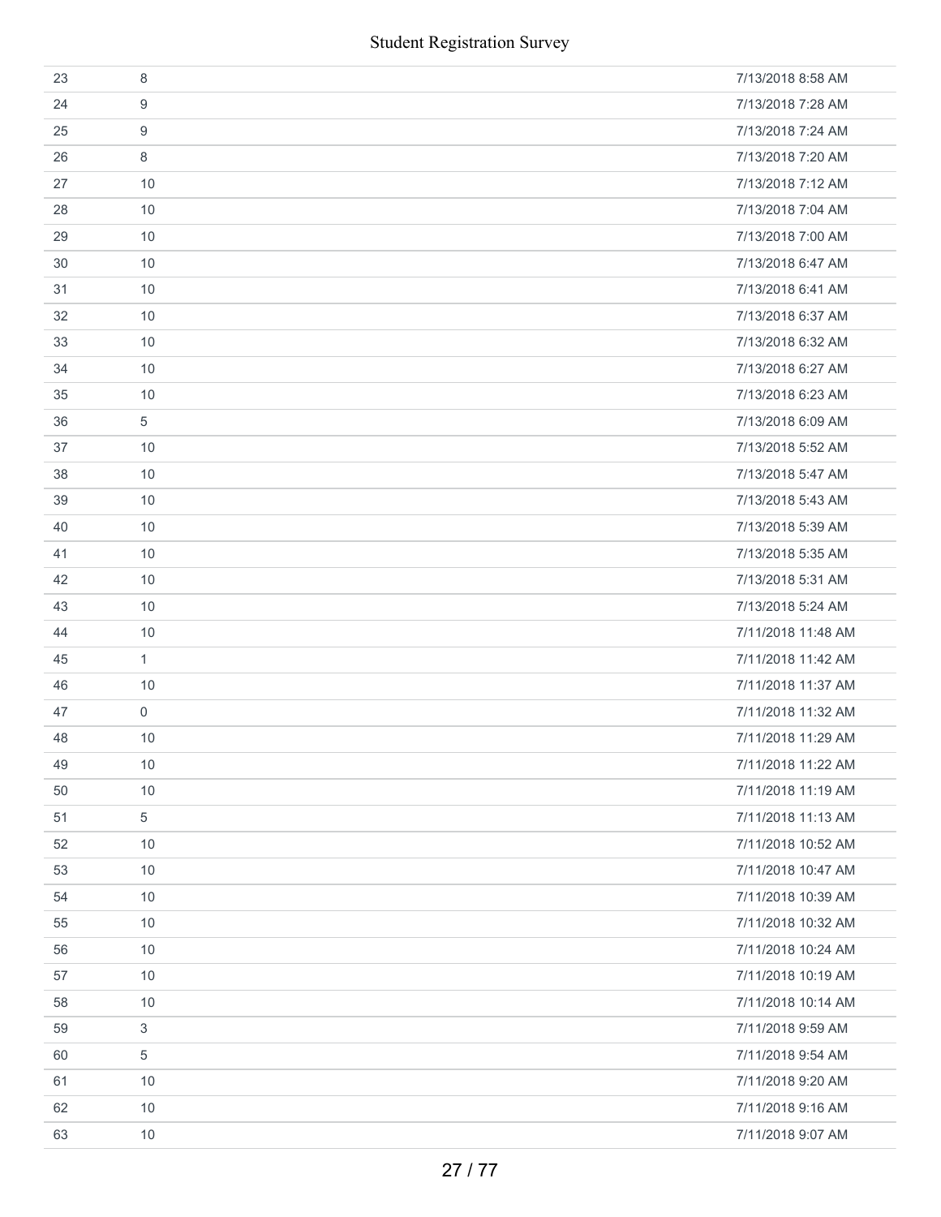| | | |
|---|---|---|
| 23 | 8 | 7/13/2018 8:58 AM |
| 24 | 9 | 7/13/2018 7:28 AM |
| 25 | 9 | 7/13/2018 7:24 AM |
| 26 | 8 | 7/13/2018 7:20 AM |
| 27 | 10 | 7/13/2018 7:12 AM |
| 28 | 10 | 7/13/2018 7:04 AM |
| 29 | 10 | 7/13/2018 7:00 AM |
| 30 | 10 | 7/13/2018 6:47 AM |
| 31 | 10 | 7/13/2018 6:41 AM |
| 32 | 10 | 7/13/2018 6:37 AM |
| 33 | 10 | 7/13/2018 6:32 AM |
| 34 | 10 | 7/13/2018 6:27 AM |
| 35 | 10 | 7/13/2018 6:23 AM |
| 36 | 5 | 7/13/2018 6:09 AM |
| 37 | 10 | 7/13/2018 5:52 AM |
| 38 | 10 | 7/13/2018 5:47 AM |
| 39 | 10 | 7/13/2018 5:43 AM |
| 40 | 10 | 7/13/2018 5:39 AM |
| 41 | 10 | 7/13/2018 5:35 AM |
| 42 | 10 | 7/13/2018 5:31 AM |
| 43 | 10 | 7/13/2018 5:24 AM |
| 44 | 10 | 7/11/2018 11:48 AM |
| 45 | 1 | 7/11/2018 11:42 AM |
| 46 | 10 | 7/11/2018 11:37 AM |
| 47 | 0 | 7/11/2018 11:32 AM |
| 48 | 10 | 7/11/2018 11:29 AM |
| 49 | 10 | 7/11/2018 11:22 AM |
| 50 | 10 | 7/11/2018 11:19 AM |
| 51 | 5 | 7/11/2018 11:13 AM |
| 52 | 10 | 7/11/2018 10:52 AM |
| 53 | 10 | 7/11/2018 10:47 AM |
| 54 | 10 | 7/11/2018 10:39 AM |
| 55 | 10 | 7/11/2018 10:32 AM |
| 56 | 10 | 7/11/2018 10:24 AM |
| 57 | 10 | 7/11/2018 10:19 AM |
| 58 | 10 | 7/11/2018 10:14 AM |
| 59 | 3 | 7/11/2018 9:59 AM |
| 60 | 5 | 7/11/2018 9:54 AM |
| 61 | 10 | 7/11/2018 9:20 AM |
| 62 | 10 | 7/11/2018 9:16 AM |
| 63 | 10 | 7/11/2018 9:07 AM |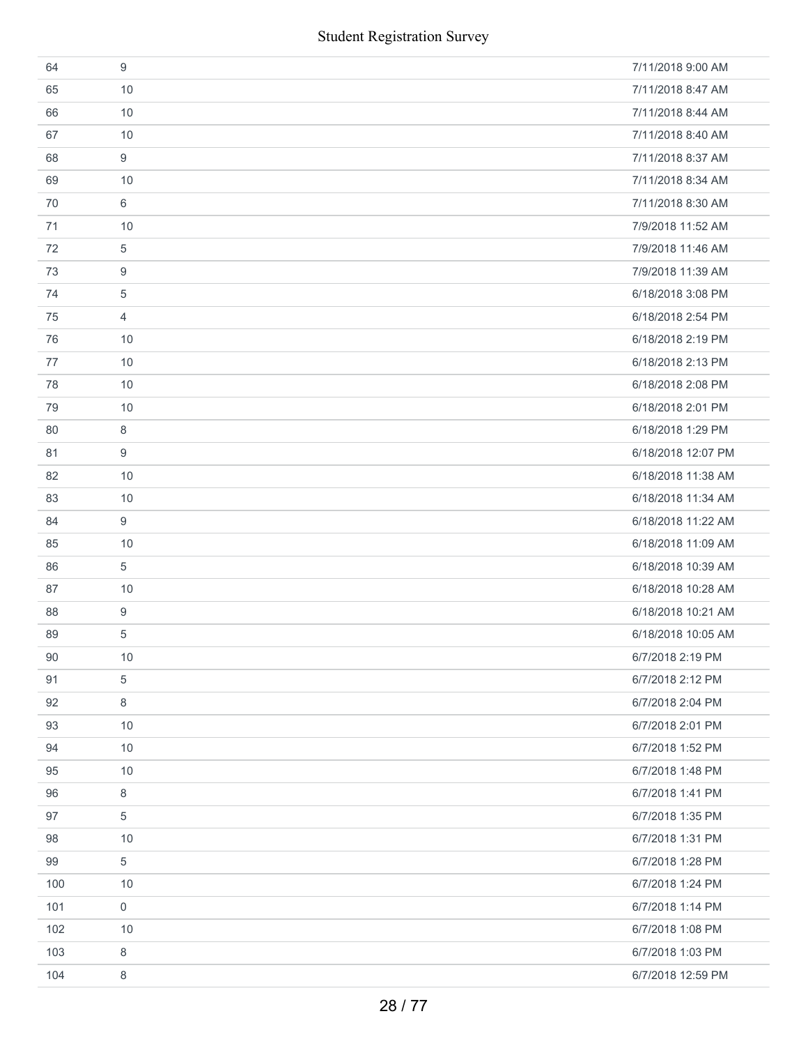| | | |
|---|---|---|
| 64 | 9 | 7/11/2018 9:00 AM |
| 65 | 10 | 7/11/2018 8:47 AM |
| 66 | 10 | 7/11/2018 8:44 AM |
| 67 | 10 | 7/11/2018 8:40 AM |
| 68 | 9 | 7/11/2018 8:37 AM |
| 69 | 10 | 7/11/2018 8:34 AM |
| 70 | 6 | 7/11/2018 8:30 AM |
| 71 | 10 | 7/9/2018 11:52 AM |
| 72 | 5 | 7/9/2018 11:46 AM |
| 73 | 9 | 7/9/2018 11:39 AM |
| 74 | 5 | 6/18/2018 3:08 PM |
| 75 | 4 | 6/18/2018 2:54 PM |
| 76 | 10 | 6/18/2018 2:19 PM |
| 77 | 10 | 6/18/2018 2:13 PM |
| 78 | 10 | 6/18/2018 2:08 PM |
| 79 | 10 | 6/18/2018 2:01 PM |
| 80 | 8 | 6/18/2018 1:29 PM |
| 81 | 9 | 6/18/2018 12:07 PM |
| 82 | 10 | 6/18/2018 11:38 AM |
| 83 | 10 | 6/18/2018 11:34 AM |
| 84 | 9 | 6/18/2018 11:22 AM |
| 85 | 10 | 6/18/2018 11:09 AM |
| 86 | 5 | 6/18/2018 10:39 AM |
| 87 | 10 | 6/18/2018 10:28 AM |
| 88 | 9 | 6/18/2018 10:21 AM |
| 89 | 5 | 6/18/2018 10:05 AM |
| 90 | 10 | 6/7/2018 2:19 PM |
| 91 | 5 | 6/7/2018 2:12 PM |
| 92 | 8 | 6/7/2018 2:04 PM |
| 93 | 10 | 6/7/2018 2:01 PM |
| 94 | 10 | 6/7/2018 1:52 PM |
| 95 | 10 | 6/7/2018 1:48 PM |
| 96 | 8 | 6/7/2018 1:41 PM |
| 97 | 5 | 6/7/2018 1:35 PM |
| 98 | 10 | 6/7/2018 1:31 PM |
| 99 | 5 | 6/7/2018 1:28 PM |
| 100 | 10 | 6/7/2018 1:24 PM |
| 101 | 0 | 6/7/2018 1:14 PM |
| 102 | 10 | 6/7/2018 1:08 PM |
| 103 | 8 | 6/7/2018 1:03 PM |
| 104 | 8 | 6/7/2018 12:59 PM |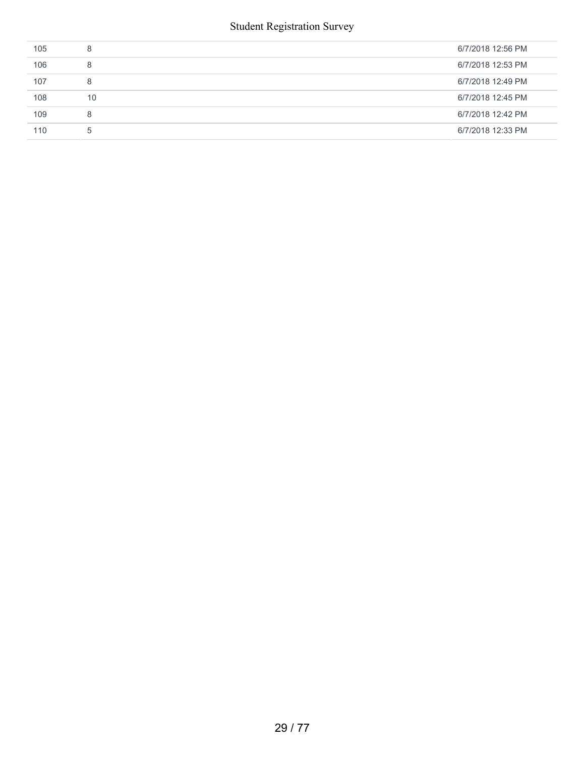| | | |
|---|---|---|
| 105 | 8 | 6/7/2018 12:56 PM |
| 106 | 8 | 6/7/2018 12:53 PM |
| 107 | 8 | 6/7/2018 12:49 PM |
| 108 | 10 | 6/7/2018 12:45 PM |
| 109 | 8 | 6/7/2018 12:42 PM |
| 110 | 5 | 6/7/2018 12:33 PM |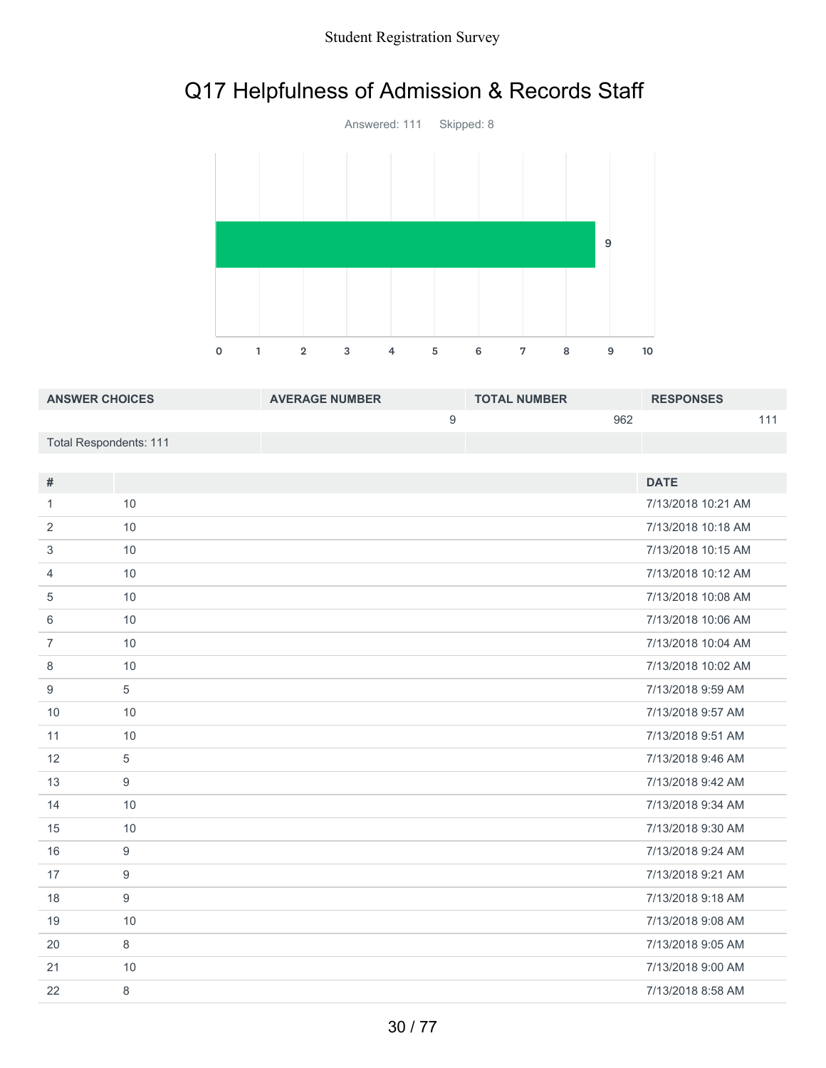# Q17 Helpfulness of Admission & Records Staff

Answered: 111 Skipped: 8

| ANSWER CHOICES | AVERAGE NUMBER | TOTAL NUMBER | RESPONSES |
|---|---|---|---|
| | 9 | 962 | 111 |
| Total Respondents: 111 | | | |

| # | | DATE |
|---|---|---|
| 1 | 10 | 7/13/2018 10:21 AM |
| 2 | 10 | 7/13/2018 10:18 AM |
| 3 | 10 | 7/13/2018 10:15 AM |
| 4 | 10 | 7/13/2018 10:12 AM |
| 5 | 10 | 7/13/2018 10:08 AM |
| 6 | 10 | 7/13/2018 10:06 AM |
| 7 | 10 | 7/13/2018 10:04 AM |
| 8 | 10 | 7/13/2018 10:02 AM |
| 9 | 5 | 7/13/2018 9:59 AM |
| 10 | 10 | 7/13/2018 9:57 AM |
| 11 | 10 | 7/13/2018 9:51 AM |
| 12 | 5 | 7/13/2018 9:46 AM |
| 13 | 9 | 7/13/2018 9:42 AM |
| 14 | 10 | 7/13/2018 9:34 AM |
| 15 | 10 | 7/13/2018 9:30 AM |
| 16 | 9 | 7/13/2018 9:24 AM |
| 17 | 9 | 7/13/2018 9:21 AM |
| 18 | 9 | 7/13/2018 9:18 AM |
| 19 | 10 | 7/13/2018 9:08 AM |
| 20 | 8 | 7/13/2018 9:05 AM |
| 21 | 10 | 7/13/2018 9:00 AM |
| 22 | 8 | 7/13/2018 8:58 AM |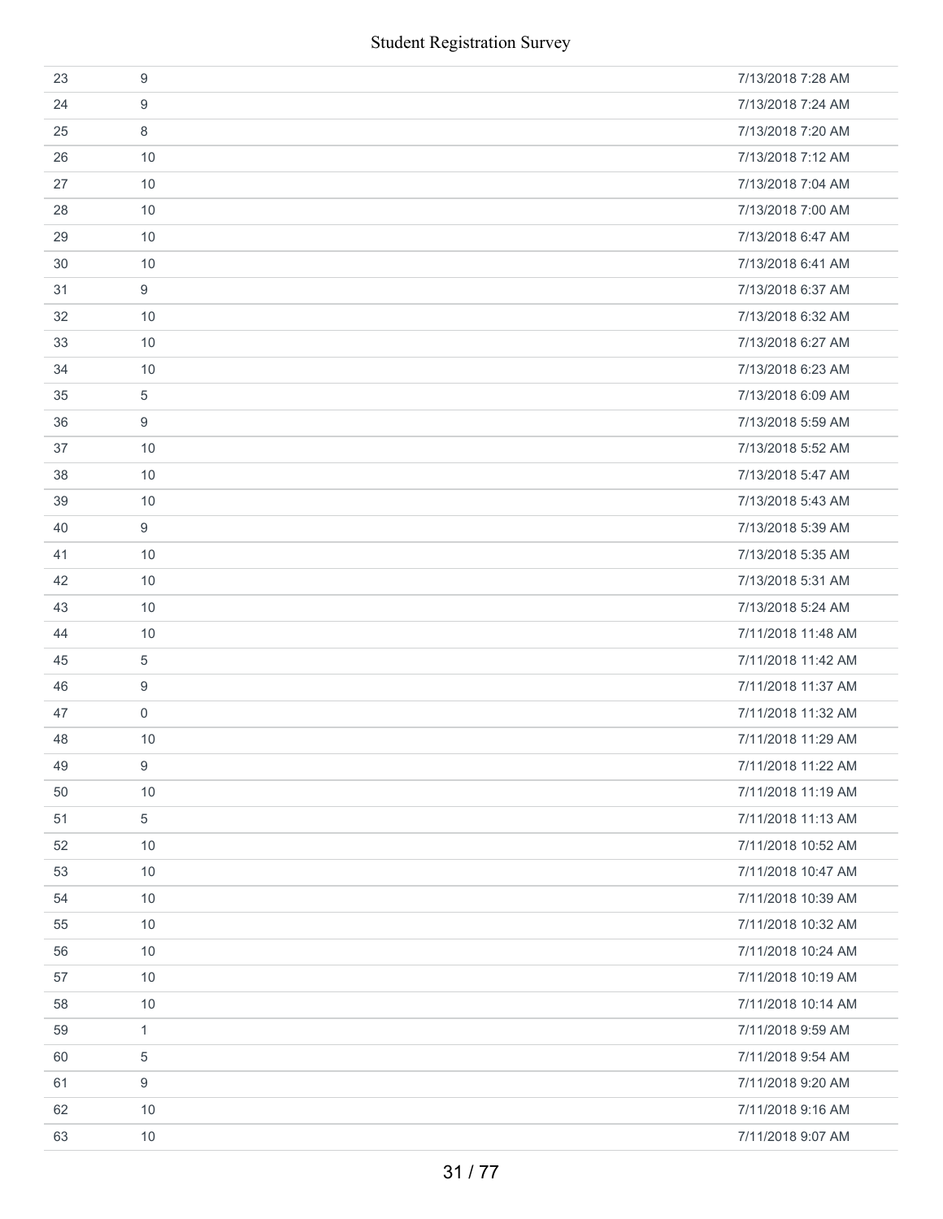| | | |
|---|---|---|
| 23 | 9 | 7/13/2018 7:28 AM |
| 24 | 9 | 7/13/2018 7:24 AM |
| 25 | 8 | 7/13/2018 7:20 AM |
| 26 | 10 | 7/13/2018 7:12 AM |
| 27 | 10 | 7/13/2018 7:04 AM |
| 28 | 10 | 7/13/2018 7:00 AM |
| 29 | 10 | 7/13/2018 6:47 AM |
| 30 | 10 | 7/13/2018 6:41 AM |
| 31 | 9 | 7/13/2018 6:37 AM |
| 32 | 10 | 7/13/2018 6:32 AM |
| 33 | 10 | 7/13/2018 6:27 AM |
| 34 | 10 | 7/13/2018 6:23 AM |
| 35 | 5 | 7/13/2018 6:09 AM |
| 36 | 9 | 7/13/2018 5:59 AM |
| 37 | 10 | 7/13/2018 5:52 AM |
| 38 | 10 | 7/13/2018 5:47 AM |
| 39 | 10 | 7/13/2018 5:43 AM |
| 40 | 9 | 7/13/2018 5:39 AM |
| 41 | 10 | 7/13/2018 5:35 AM |
| 42 | 10 | 7/13/2018 5:31 AM |
| 43 | 10 | 7/13/2018 5:24 AM |
| 44 | 10 | 7/11/2018 11:48 AM |
| 45 | 5 | 7/11/2018 11:42 AM |
| 46 | 9 | 7/11/2018 11:37 AM |
| 47 | 0 | 7/11/2018 11:32 AM |
| 48 | 10 | 7/11/2018 11:29 AM |
| 49 | 9 | 7/11/2018 11:22 AM |
| 50 | 10 | 7/11/2018 11:19 AM |
| 51 | 5 | 7/11/2018 11:13 AM |
| 52 | 10 | 7/11/2018 10:52 AM |
| 53 | 10 | 7/11/2018 10:47 AM |
| 54 | 10 | 7/11/2018 10:39 AM |
| 55 | 10 | 7/11/2018 10:32 AM |
| 56 | 10 | 7/11/2018 10:24 AM |
| 57 | 10 | 7/11/2018 10:19 AM |
| 58 | 10 | 7/11/2018 10:14 AM |
| 59 | 1 | 7/11/2018 9:59 AM |
| 60 | 5 | 7/11/2018 9:54 AM |
| 61 | 9 | 7/11/2018 9:20 AM |
| 62 | 10 | 7/11/2018 9:16 AM |
| 63 | 10 | 7/11/2018 9:07 AM |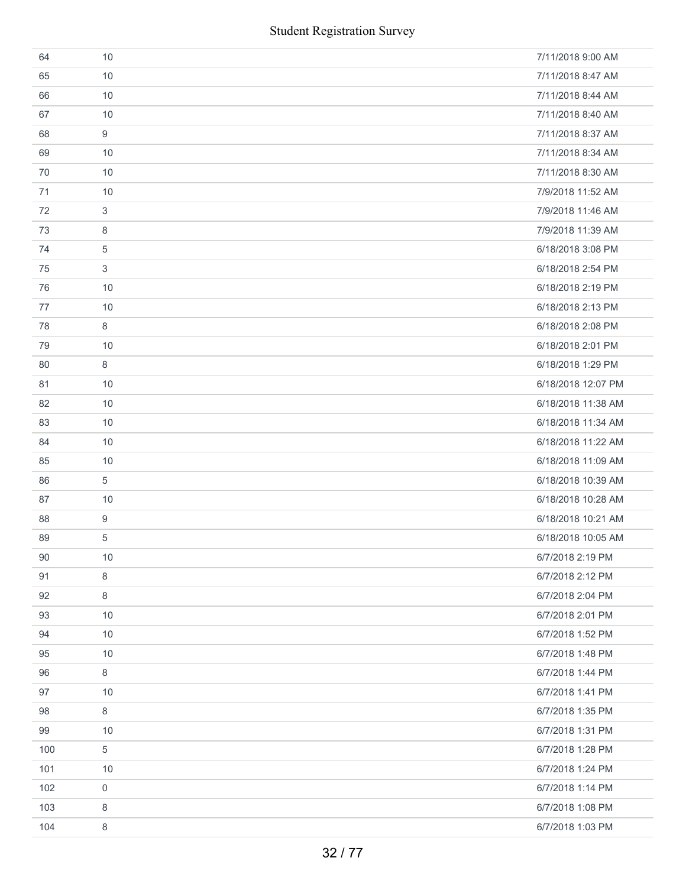| | | |
|---|---|---|
| 64 | 10 | 7/11/2018 9:00 AM |
| 65 | 10 | 7/11/2018 8:47 AM |
| 66 | 10 | 7/11/2018 8:44 AM |
| 67 | 10 | 7/11/2018 8:40 AM |
| 68 | 9 | 7/11/2018 8:37 AM |
| 69 | 10 | 7/11/2018 8:34 AM |
| 70 | 10 | 7/11/2018 8:30 AM |
| 71 | 10 | 7/9/2018 11:52 AM |
| 72 | 3 | 7/9/2018 11:46 AM |
| 73 | 8 | 7/9/2018 11:39 AM |
| 74 | 5 | 6/18/2018 3:08 PM |
| 75 | 3 | 6/18/2018 2:54 PM |
| 76 | 10 | 6/18/2018 2:19 PM |
| 77 | 10 | 6/18/2018 2:13 PM |
| 78 | 8 | 6/18/2018 2:08 PM |
| 79 | 10 | 6/18/2018 2:01 PM |
| 80 | 8 | 6/18/2018 1:29 PM |
| 81 | 10 | 6/18/2018 12:07 PM |
| 82 | 10 | 6/18/2018 11:38 AM |
| 83 | 10 | 6/18/2018 11:34 AM |
| 84 | 10 | 6/18/2018 11:22 AM |
| 85 | 10 | 6/18/2018 11:09 AM |
| 86 | 5 | 6/18/2018 10:39 AM |
| 87 | 10 | 6/18/2018 10:28 AM |
| 88 | 9 | 6/18/2018 10:21 AM |
| 89 | 5 | 6/18/2018 10:05 AM |
| 90 | 10 | 6/7/2018 2:19 PM |
| 91 | 8 | 6/7/2018 2:12 PM |
| 92 | 8 | 6/7/2018 2:04 PM |
| 93 | 10 | 6/7/2018 2:01 PM |
| 94 | 10 | 6/7/2018 1:52 PM |
| 95 | 10 | 6/7/2018 1:48 PM |
| 96 | 8 | 6/7/2018 1:44 PM |
| 97 | 10 | 6/7/2018 1:41 PM |
| 98 | 8 | 6/7/2018 1:35 PM |
| 99 | 10 | 6/7/2018 1:31 PM |
| 100 | 5 | 6/7/2018 1:28 PM |
| 101 | 10 | 6/7/2018 1:24 PM |
| 102 | 0 | 6/7/2018 1:14 PM |
| 103 | 8 | 6/7/2018 1:08 PM |
| 104 | 8 | 6/7/2018 1:03 PM |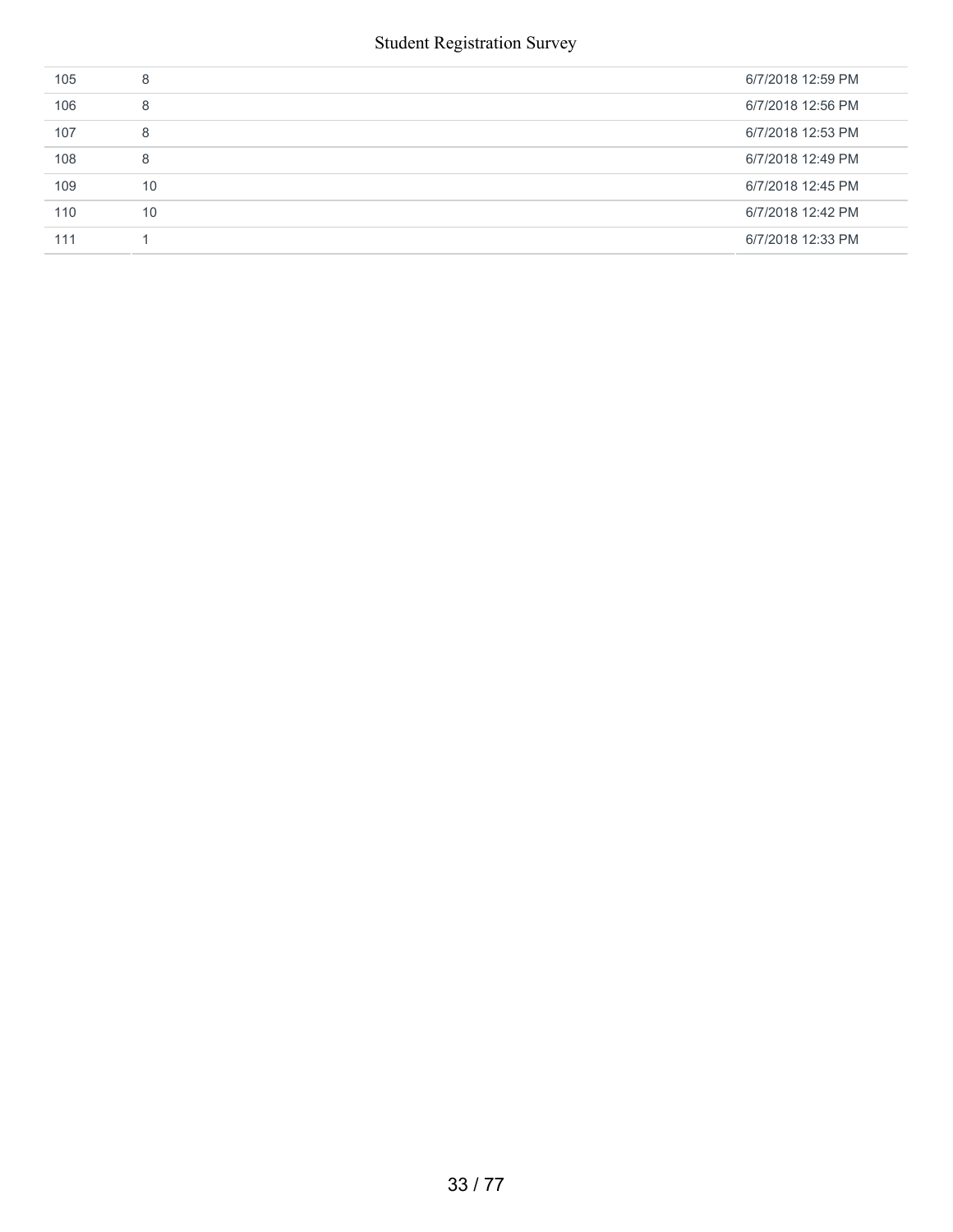| | | |
|---|---|---|
| 105 | 8 | 6/7/2018 12:59 PM |
| 106 | 8 | 6/7/2018 12:56 PM |
| 107 | 8 | 6/7/2018 12:53 PM |
| 108 | 8 | 6/7/2018 12:49 PM |
| 109 | 10 | 6/7/2018 12:45 PM |
| 110 | 10 | 6/7/2018 12:42 PM |
| 111 | 1 | 6/7/2018 12:33 PM |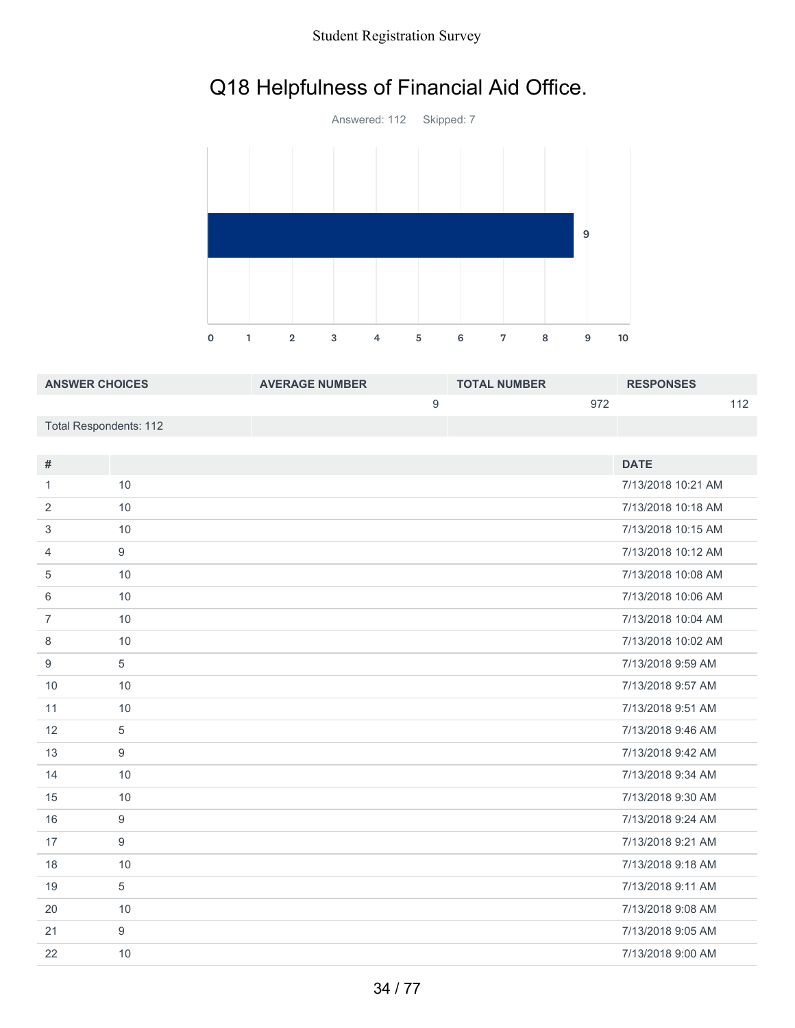# Q18 Helpfulness of Financial Aid Office.

Answered: 112 Skipped: 7

| ANSWER CHOICES | AVERAGE NUMBER | TOTAL NUMBER | RESPONSES |
|---|---|---|---|
| | 9 | 972 | 112 |
| Total Respondents: 112 | | | |

| # | | DATE |
|---|---|---|
| 1 | 10 | 7/13/2018 10:21 AM |
| 2 | 10 | 7/13/2018 10:18 AM |
| 3 | 10 | 7/13/2018 10:15 AM |
| 4 | 9 | 7/13/2018 10:12 AM |
| 5 | 10 | 7/13/2018 10:08 AM |
| 6 | 10 | 7/13/2018 10:06 AM |
| 7 | 10 | 7/13/2018 10:04 AM |
| 8 | 10 | 7/13/2018 10:02 AM |
| 9 | 5 | 7/13/2018 9:59 AM |
| 10 | 10 | 7/13/2018 9:57 AM |
| 11 | 10 | 7/13/2018 9:51 AM |
| 12 | 5 | 7/13/2018 9:46 AM |
| 13 | 9 | 7/13/2018 9:42 AM |
| 14 | 10 | 7/13/2018 9:34 AM |
| 15 | 10 | 7/13/2018 9:30 AM |
| 16 | 9 | 7/13/2018 9:24 AM |
| 17 | 9 | 7/13/2018 9:21 AM |
| 18 | 10 | 7/13/2018 9:18 AM |
| 19 | 5 | 7/13/2018 9:11 AM |
| 20 | 10 | 7/13/2018 9:08 AM |
| 21 | 9 | 7/13/2018 9:05 AM |
| 22 | 10 | 7/13/2018 9:00 AM |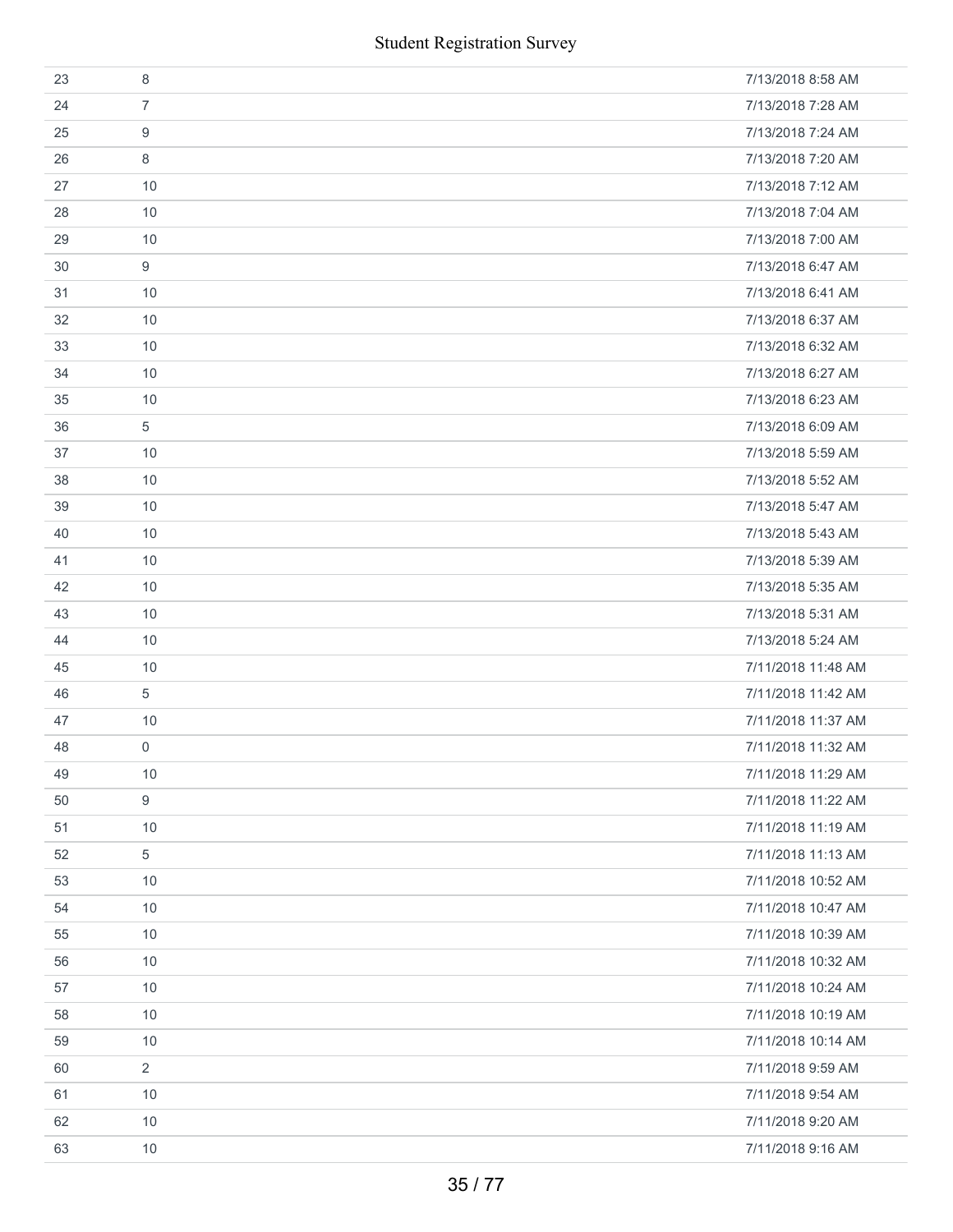| | | |
|---|---|---|
| 23 | 8 | 7/13/2018 8:58 AM |
| 24 | 7 | 7/13/2018 7:28 AM |
| 25 | 9 | 7/13/2018 7:24 AM |
| 26 | 8 | 7/13/2018 7:20 AM |
| 27 | 10 | 7/13/2018 7:12 AM |
| 28 | 10 | 7/13/2018 7:04 AM |
| 29 | 10 | 7/13/2018 7:00 AM |
| 30 | 9 | 7/13/2018 6:47 AM |
| 31 | 10 | 7/13/2018 6:41 AM |
| 32 | 10 | 7/13/2018 6:37 AM |
| 33 | 10 | 7/13/2018 6:32 AM |
| 34 | 10 | 7/13/2018 6:27 AM |
| 35 | 10 | 7/13/2018 6:23 AM |
| 36 | 5 | 7/13/2018 6:09 AM |
| 37 | 10 | 7/13/2018 5:59 AM |
| 38 | 10 | 7/13/2018 5:52 AM |
| 39 | 10 | 7/13/2018 5:47 AM |
| 40 | 10 | 7/13/2018 5:43 AM |
| 41 | 10 | 7/13/2018 5:39 AM |
| 42 | 10 | 7/13/2018 5:35 AM |
| 43 | 10 | 7/13/2018 5:31 AM |
| 44 | 10 | 7/13/2018 5:24 AM |
| 45 | 10 | 7/11/2018 11:48 AM |
| 46 | 5 | 7/11/2018 11:42 AM |
| 47 | 10 | 7/11/2018 11:37 AM |
| 48 | 0 | 7/11/2018 11:32 AM |
| 49 | 10 | 7/11/2018 11:29 AM |
| 50 | 9 | 7/11/2018 11:22 AM |
| 51 | 10 | 7/11/2018 11:19 AM |
| 52 | 5 | 7/11/2018 11:13 AM |
| 53 | 10 | 7/11/2018 10:52 AM |
| 54 | 10 | 7/11/2018 10:47 AM |
| 55 | 10 | 7/11/2018 10:39 AM |
| 56 | 10 | 7/11/2018 10:32 AM |
| 57 | 10 | 7/11/2018 10:24 AM |
| 58 | 10 | 7/11/2018 10:19 AM |
| 59 | 10 | 7/11/2018 10:14 AM |
| 60 | 2 | 7/11/2018 9:59 AM |
| 61 | 10 | 7/11/2018 9:54 AM |
| 62 | 10 | 7/11/2018 9:20 AM |
| 63 | 10 | 7/11/2018 9:16 AM |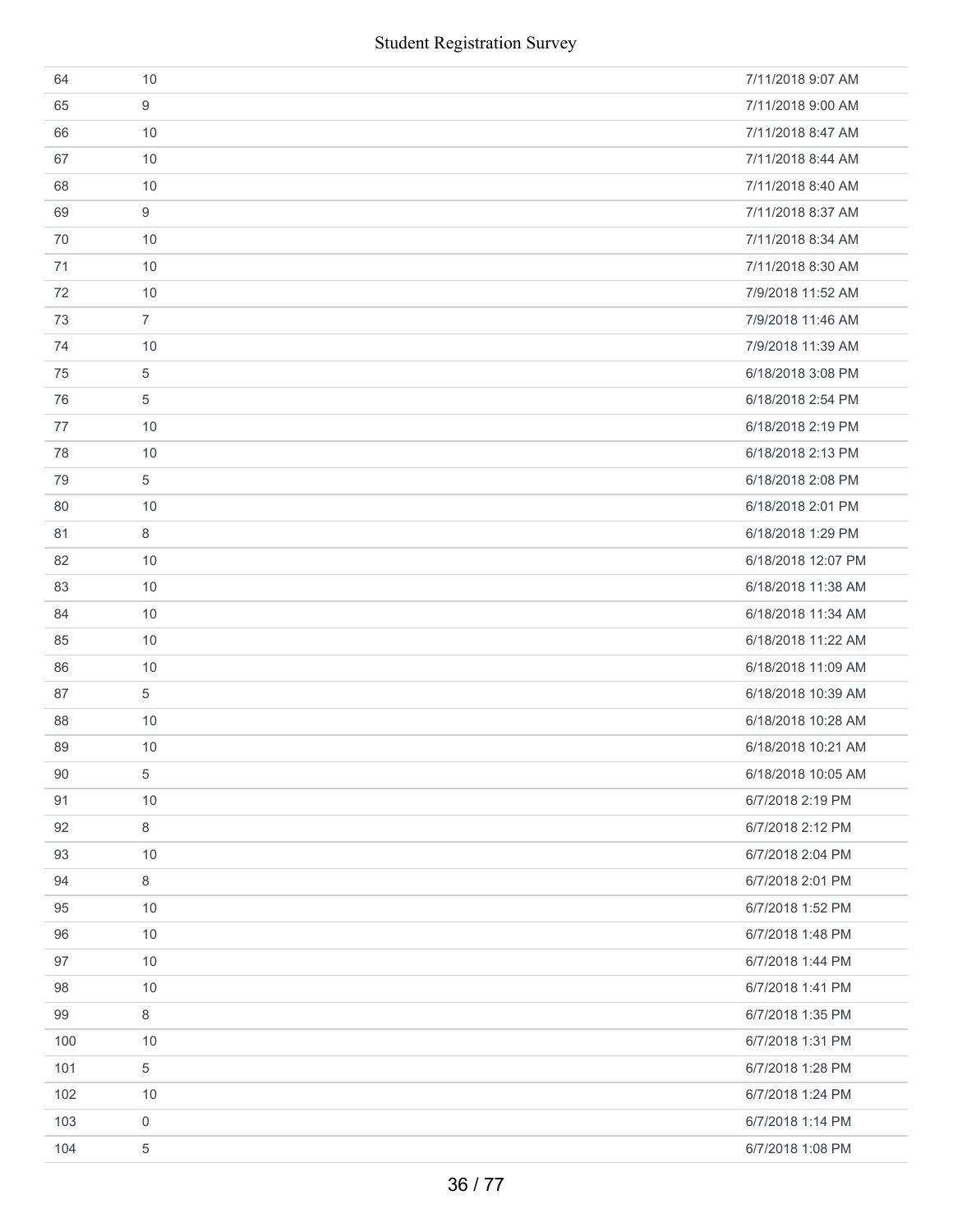| | | |
|---|---|---|
| 64 | 10 | 7/11/2018 9:07 AM |
| 65 | 9 | 7/11/2018 9:00 AM |
| 66 | 10 | 7/11/2018 8:47 AM |
| 67 | 10 | 7/11/2018 8:44 AM |
| 68 | 10 | 7/11/2018 8:40 AM |
| 69 | 9 | 7/11/2018 8:37 AM |
| 70 | 10 | 7/11/2018 8:34 AM |
| 71 | 10 | 7/11/2018 8:30 AM |
| 72 | 10 | 7/9/2018 11:52 AM |
| 73 | 7 | 7/9/2018 11:46 AM |
| 74 | 10 | 7/9/2018 11:39 AM |
| 75 | 5 | 6/18/2018 3:08 PM |
| 76 | 5 | 6/18/2018 2:54 PM |
| 77 | 10 | 6/18/2018 2:19 PM |
| 78 | 10 | 6/18/2018 2:13 PM |
| 79 | 5 | 6/18/2018 2:08 PM |
| 80 | 10 | 6/18/2018 2:01 PM |
| 81 | 8 | 6/18/2018 1:29 PM |
| 82 | 10 | 6/18/2018 12:07 PM |
| 83 | 10 | 6/18/2018 11:38 AM |
| 84 | 10 | 6/18/2018 11:34 AM |
| 85 | 10 | 6/18/2018 11:22 AM |
| 86 | 10 | 6/18/2018 11:09 AM |
| 87 | 5 | 6/18/2018 10:39 AM |
| 88 | 10 | 6/18/2018 10:28 AM |
| 89 | 10 | 6/18/2018 10:21 AM |
| 90 | 5 | 6/18/2018 10:05 AM |
| 91 | 10 | 6/7/2018 2:19 PM |
| 92 | 8 | 6/7/2018 2:12 PM |
| 93 | 10 | 6/7/2018 2:04 PM |
| 94 | 8 | 6/7/2018 2:01 PM |
| 95 | 10 | 6/7/2018 1:52 PM |
| 96 | 10 | 6/7/2018 1:48 PM |
| 97 | 10 | 6/7/2018 1:44 PM |
| 98 | 10 | 6/7/2018 1:41 PM |
| 99 | 8 | 6/7/2018 1:35 PM |
| 100 | 10 | 6/7/2018 1:31 PM |
| 101 | 5 | 6/7/2018 1:28 PM |
| 102 | 10 | 6/7/2018 1:24 PM |
| 103 | 0 | 6/7/2018 1:14 PM |
| 104 | 5 | 6/7/2018 1:08 PM |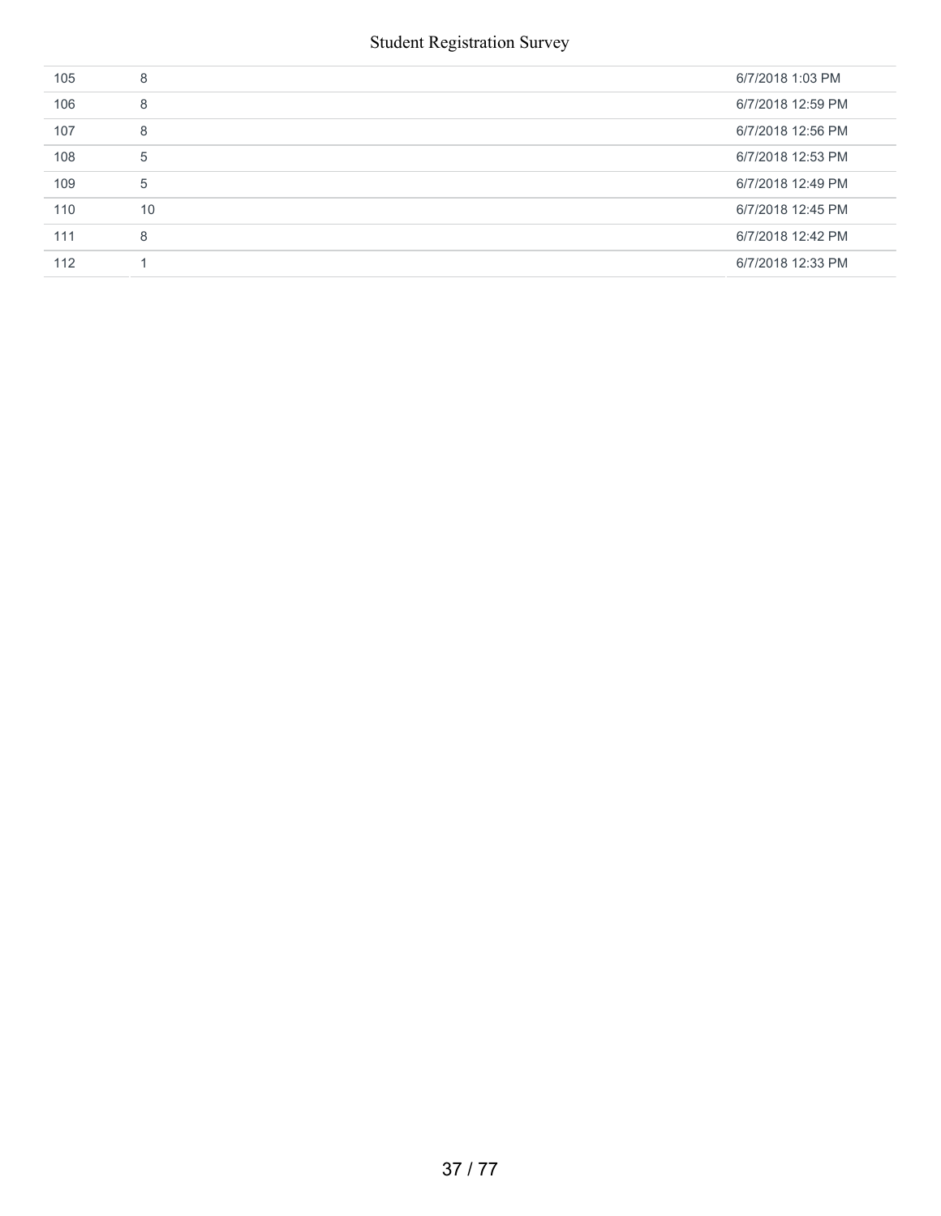| | | |
|---|---|---|
| 105 | 8 | 6/7/2018 1:03 PM |
| 106 | 8 | 6/7/2018 12:59 PM |
| 107 | 8 | 6/7/2018 12:56 PM |
| 108 | 5 | 6/7/2018 12:53 PM |
| 109 | 5 | 6/7/2018 12:49 PM |
| 110 | 10 | 6/7/2018 12:45 PM |
| 111 | 8 | 6/7/2018 12:42 PM |
| 112 | 1 | 6/7/2018 12:33 PM |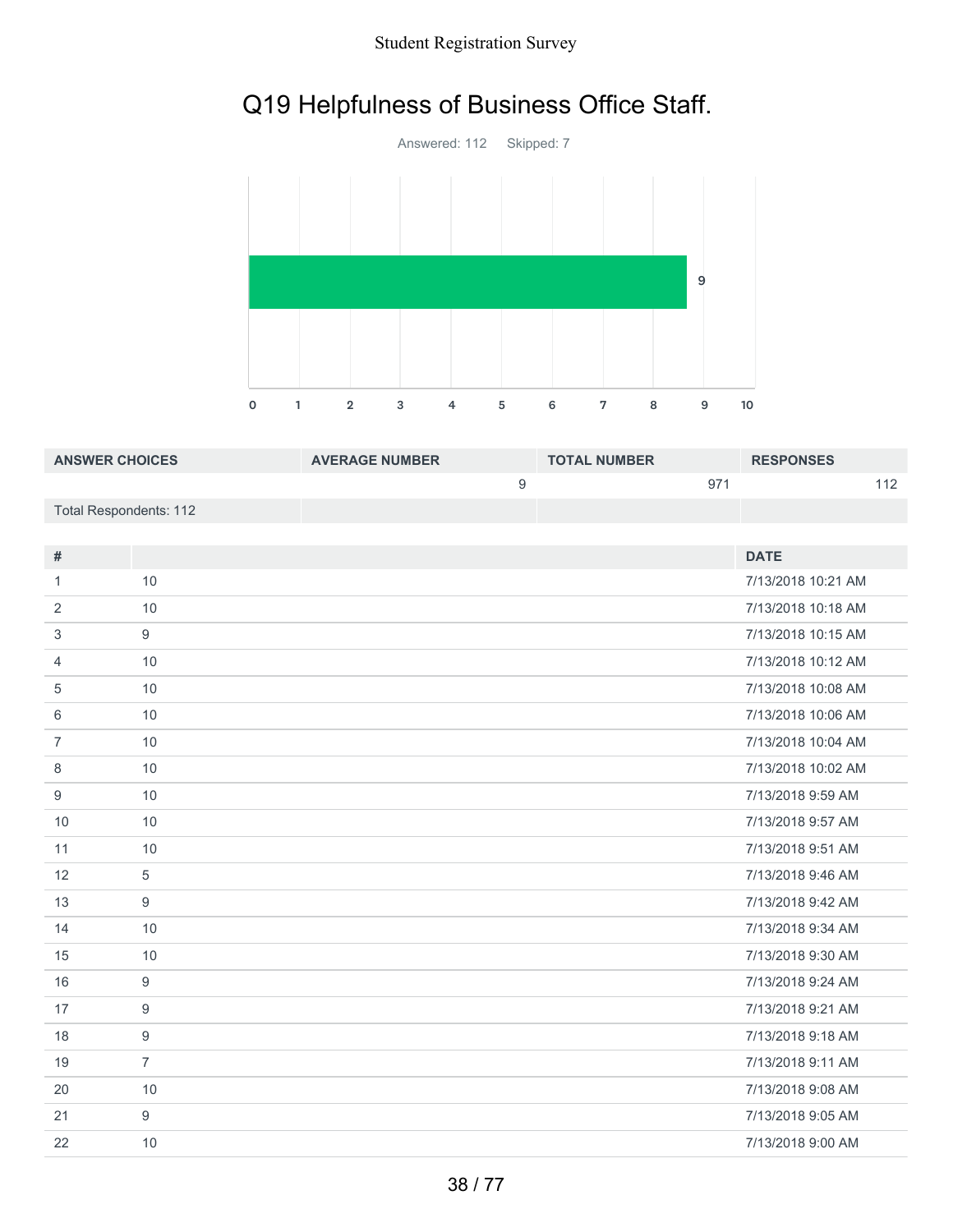# Q19 Helpfulness of Business Office Staff.

Answered: 112 Skipped: 7

| ANSWER CHOICES | AVERAGE NUMBER | TOTAL NUMBER | RESPONSES |
|---|---|---|---|
| | 9 | 971 | 112 |
| Total Respondents: 112 | | | |

| # | | DATE |
|---|---|---|
| 1 | 10 | 7/13/2018 10:21 AM |
| 2 | 10 | 7/13/2018 10:18 AM |
| 3 | 9 | 7/13/2018 10:15 AM |
| 4 | 10 | 7/13/2018 10:12 AM |
| 5 | 10 | 7/13/2018 10:08 AM |
| 6 | 10 | 7/13/2018 10:06 AM |
| 7 | 10 | 7/13/2018 10:04 AM |
| 8 | 10 | 7/13/2018 10:02 AM |
| 9 | 10 | 7/13/2018 9:59 AM |
| 10 | 10 | 7/13/2018 9:57 AM |
| 11 | 10 | 7/13/2018 9:51 AM |
| 12 | 5 | 7/13/2018 9:46 AM |
| 13 | 9 | 7/13/2018 9:42 AM |
| 14 | 10 | 7/13/2018 9:34 AM |
| 15 | 10 | 7/13/2018 9:30 AM |
| 16 | 9 | 7/13/2018 9:24 AM |
| 17 | 9 | 7/13/2018 9:21 AM |
| 18 | 9 | 7/13/2018 9:18 AM |
| 19 | 7 | 7/13/2018 9:11 AM |
| 20 | 10 | 7/13/2018 9:08 AM |
| 21 | 9 | 7/13/2018 9:05 AM |
| 22 | 10 | 7/13/2018 9:00 AM |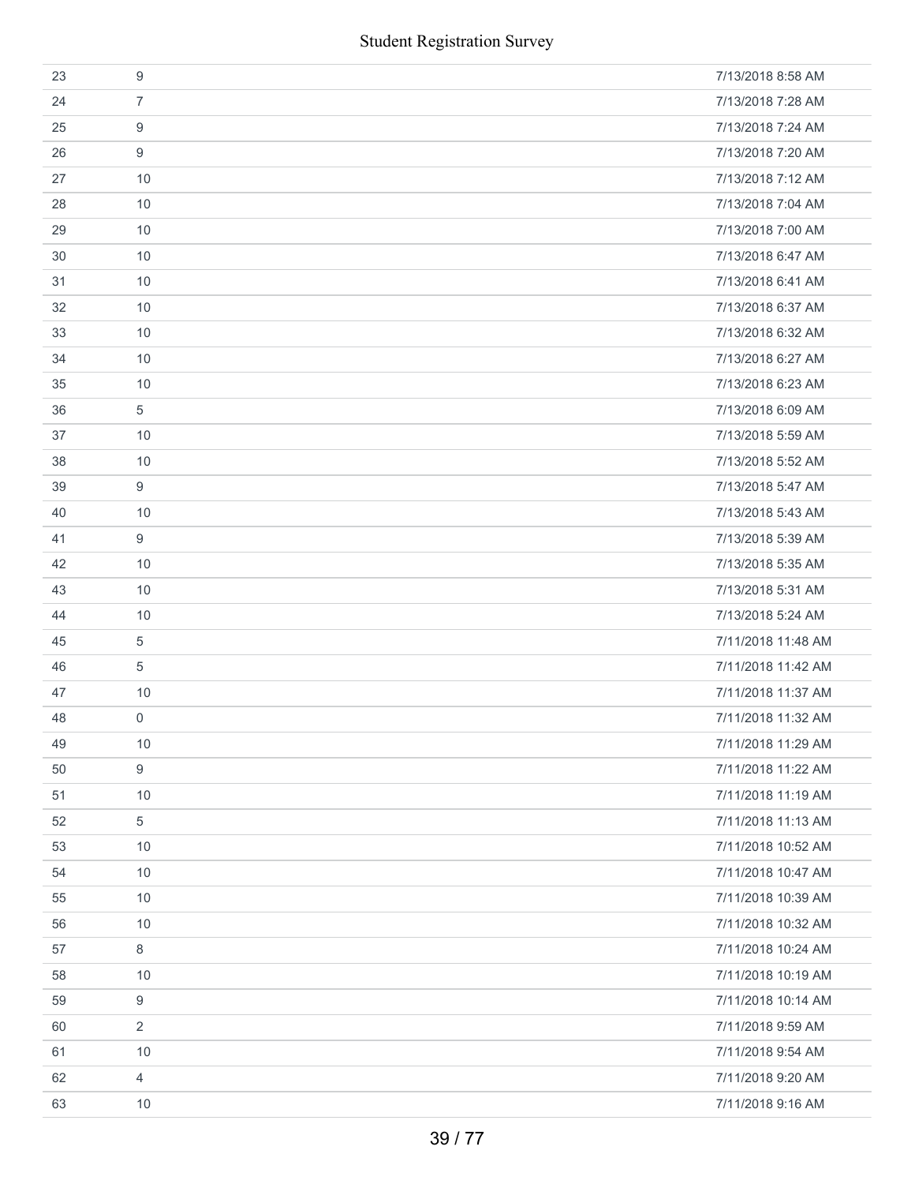| | | |
|---|---|---|
| 23 | 9 | 7/13/2018 8:58 AM |
| 24 | 7 | 7/13/2018 7:28 AM |
| 25 | 9 | 7/13/2018 7:24 AM |
| 26 | 9 | 7/13/2018 7:20 AM |
| 27 | 10 | 7/13/2018 7:12 AM |
| 28 | 10 | 7/13/2018 7:04 AM |
| 29 | 10 | 7/13/2018 7:00 AM |
| 30 | 10 | 7/13/2018 6:47 AM |
| 31 | 10 | 7/13/2018 6:41 AM |
| 32 | 10 | 7/13/2018 6:37 AM |
| 33 | 10 | 7/13/2018 6:32 AM |
| 34 | 10 | 7/13/2018 6:27 AM |
| 35 | 10 | 7/13/2018 6:23 AM |
| 36 | 5 | 7/13/2018 6:09 AM |
| 37 | 10 | 7/13/2018 5:59 AM |
| 38 | 10 | 7/13/2018 5:52 AM |
| 39 | 9 | 7/13/2018 5:47 AM |
| 40 | 10 | 7/13/2018 5:43 AM |
| 41 | 9 | 7/13/2018 5:39 AM |
| 42 | 10 | 7/13/2018 5:35 AM |
| 43 | 10 | 7/13/2018 5:31 AM |
| 44 | 10 | 7/13/2018 5:24 AM |
| 45 | 5 | 7/11/2018 11:48 AM |
| 46 | 5 | 7/11/2018 11:42 AM |
| 47 | 10 | 7/11/2018 11:37 AM |
| 48 | 0 | 7/11/2018 11:32 AM |
| 49 | 10 | 7/11/2018 11:29 AM |
| 50 | 9 | 7/11/2018 11:22 AM |
| 51 | 10 | 7/11/2018 11:19 AM |
| 52 | 5 | 7/11/2018 11:13 AM |
| 53 | 10 | 7/11/2018 10:52 AM |
| 54 | 10 | 7/11/2018 10:47 AM |
| 55 | 10 | 7/11/2018 10:39 AM |
| 56 | 10 | 7/11/2018 10:32 AM |
| 57 | 8 | 7/11/2018 10:24 AM |
| 58 | 10 | 7/11/2018 10:19 AM |
| 59 | 9 | 7/11/2018 10:14 AM |
| 60 | 2 | 7/11/2018 9:59 AM |
| 61 | 10 | 7/11/2018 9:54 AM |
| 62 | 4 | 7/11/2018 9:20 AM |
| 63 | 10 | 7/11/2018 9:16 AM |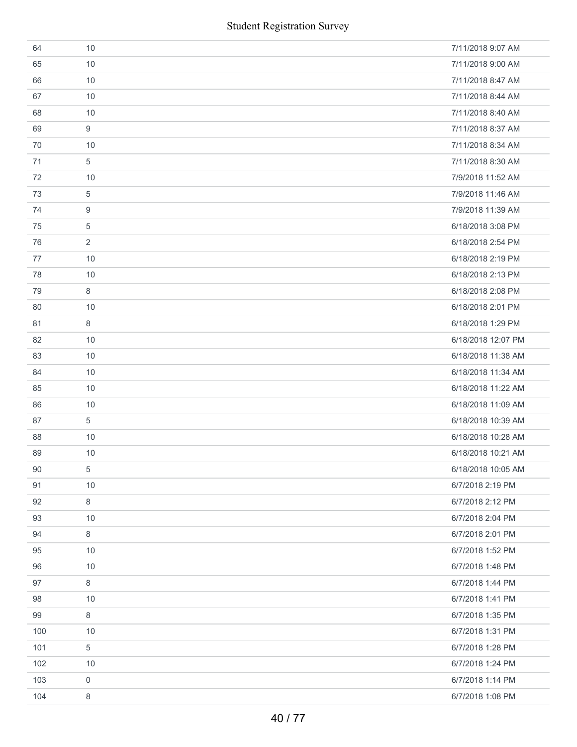| | | |
|---|---|---|
| 64 | 10 | 7/11/2018 9:07 AM |
| 65 | 10 | 7/11/2018 9:00 AM |
| 66 | 10 | 7/11/2018 8:47 AM |
| 67 | 10 | 7/11/2018 8:44 AM |
| 68 | 10 | 7/11/2018 8:40 AM |
| 69 | 9 | 7/11/2018 8:37 AM |
| 70 | 10 | 7/11/2018 8:34 AM |
| 71 | 5 | 7/11/2018 8:30 AM |
| 72 | 10 | 7/9/2018 11:52 AM |
| 73 | 5 | 7/9/2018 11:46 AM |
| 74 | 9 | 7/9/2018 11:39 AM |
| 75 | 5 | 6/18/2018 3:08 PM |
| 76 | 2 | 6/18/2018 2:54 PM |
| 77 | 10 | 6/18/2018 2:19 PM |
| 78 | 10 | 6/18/2018 2:13 PM |
| 79 | 8 | 6/18/2018 2:08 PM |
| 80 | 10 | 6/18/2018 2:01 PM |
| 81 | 8 | 6/18/2018 1:29 PM |
| 82 | 10 | 6/18/2018 12:07 PM |
| 83 | 10 | 6/18/2018 11:38 AM |
| 84 | 10 | 6/18/2018 11:34 AM |
| 85 | 10 | 6/18/2018 11:22 AM |
| 86 | 10 | 6/18/2018 11:09 AM |
| 87 | 5 | 6/18/2018 10:39 AM |
| 88 | 10 | 6/18/2018 10:28 AM |
| 89 | 10 | 6/18/2018 10:21 AM |
| 90 | 5 | 6/18/2018 10:05 AM |
| 91 | 10 | 6/7/2018 2:19 PM |
| 92 | 8 | 6/7/2018 2:12 PM |
| 93 | 10 | 6/7/2018 2:04 PM |
| 94 | 8 | 6/7/2018 2:01 PM |
| 95 | 10 | 6/7/2018 1:52 PM |
| 96 | 10 | 6/7/2018 1:48 PM |
| 97 | 8 | 6/7/2018 1:44 PM |
| 98 | 10 | 6/7/2018 1:41 PM |
| 99 | 8 | 6/7/2018 1:35 PM |
| 100 | 10 | 6/7/2018 1:31 PM |
| 101 | 5 | 6/7/2018 1:28 PM |
| 102 | 10 | 6/7/2018 1:24 PM |
| 103 | 0 | 6/7/2018 1:14 PM |
| 104 | 8 | 6/7/2018 1:08 PM |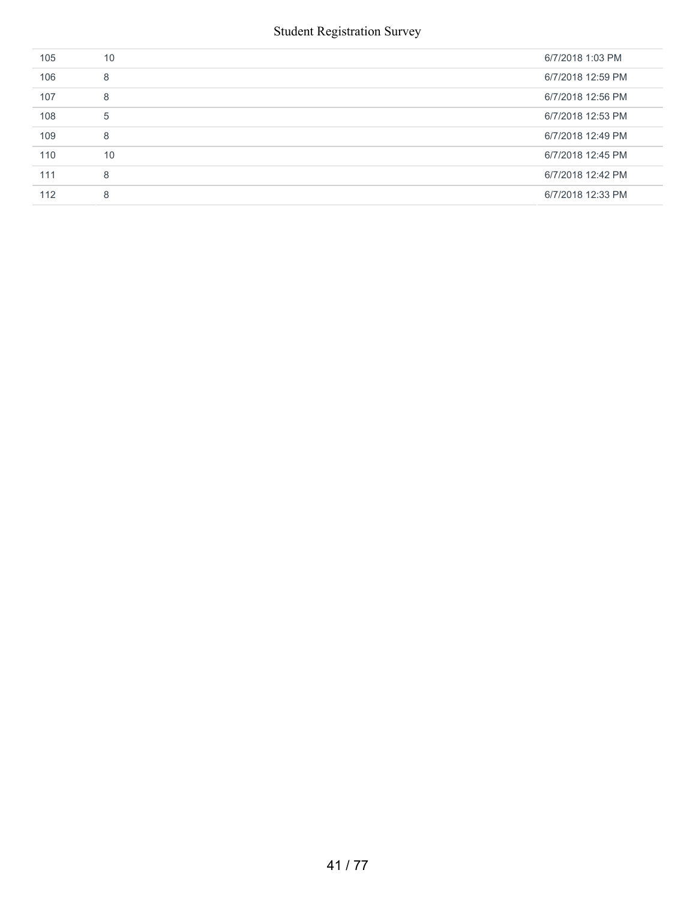| | | |
|---|---|---|
| 105 | 10 | 6/7/2018 1:03 PM |
| 106 | 8 | 6/7/2018 12:59 PM |
| 107 | 8 | 6/7/2018 12:56 PM |
| 108 | 5 | 6/7/2018 12:53 PM |
| 109 | 8 | 6/7/2018 12:49 PM |
| 110 | 10 | 6/7/2018 12:45 PM |
| 111 | 8 | 6/7/2018 12:42 PM |
| 112 | 8 | 6/7/2018 12:33 PM |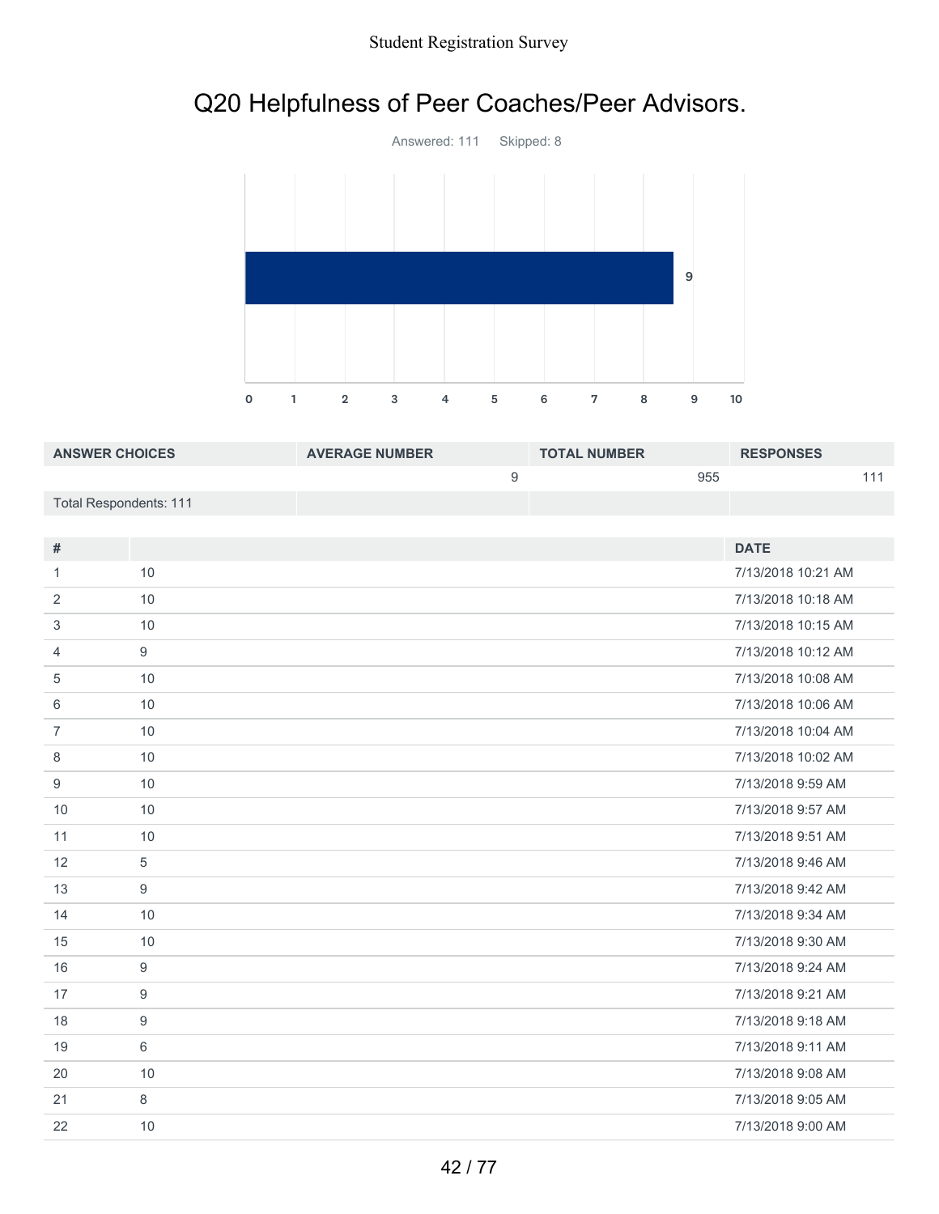# Q20 Helpfulness of Peer Coaches/Peer Advisors.

Answered: 111 Skipped: 8

| ANSWER CHOICES | AVERAGE NUMBER | TOTAL NUMBER | RESPONSES |
|---|---|---|---|
| | 9 | 955 | 111 |
| Total Respondents: 111 | | | |

| # | | DATE |
|---|---|---|
| 1 | 10 | 7/13/2018 10:21 AM |
| 2 | 10 | 7/13/2018 10:18 AM |
| 3 | 10 | 7/13/2018 10:15 AM |
| 4 | 9 | 7/13/2018 10:12 AM |
| 5 | 10 | 7/13/2018 10:08 AM |
| 6 | 10 | 7/13/2018 10:06 AM |
| 7 | 10 | 7/13/2018 10:04 AM |
| 8 | 10 | 7/13/2018 10:02 AM |
| 9 | 10 | 7/13/2018 9:59 AM |
| 10 | 10 | 7/13/2018 9:57 AM |
| 11 | 10 | 7/13/2018 9:51 AM |
| 12 | 5 | 7/13/2018 9:46 AM |
| 13 | 9 | 7/13/2018 9:42 AM |
| 14 | 10 | 7/13/2018 9:34 AM |
| 15 | 10 | 7/13/2018 9:30 AM |
| 16 | 9 | 7/13/2018 9:24 AM |
| 17 | 9 | 7/13/2018 9:21 AM |
| 18 | 9 | 7/13/2018 9:18 AM |
| 19 | 6 | 7/13/2018 9:11 AM |
| 20 | 10 | 7/13/2018 9:08 AM |
| 21 | 8 | 7/13/2018 9:05 AM |
| 22 | 10 | 7/13/2018 9:00 AM |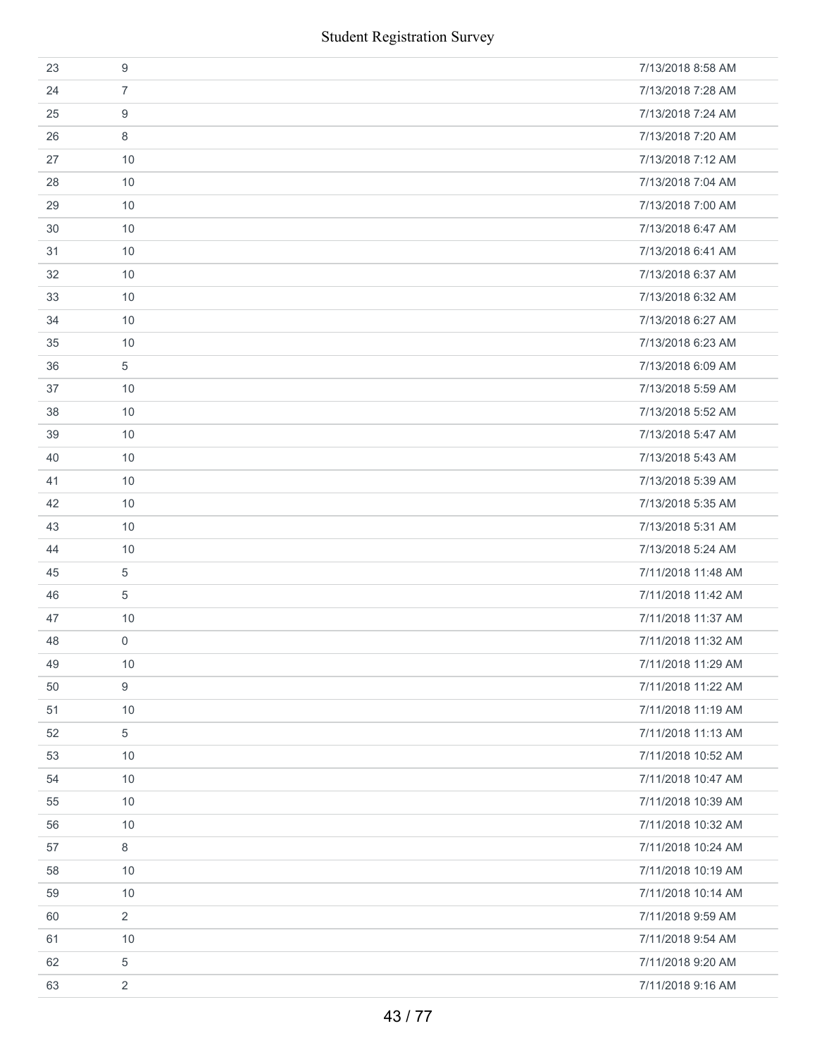| | | |
|---|---|---|
| 23 | 9 | 7/13/2018 8:58 AM |
| 24 | 7 | 7/13/2018 7:28 AM |
| 25 | 9 | 7/13/2018 7:24 AM |
| 26 | 8 | 7/13/2018 7:20 AM |
| 27 | 10 | 7/13/2018 7:12 AM |
| 28 | 10 | 7/13/2018 7:04 AM |
| 29 | 10 | 7/13/2018 7:00 AM |
| 30 | 10 | 7/13/2018 6:47 AM |
| 31 | 10 | 7/13/2018 6:41 AM |
| 32 | 10 | 7/13/2018 6:37 AM |
| 33 | 10 | 7/13/2018 6:32 AM |
| 34 | 10 | 7/13/2018 6:27 AM |
| 35 | 10 | 7/13/2018 6:23 AM |
| 36 | 5 | 7/13/2018 6:09 AM |
| 37 | 10 | 7/13/2018 5:59 AM |
| 38 | 10 | 7/13/2018 5:52 AM |
| 39 | 10 | 7/13/2018 5:47 AM |
| 40 | 10 | 7/13/2018 5:43 AM |
| 41 | 10 | 7/13/2018 5:39 AM |
| 42 | 10 | 7/13/2018 5:35 AM |
| 43 | 10 | 7/13/2018 5:31 AM |
| 44 | 10 | 7/13/2018 5:24 AM |
| 45 | 5 | 7/11/2018 11:48 AM |
| 46 | 5 | 7/11/2018 11:42 AM |
| 47 | 10 | 7/11/2018 11:37 AM |
| 48 | 0 | 7/11/2018 11:32 AM |
| 49 | 10 | 7/11/2018 11:29 AM |
| 50 | 9 | 7/11/2018 11:22 AM |
| 51 | 10 | 7/11/2018 11:19 AM |
| 52 | 5 | 7/11/2018 11:13 AM |
| 53 | 10 | 7/11/2018 10:52 AM |
| 54 | 10 | 7/11/2018 10:47 AM |
| 55 | 10 | 7/11/2018 10:39 AM |
| 56 | 10 | 7/11/2018 10:32 AM |
| 57 | 8 | 7/11/2018 10:24 AM |
| 58 | 10 | 7/11/2018 10:19 AM |
| 59 | 10 | 7/11/2018 10:14 AM |
| 60 | 2 | 7/11/2018 9:59 AM |
| 61 | 10 | 7/11/2018 9:54 AM |
| 62 | 5 | 7/11/2018 9:20 AM |
| 63 | 2 | 7/11/2018 9:16 AM |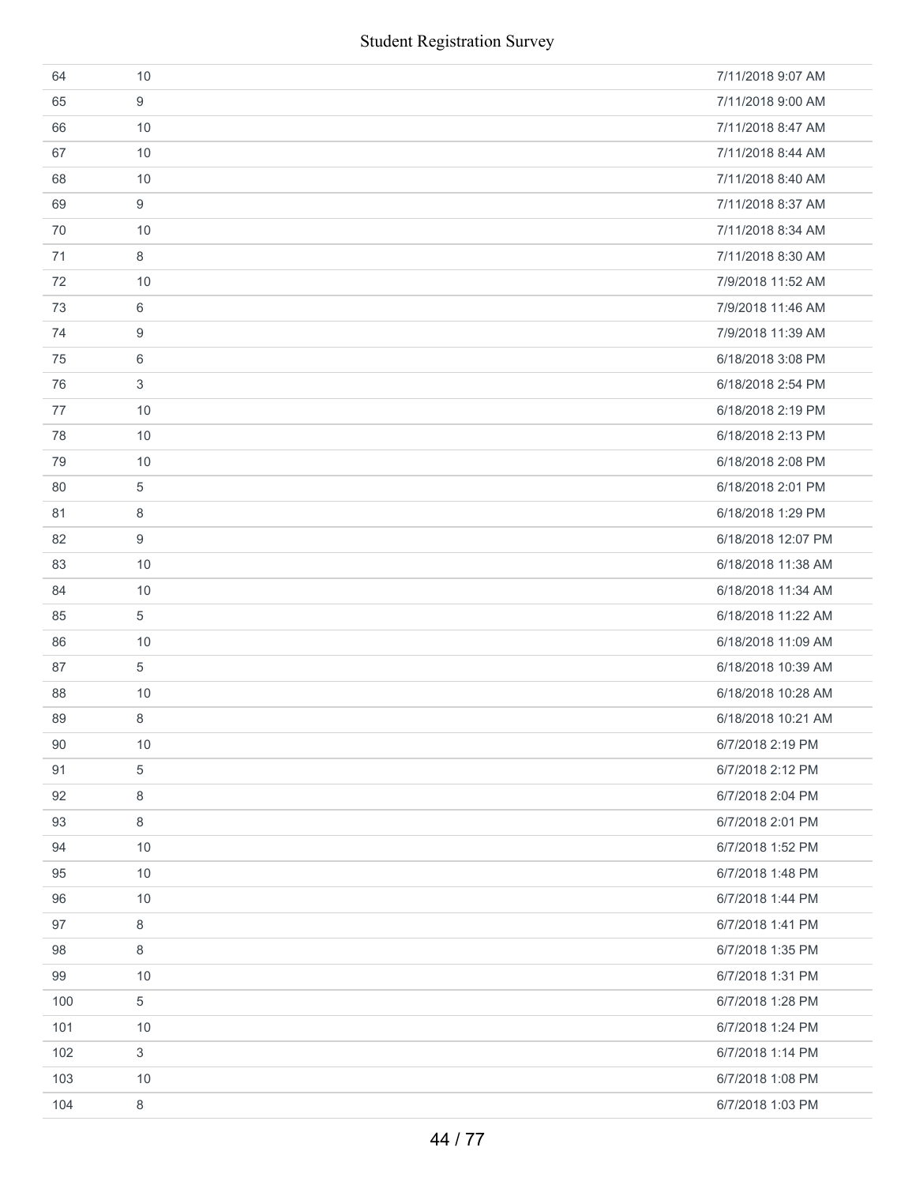| | | |
|---|---|---|
| 64 | 10 | 7/11/2018 9:07 AM |
| 65 | 9 | 7/11/2018 9:00 AM |
| 66 | 10 | 7/11/2018 8:47 AM |
| 67 | 10 | 7/11/2018 8:44 AM |
| 68 | 10 | 7/11/2018 8:40 AM |
| 69 | 9 | 7/11/2018 8:37 AM |
| 70 | 10 | 7/11/2018 8:34 AM |
| 71 | 8 | 7/11/2018 8:30 AM |
| 72 | 10 | 7/9/2018 11:52 AM |
| 73 | 6 | 7/9/2018 11:46 AM |
| 74 | 9 | 7/9/2018 11:39 AM |
| 75 | 6 | 6/18/2018 3:08 PM |
| 76 | 3 | 6/18/2018 2:54 PM |
| 77 | 10 | 6/18/2018 2:19 PM |
| 78 | 10 | 6/18/2018 2:13 PM |
| 79 | 10 | 6/18/2018 2:08 PM |
| 80 | 5 | 6/18/2018 2:01 PM |
| 81 | 8 | 6/18/2018 1:29 PM |
| 82 | 9 | 6/18/2018 12:07 PM |
| 83 | 10 | 6/18/2018 11:38 AM |
| 84 | 10 | 6/18/2018 11:34 AM |
| 85 | 5 | 6/18/2018 11:22 AM |
| 86 | 10 | 6/18/2018 11:09 AM |
| 87 | 5 | 6/18/2018 10:39 AM |
| 88 | 10 | 6/18/2018 10:28 AM |
| 89 | 8 | 6/18/2018 10:21 AM |
| 90 | 10 | 6/7/2018 2:19 PM |
| 91 | 5 | 6/7/2018 2:12 PM |
| 92 | 8 | 6/7/2018 2:04 PM |
| 93 | 8 | 6/7/2018 2:01 PM |
| 94 | 10 | 6/7/2018 1:52 PM |
| 95 | 10 | 6/7/2018 1:48 PM |
| 96 | 10 | 6/7/2018 1:44 PM |
| 97 | 8 | 6/7/2018 1:41 PM |
| 98 | 8 | 6/7/2018 1:35 PM |
| 99 | 10 | 6/7/2018 1:31 PM |
| 100 | 5 | 6/7/2018 1:28 PM |
| 101 | 10 | 6/7/2018 1:24 PM |
| 102 | 3 | 6/7/2018 1:14 PM |
| 103 | 10 | 6/7/2018 1:08 PM |
| 104 | 8 | 6/7/2018 1:03 PM |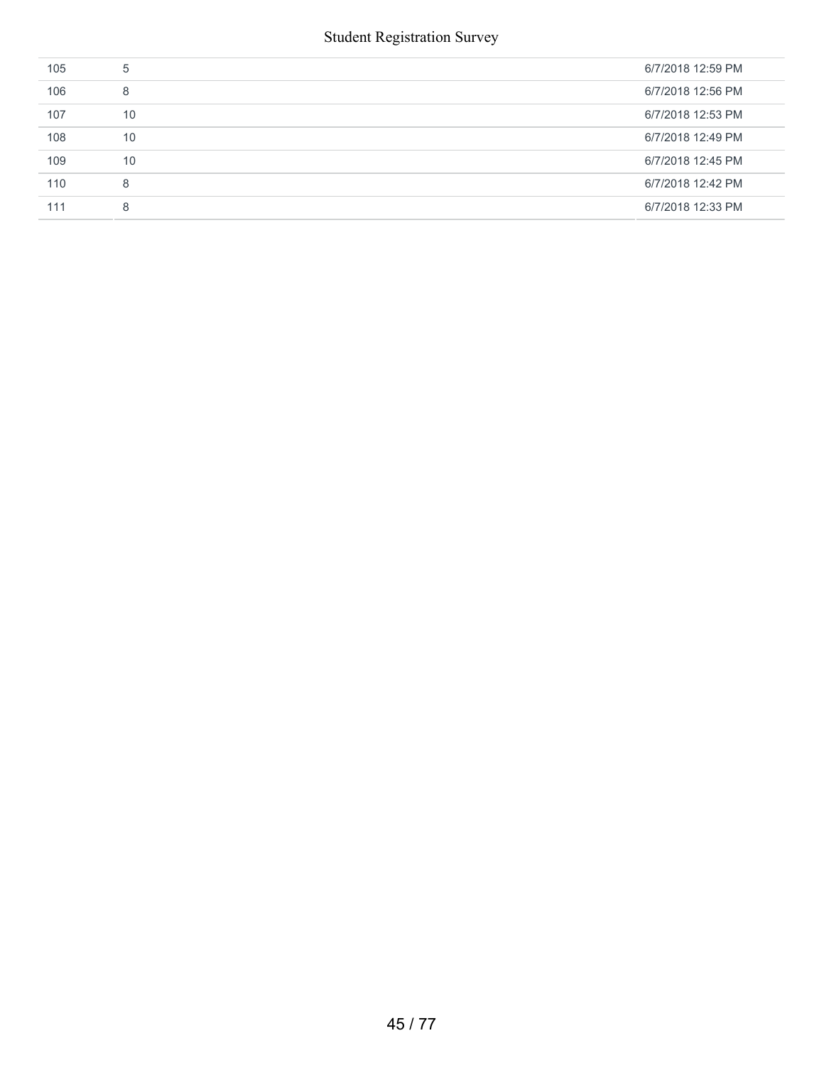| | | |
|---|---|---|
| 105 | 5 | 6/7/2018 12:59 PM |
| 106 | 8 | 6/7/2018 12:56 PM |
| 107 | 10 | 6/7/2018 12:53 PM |
| 108 | 10 | 6/7/2018 12:49 PM |
| 109 | 10 | 6/7/2018 12:45 PM |
| 110 | 8 | 6/7/2018 12:42 PM |
| 111 | 8 | 6/7/2018 12:33 PM |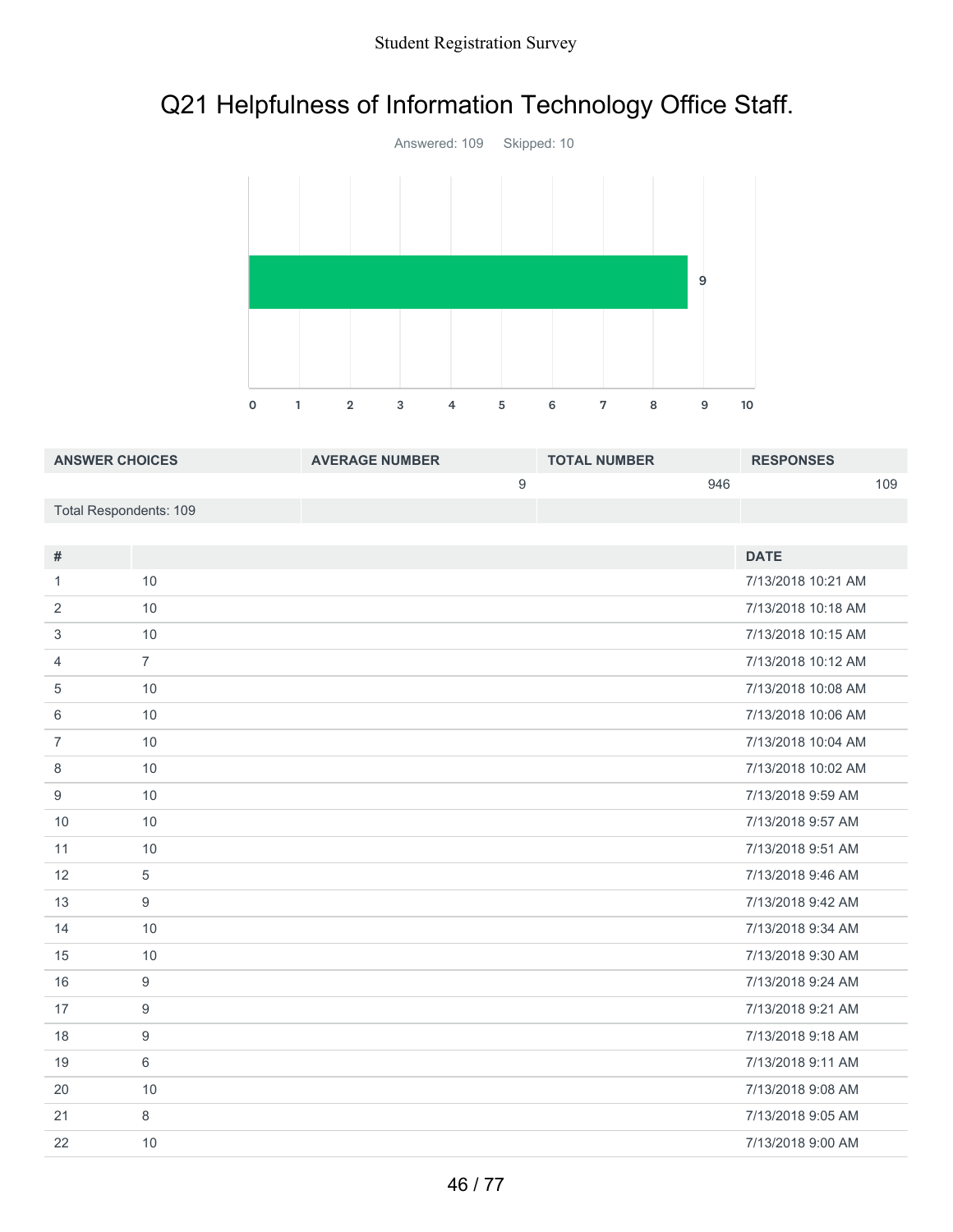# Q21 Helpfulness of Information Technology Office Staff.

Answered: 109 Skipped: 10

| ANSWER CHOICES | AVERAGE NUMBER | TOTAL NUMBER | RESPONSES |
|---|---|---|---|
| | 9 | 946 | 109 |
| Total Respondents: 109 | | | |

| # | | DATE |
|---|---|---|
| 1 | 10 | 7/13/2018 10:21 AM |
| 2 | 10 | 7/13/2018 10:18 AM |
| 3 | 10 | 7/13/2018 10:15 AM |
| 4 | 7 | 7/13/2018 10:12 AM |
| 5 | 10 | 7/13/2018 10:08 AM |
| 6 | 10 | 7/13/2018 10:06 AM |
| 7 | 10 | 7/13/2018 10:04 AM |
| 8 | 10 | 7/13/2018 10:02 AM |
| 9 | 10 | 7/13/2018 9:59 AM |
| 10 | 10 | 7/13/2018 9:57 AM |
| 11 | 10 | 7/13/2018 9:51 AM |
| 12 | 5 | 7/13/2018 9:46 AM |
| 13 | 9 | 7/13/2018 9:42 AM |
| 14 | 10 | 7/13/2018 9:34 AM |
| 15 | 10 | 7/13/2018 9:30 AM |
| 16 | 9 | 7/13/2018 9:24 AM |
| 17 | 9 | 7/13/2018 9:21 AM |
| 18 | 9 | 7/13/2018 9:18 AM |
| 19 | 6 | 7/13/2018 9:11 AM |
| 20 | 10 | 7/13/2018 9:08 AM |
| 21 | 8 | 7/13/2018 9:05 AM |
| 22 | 10 | 7/13/2018 9:00 AM |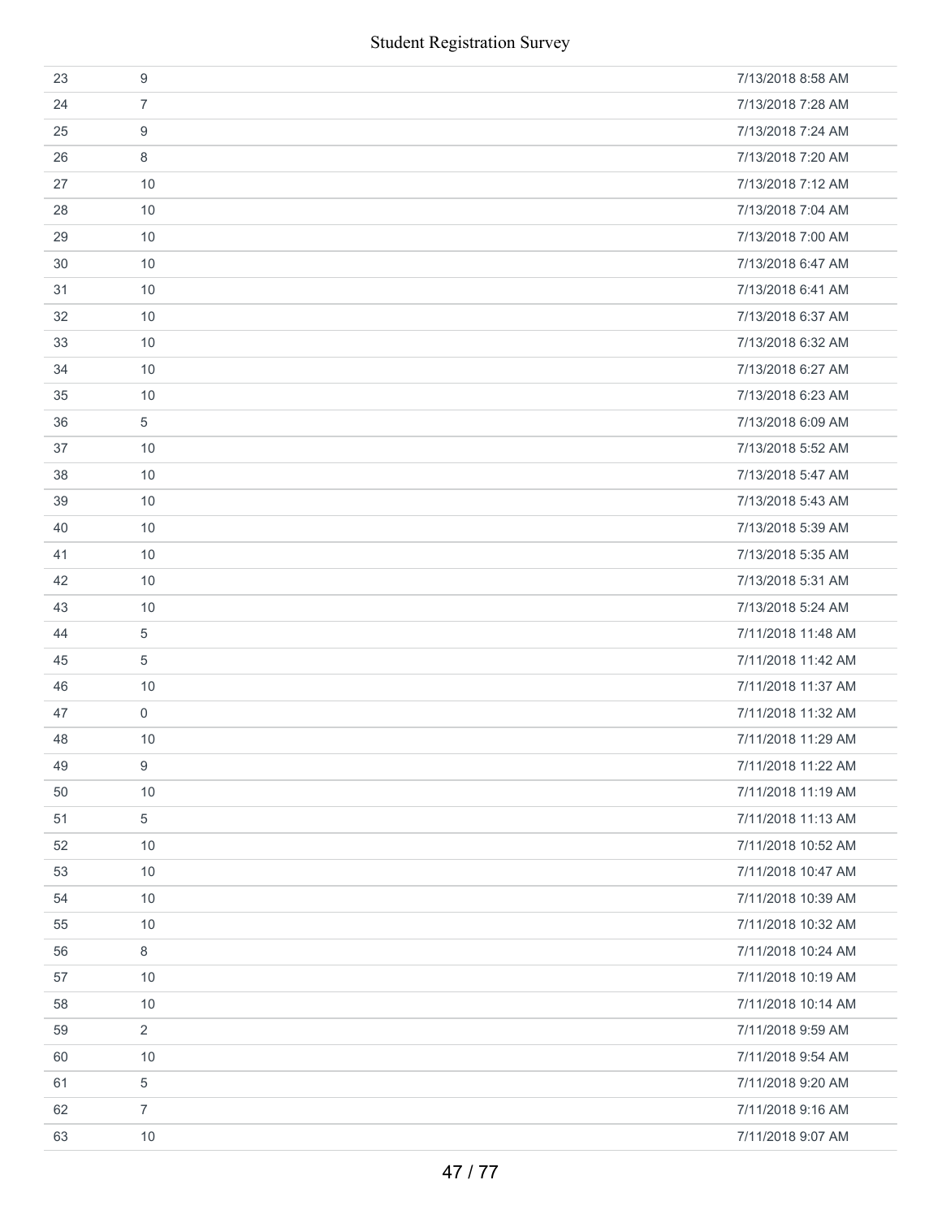| | | |
|---|---|---|
| 23 | 9 | 7/13/2018 8:58 AM |
| 24 | 7 | 7/13/2018 7:28 AM |
| 25 | 9 | 7/13/2018 7:24 AM |
| 26 | 8 | 7/13/2018 7:20 AM |
| 27 | 10 | 7/13/2018 7:12 AM |
| 28 | 10 | 7/13/2018 7:04 AM |
| 29 | 10 | 7/13/2018 7:00 AM |
| 30 | 10 | 7/13/2018 6:47 AM |
| 31 | 10 | 7/13/2018 6:41 AM |
| 32 | 10 | 7/13/2018 6:37 AM |
| 33 | 10 | 7/13/2018 6:32 AM |
| 34 | 10 | 7/13/2018 6:27 AM |
| 35 | 10 | 7/13/2018 6:23 AM |
| 36 | 5 | 7/13/2018 6:09 AM |
| 37 | 10 | 7/13/2018 5:52 AM |
| 38 | 10 | 7/13/2018 5:47 AM |
| 39 | 10 | 7/13/2018 5:43 AM |
| 40 | 10 | 7/13/2018 5:39 AM |
| 41 | 10 | 7/13/2018 5:35 AM |
| 42 | 10 | 7/13/2018 5:31 AM |
| 43 | 10 | 7/13/2018 5:24 AM |
| 44 | 5 | 7/11/2018 11:48 AM |
| 45 | 5 | 7/11/2018 11:42 AM |
| 46 | 10 | 7/11/2018 11:37 AM |
| 47 | 0 | 7/11/2018 11:32 AM |
| 48 | 10 | 7/11/2018 11:29 AM |
| 49 | 9 | 7/11/2018 11:22 AM |
| 50 | 10 | 7/11/2018 11:19 AM |
| 51 | 5 | 7/11/2018 11:13 AM |
| 52 | 10 | 7/11/2018 10:52 AM |
| 53 | 10 | 7/11/2018 10:47 AM |
| 54 | 10 | 7/11/2018 10:39 AM |
| 55 | 10 | 7/11/2018 10:32 AM |
| 56 | 8 | 7/11/2018 10:24 AM |
| 57 | 10 | 7/11/2018 10:19 AM |
| 58 | 10 | 7/11/2018 10:14 AM |
| 59 | 2 | 7/11/2018 9:59 AM |
| 60 | 10 | 7/11/2018 9:54 AM |
| 61 | 5 | 7/11/2018 9:20 AM |
| 62 | 7 | 7/11/2018 9:16 AM |
| 63 | 10 | 7/11/2018 9:07 AM |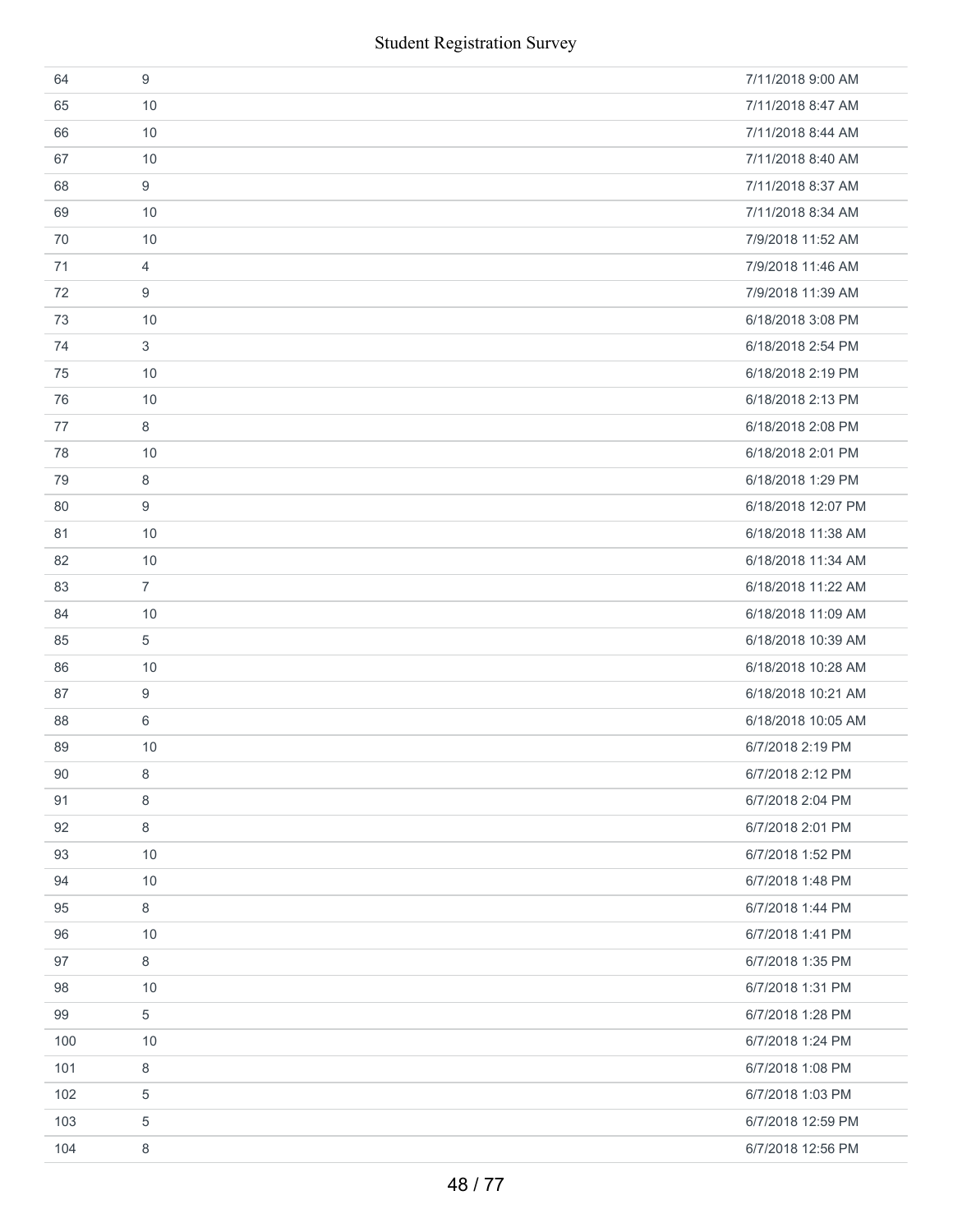| | | |
|---|---|---|
| 64 | 9 | 7/11/2018 9:00 AM |
| 65 | 10 | 7/11/2018 8:47 AM |
| 66 | 10 | 7/11/2018 8:44 AM |
| 67 | 10 | 7/11/2018 8:40 AM |
| 68 | 9 | 7/11/2018 8:37 AM |
| 69 | 10 | 7/11/2018 8:34 AM |
| 70 | 10 | 7/9/2018 11:52 AM |
| 71 | 4 | 7/9/2018 11:46 AM |
| 72 | 9 | 7/9/2018 11:39 AM |
| 73 | 10 | 6/18/2018 3:08 PM |
| 74 | 3 | 6/18/2018 2:54 PM |
| 75 | 10 | 6/18/2018 2:19 PM |
| 76 | 10 | 6/18/2018 2:13 PM |
| 77 | 8 | 6/18/2018 2:08 PM |
| 78 | 10 | 6/18/2018 2:01 PM |
| 79 | 8 | 6/18/2018 1:29 PM |
| 80 | 9 | 6/18/2018 12:07 PM |
| 81 | 10 | 6/18/2018 11:38 AM |
| 82 | 10 | 6/18/2018 11:34 AM |
| 83 | 7 | 6/18/2018 11:22 AM |
| 84 | 10 | 6/18/2018 11:09 AM |
| 85 | 5 | 6/18/2018 10:39 AM |
| 86 | 10 | 6/18/2018 10:28 AM |
| 87 | 9 | 6/18/2018 10:21 AM |
| 88 | 6 | 6/18/2018 10:05 AM |
| 89 | 10 | 6/7/2018 2:19 PM |
| 90 | 8 | 6/7/2018 2:12 PM |
| 91 | 8 | 6/7/2018 2:04 PM |
| 92 | 8 | 6/7/2018 2:01 PM |
| 93 | 10 | 6/7/2018 1:52 PM |
| 94 | 10 | 6/7/2018 1:48 PM |
| 95 | 8 | 6/7/2018 1:44 PM |
| 96 | 10 | 6/7/2018 1:41 PM |
| 97 | 8 | 6/7/2018 1:35 PM |
| 98 | 10 | 6/7/2018 1:31 PM |
| 99 | 5 | 6/7/2018 1:28 PM |
| 100 | 10 | 6/7/2018 1:24 PM |
| 101 | 8 | 6/7/2018 1:08 PM |
| 102 | 5 | 6/7/2018 1:03 PM |
| 103 | 5 | 6/7/2018 12:59 PM |
| 104 | 8 | 6/7/2018 12:56 PM |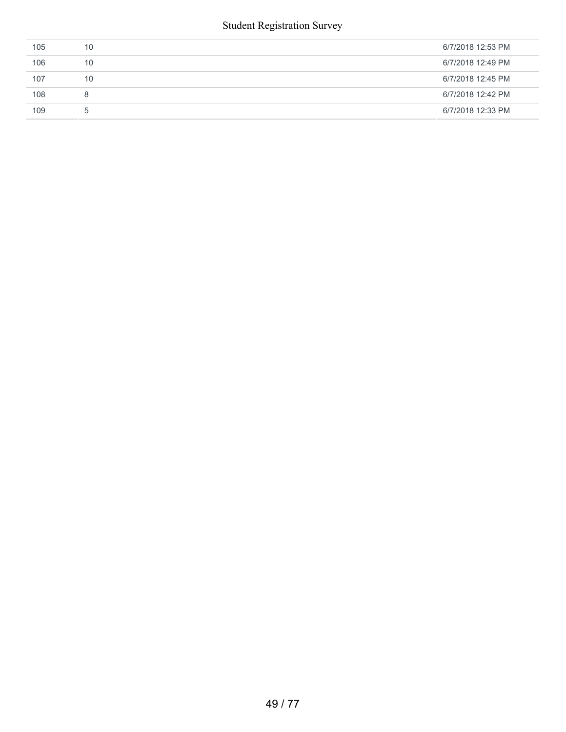| | | |
|---|---|---|
| 105 | 10 | 6/7/2018 12:53 PM |
| 106 | 10 | 6/7/2018 12:49 PM |
| 107 | 10 | 6/7/2018 12:45 PM |
| 108 | 8 | 6/7/2018 12:42 PM |
| 109 | 5 | 6/7/2018 12:33 PM |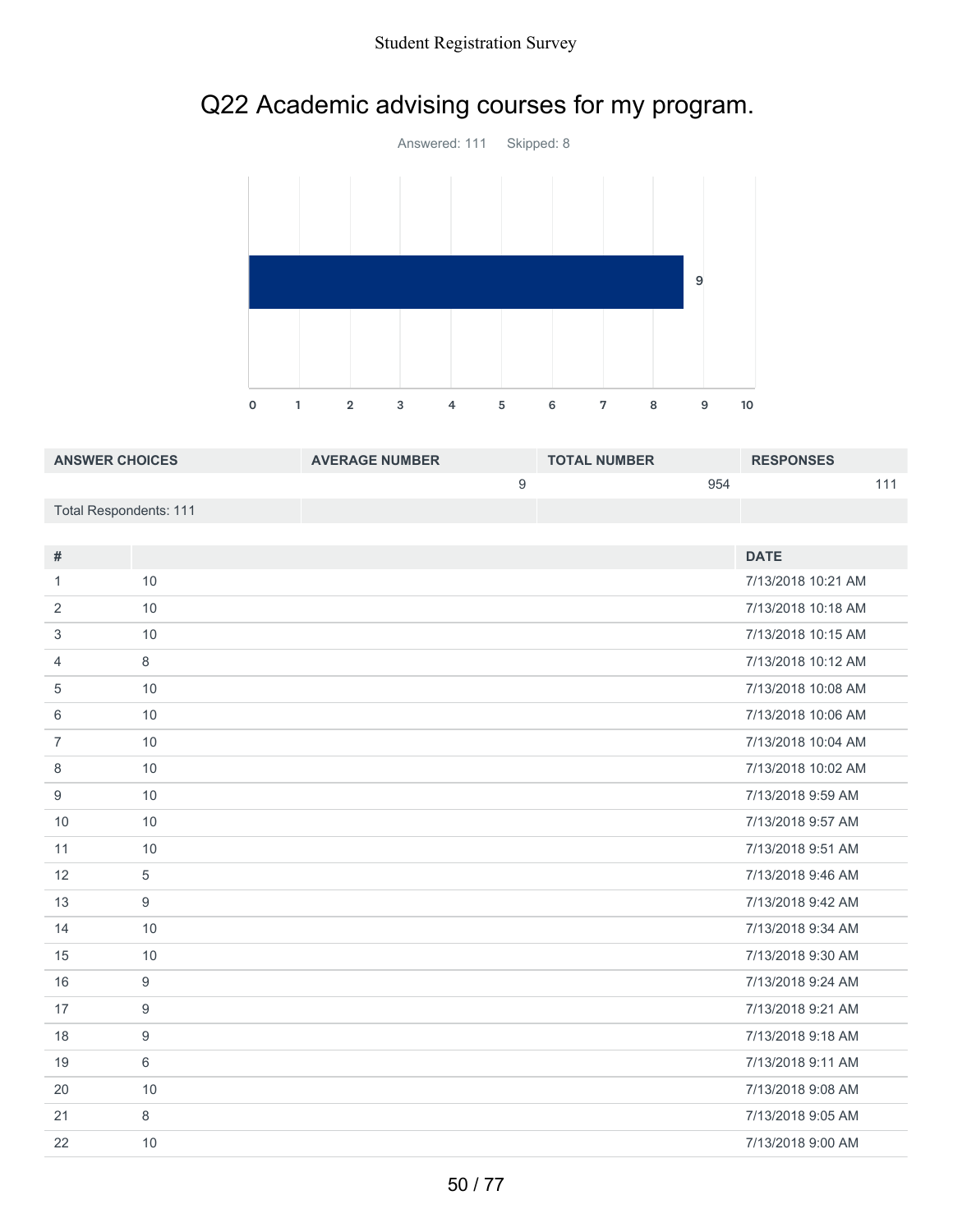# Q22 Academic advising courses for my program.

Answered: 111 Skipped: 8

| ANSWER CHOICES | AVERAGE NUMBER | TOTAL NUMBER | RESPONSES |
|---|---|---|---|
| | 9 | 954 | 111 |
| Total Respondents: 111 | | | |

| # | | DATE |
|---|---|---|
| 1 | 10 | 7/13/2018 10:21 AM |
| 2 | 10 | 7/13/2018 10:18 AM |
| 3 | 10 | 7/13/2018 10:15 AM |
| 4 | 8 | 7/13/2018 10:12 AM |
| 5 | 10 | 7/13/2018 10:08 AM |
| 6 | 10 | 7/13/2018 10:06 AM |
| 7 | 10 | 7/13/2018 10:04 AM |
| 8 | 10 | 7/13/2018 10:02 AM |
| 9 | 10 | 7/13/2018 9:59 AM |
| 10 | 10 | 7/13/2018 9:57 AM |
| 11 | 10 | 7/13/2018 9:51 AM |
| 12 | 5 | 7/13/2018 9:46 AM |
| 13 | 9 | 7/13/2018 9:42 AM |
| 14 | 10 | 7/13/2018 9:34 AM |
| 15 | 10 | 7/13/2018 9:30 AM |
| 16 | 9 | 7/13/2018 9:24 AM |
| 17 | 9 | 7/13/2018 9:21 AM |
| 18 | 9 | 7/13/2018 9:18 AM |
| 19 | 6 | 7/13/2018 9:11 AM |
| 20 | 10 | 7/13/2018 9:08 AM |
| 21 | 8 | 7/13/2018 9:05 AM |
| 22 | 10 | 7/13/2018 9:00 AM |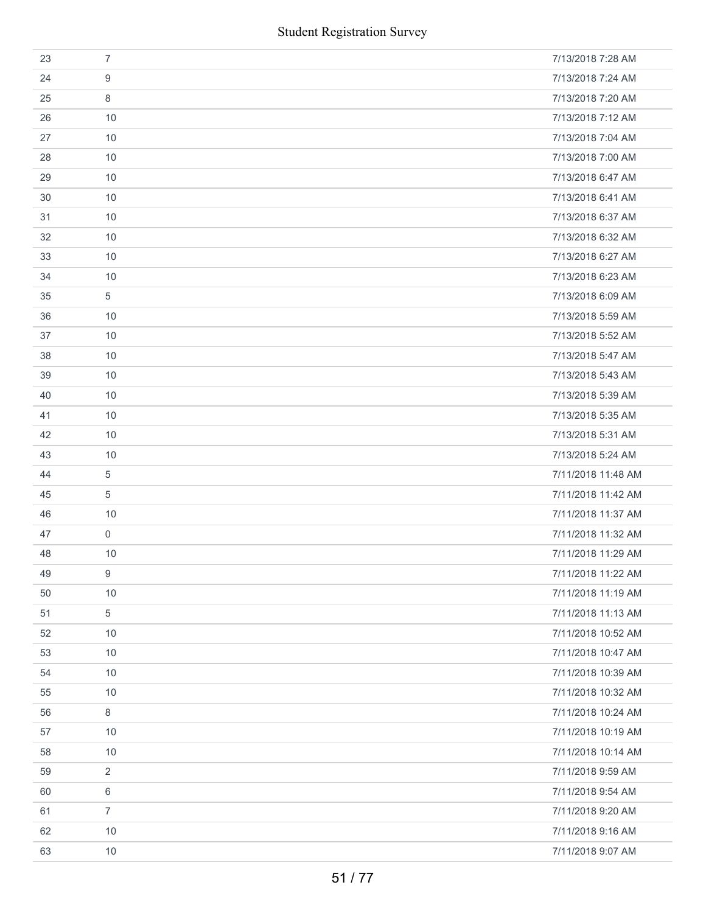| | | |
|---|---|---|
| 23 | 7 | 7/13/2018 7:28 AM |
| 24 | 9 | 7/13/2018 7:24 AM |
| 25 | 8 | 7/13/2018 7:20 AM |
| 26 | 10 | 7/13/2018 7:12 AM |
| 27 | 10 | 7/13/2018 7:04 AM |
| 28 | 10 | 7/13/2018 7:00 AM |
| 29 | 10 | 7/13/2018 6:47 AM |
| 30 | 10 | 7/13/2018 6:41 AM |
| 31 | 10 | 7/13/2018 6:37 AM |
| 32 | 10 | 7/13/2018 6:32 AM |
| 33 | 10 | 7/13/2018 6:27 AM |
| 34 | 10 | 7/13/2018 6:23 AM |
| 35 | 5 | 7/13/2018 6:09 AM |
| 36 | 10 | 7/13/2018 5:59 AM |
| 37 | 10 | 7/13/2018 5:52 AM |
| 38 | 10 | 7/13/2018 5:47 AM |
| 39 | 10 | 7/13/2018 5:43 AM |
| 40 | 10 | 7/13/2018 5:39 AM |
| 41 | 10 | 7/13/2018 5:35 AM |
| 42 | 10 | 7/13/2018 5:31 AM |
| 43 | 10 | 7/13/2018 5:24 AM |
| 44 | 5 | 7/11/2018 11:48 AM |
| 45 | 5 | 7/11/2018 11:42 AM |
| 46 | 10 | 7/11/2018 11:37 AM |
| 47 | 0 | 7/11/2018 11:32 AM |
| 48 | 10 | 7/11/2018 11:29 AM |
| 49 | 9 | 7/11/2018 11:22 AM |
| 50 | 10 | 7/11/2018 11:19 AM |
| 51 | 5 | 7/11/2018 11:13 AM |
| 52 | 10 | 7/11/2018 10:52 AM |
| 53 | 10 | 7/11/2018 10:47 AM |
| 54 | 10 | 7/11/2018 10:39 AM |
| 55 | 10 | 7/11/2018 10:32 AM |
| 56 | 8 | 7/11/2018 10:24 AM |
| 57 | 10 | 7/11/2018 10:19 AM |
| 58 | 10 | 7/11/2018 10:14 AM |
| 59 | 2 | 7/11/2018 9:59 AM |
| 60 | 6 | 7/11/2018 9:54 AM |
| 61 | 7 | 7/11/2018 9:20 AM |
| 62 | 10 | 7/11/2018 9:16 AM |
| 63 | 10 | 7/11/2018 9:07 AM |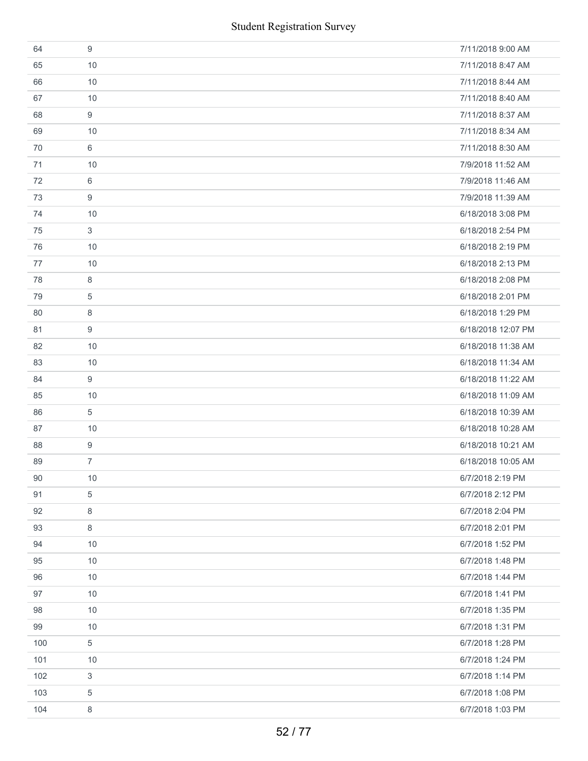| | | |
|---|---|---|
| 64 | 9 | 7/11/2018 9:00 AM |
| 65 | 10 | 7/11/2018 8:47 AM |
| 66 | 10 | 7/11/2018 8:44 AM |
| 67 | 10 | 7/11/2018 8:40 AM |
| 68 | 9 | 7/11/2018 8:37 AM |
| 69 | 10 | 7/11/2018 8:34 AM |
| 70 | 6 | 7/11/2018 8:30 AM |
| 71 | 10 | 7/9/2018 11:52 AM |
| 72 | 6 | 7/9/2018 11:46 AM |
| 73 | 9 | 7/9/2018 11:39 AM |
| 74 | 10 | 6/18/2018 3:08 PM |
| 75 | 3 | 6/18/2018 2:54 PM |
| 76 | 10 | 6/18/2018 2:19 PM |
| 77 | 10 | 6/18/2018 2:13 PM |
| 78 | 8 | 6/18/2018 2:08 PM |
| 79 | 5 | 6/18/2018 2:01 PM |
| 80 | 8 | 6/18/2018 1:29 PM |
| 81 | 9 | 6/18/2018 12:07 PM |
| 82 | 10 | 6/18/2018 11:38 AM |
| 83 | 10 | 6/18/2018 11:34 AM |
| 84 | 9 | 6/18/2018 11:22 AM |
| 85 | 10 | 6/18/2018 11:09 AM |
| 86 | 5 | 6/18/2018 10:39 AM |
| 87 | 10 | 6/18/2018 10:28 AM |
| 88 | 9 | 6/18/2018 10:21 AM |
| 89 | 7 | 6/18/2018 10:05 AM |
| 90 | 10 | 6/7/2018 2:19 PM |
| 91 | 5 | 6/7/2018 2:12 PM |
| 92 | 8 | 6/7/2018 2:04 PM |
| 93 | 8 | 6/7/2018 2:01 PM |
| 94 | 10 | 6/7/2018 1:52 PM |
| 95 | 10 | 6/7/2018 1:48 PM |
| 96 | 10 | 6/7/2018 1:44 PM |
| 97 | 10 | 6/7/2018 1:41 PM |
| 98 | 10 | 6/7/2018 1:35 PM |
| 99 | 10 | 6/7/2018 1:31 PM |
| 100 | 5 | 6/7/2018 1:28 PM |
| 101 | 10 | 6/7/2018 1:24 PM |
| 102 | 3 | 6/7/2018 1:14 PM |
| 103 | 5 | 6/7/2018 1:08 PM |
| 104 | 8 | 6/7/2018 1:03 PM |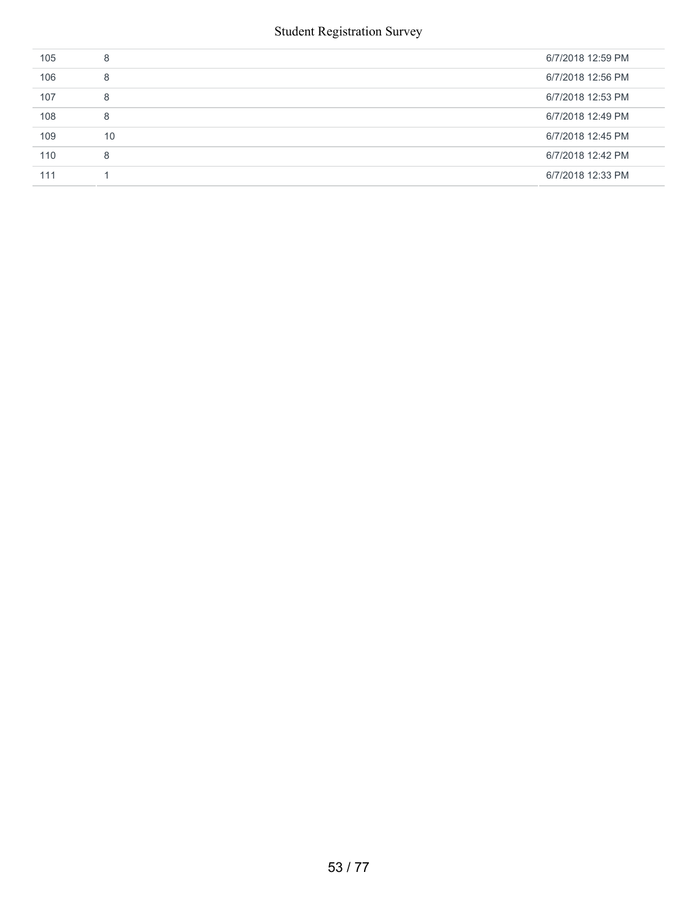| | | |
|---|---|---|
| 105 | 8 | 6/7/2018 12:59 PM |
| 106 | 8 | 6/7/2018 12:56 PM |
| 107 | 8 | 6/7/2018 12:53 PM |
| 108 | 8 | 6/7/2018 12:49 PM |
| 109 | 10 | 6/7/2018 12:45 PM |
| 110 | 8 | 6/7/2018 12:42 PM |
| 111 | 1 | 6/7/2018 12:33 PM |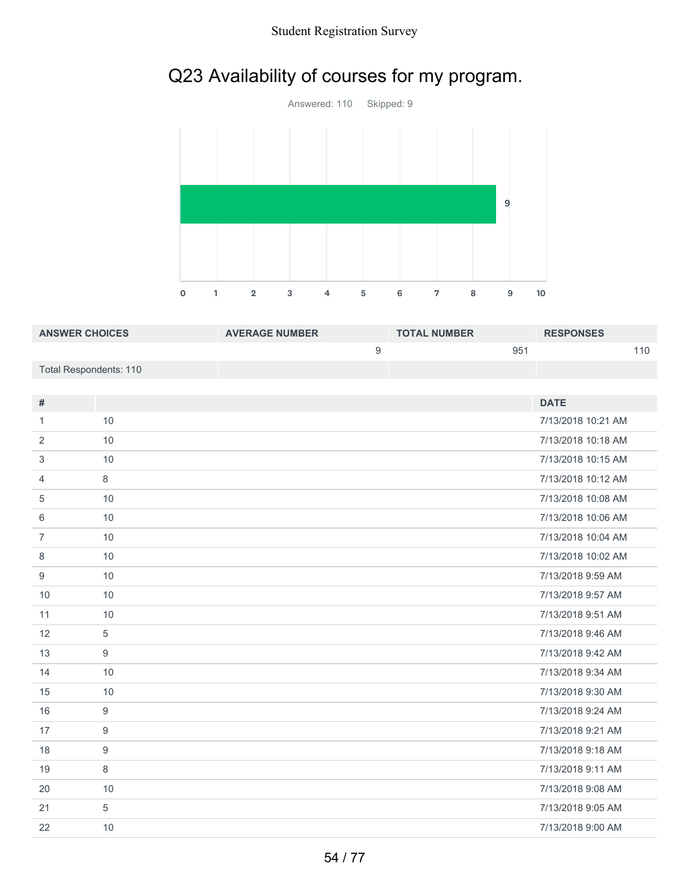# Q23 Availability of courses for my program.

Answered: 110 Skipped: 9

| ANSWER CHOICES | AVERAGE NUMBER | TOTAL NUMBER | RESPONSES |
|---|---|---|---|
| | 9 | 951 | 110 |
| Total Respondents: 110 | | | |

| # | | DATE |
|---|---|---|
| 1 | 10 | 7/13/2018 10:21 AM |
| 2 | 10 | 7/13/2018 10:18 AM |
| 3 | 10 | 7/13/2018 10:15 AM |
| 4 | 8 | 7/13/2018 10:12 AM |
| 5 | 10 | 7/13/2018 10:08 AM |
| 6 | 10 | 7/13/2018 10:06 AM |
| 7 | 10 | 7/13/2018 10:04 AM |
| 8 | 10 | 7/13/2018 10:02 AM |
| 9 | 10 | 7/13/2018 9:59 AM |
| 10 | 10 | 7/13/2018 9:57 AM |
| 11 | 10 | 7/13/2018 9:51 AM |
| 12 | 5 | 7/13/2018 9:46 AM |
| 13 | 9 | 7/13/2018 9:42 AM |
| 14 | 10 | 7/13/2018 9:34 AM |
| 15 | 10 | 7/13/2018 9:30 AM |
| 16 | 9 | 7/13/2018 9:24 AM |
| 17 | 9 | 7/13/2018 9:21 AM |
| 18 | 9 | 7/13/2018 9:18 AM |
| 19 | 8 | 7/13/2018 9:11 AM |
| 20 | 10 | 7/13/2018 9:08 AM |
| 21 | 5 | 7/13/2018 9:05 AM |
| 22 | 10 | 7/13/2018 9:00 AM |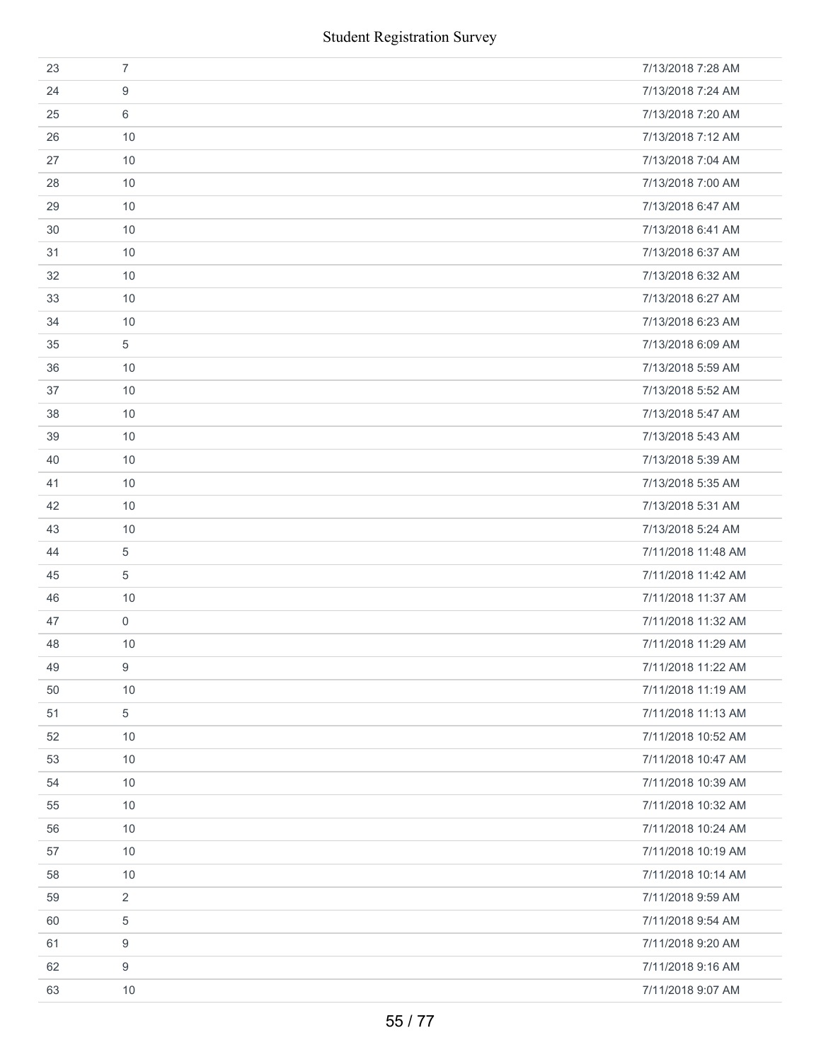| | | |
|---|---|---|
| 23 | 7 | 7/13/2018 7:28 AM |
| 24 | 9 | 7/13/2018 7:24 AM |
| 25 | 6 | 7/13/2018 7:20 AM |
| 26 | 10 | 7/13/2018 7:12 AM |
| 27 | 10 | 7/13/2018 7:04 AM |
| 28 | 10 | 7/13/2018 7:00 AM |
| 29 | 10 | 7/13/2018 6:47 AM |
| 30 | 10 | 7/13/2018 6:41 AM |
| 31 | 10 | 7/13/2018 6:37 AM |
| 32 | 10 | 7/13/2018 6:32 AM |
| 33 | 10 | 7/13/2018 6:27 AM |
| 34 | 10 | 7/13/2018 6:23 AM |
| 35 | 5 | 7/13/2018 6:09 AM |
| 36 | 10 | 7/13/2018 5:59 AM |
| 37 | 10 | 7/13/2018 5:52 AM |
| 38 | 10 | 7/13/2018 5:47 AM |
| 39 | 10 | 7/13/2018 5:43 AM |
| 40 | 10 | 7/13/2018 5:39 AM |
| 41 | 10 | 7/13/2018 5:35 AM |
| 42 | 10 | 7/13/2018 5:31 AM |
| 43 | 10 | 7/13/2018 5:24 AM |
| 44 | 5 | 7/11/2018 11:48 AM |
| 45 | 5 | 7/11/2018 11:42 AM |
| 46 | 10 | 7/11/2018 11:37 AM |
| 47 | 0 | 7/11/2018 11:32 AM |
| 48 | 10 | 7/11/2018 11:29 AM |
| 49 | 9 | 7/11/2018 11:22 AM |
| 50 | 10 | 7/11/2018 11:19 AM |
| 51 | 5 | 7/11/2018 11:13 AM |
| 52 | 10 | 7/11/2018 10:52 AM |
| 53 | 10 | 7/11/2018 10:47 AM |
| 54 | 10 | 7/11/2018 10:39 AM |
| 55 | 10 | 7/11/2018 10:32 AM |
| 56 | 10 | 7/11/2018 10:24 AM |
| 57 | 10 | 7/11/2018 10:19 AM |
| 58 | 10 | 7/11/2018 10:14 AM |
| 59 | 2 | 7/11/2018 9:59 AM |
| 60 | 5 | 7/11/2018 9:54 AM |
| 61 | 9 | 7/11/2018 9:20 AM |
| 62 | 9 | 7/11/2018 9:16 AM |
| 63 | 10 | 7/11/2018 9:07 AM |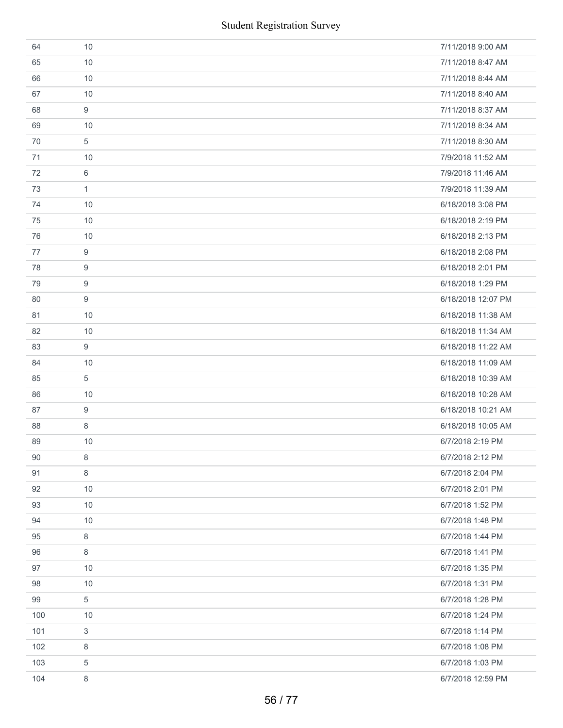| | | |
|---|---|---|
| 64 | 10 | 7/11/2018 9:00 AM |
| 65 | 10 | 7/11/2018 8:47 AM |
| 66 | 10 | 7/11/2018 8:44 AM |
| 67 | 10 | 7/11/2018 8:40 AM |
| 68 | 9 | 7/11/2018 8:37 AM |
| 69 | 10 | 7/11/2018 8:34 AM |
| 70 | 5 | 7/11/2018 8:30 AM |
| 71 | 10 | 7/9/2018 11:52 AM |
| 72 | 6 | 7/9/2018 11:46 AM |
| 73 | 1 | 7/9/2018 11:39 AM |
| 74 | 10 | 6/18/2018 3:08 PM |
| 75 | 10 | 6/18/2018 2:19 PM |
| 76 | 10 | 6/18/2018 2:13 PM |
| 77 | 9 | 6/18/2018 2:08 PM |
| 78 | 9 | 6/18/2018 2:01 PM |
| 79 | 9 | 6/18/2018 1:29 PM |
| 80 | 9 | 6/18/2018 12:07 PM |
| 81 | 10 | 6/18/2018 11:38 AM |
| 82 | 10 | 6/18/2018 11:34 AM |
| 83 | 9 | 6/18/2018 11:22 AM |
| 84 | 10 | 6/18/2018 11:09 AM |
| 85 | 5 | 6/18/2018 10:39 AM |
| 86 | 10 | 6/18/2018 10:28 AM |
| 87 | 9 | 6/18/2018 10:21 AM |
| 88 | 8 | 6/18/2018 10:05 AM |
| 89 | 10 | 6/7/2018 2:19 PM |
| 90 | 8 | 6/7/2018 2:12 PM |
| 91 | 8 | 6/7/2018 2:04 PM |
| 92 | 10 | 6/7/2018 2:01 PM |
| 93 | 10 | 6/7/2018 1:52 PM |
| 94 | 10 | 6/7/2018 1:48 PM |
| 95 | 8 | 6/7/2018 1:44 PM |
| 96 | 8 | 6/7/2018 1:41 PM |
| 97 | 10 | 6/7/2018 1:35 PM |
| 98 | 10 | 6/7/2018 1:31 PM |
| 99 | 5 | 6/7/2018 1:28 PM |
| 100 | 10 | 6/7/2018 1:24 PM |
| 101 | 3 | 6/7/2018 1:14 PM |
| 102 | 8 | 6/7/2018 1:08 PM |
| 103 | 5 | 6/7/2018 1:03 PM |
| 104 | 8 | 6/7/2018 12:59 PM |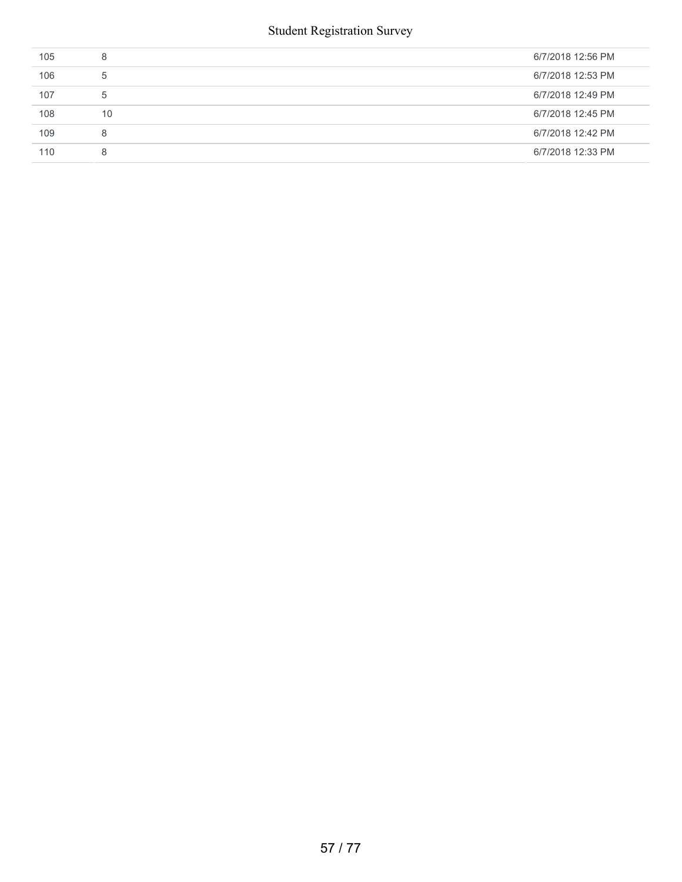| | | |
|---|---|---|
| 105 | 8 | 6/7/2018 12:56 PM |
| 106 | 5 | 6/7/2018 12:53 PM |
| 107 | 5 | 6/7/2018 12:49 PM |
| 108 | 10 | 6/7/2018 12:45 PM |
| 109 | 8 | 6/7/2018 12:42 PM |
| 110 | 8 | 6/7/2018 12:33 PM |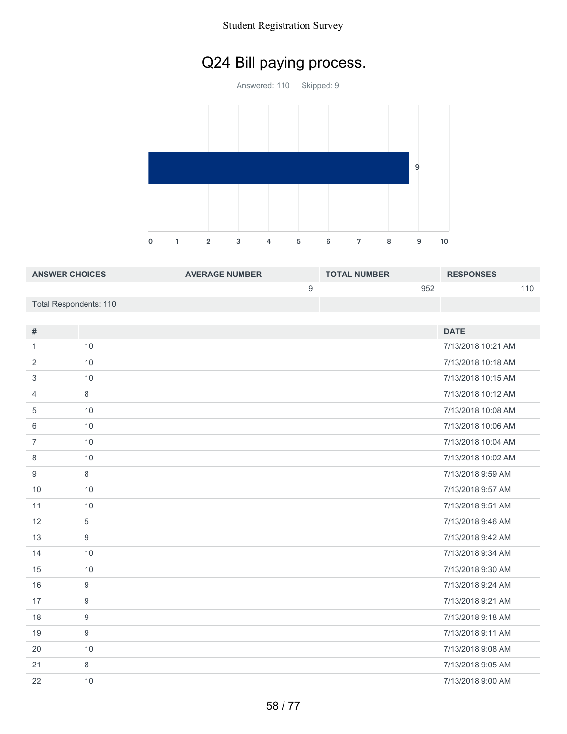# Q24 Bill paying process.

Answered: 110    Skipped: 9

| ANSWER CHOICES | AVERAGE NUMBER | TOTAL NUMBER | RESPONSES |
|---|---|---|---|
| | 9 | 952 | 110 |
| Total Respondents: 110 | | | |

| # | | DATE |
|---|---|---|
| 1 | 10 | 7/13/2018 10:21 AM |
| 2 | 10 | 7/13/2018 10:18 AM |
| 3 | 10 | 7/13/2018 10:15 AM |
| 4 | 8 | 7/13/2018 10:12 AM |
| 5 | 10 | 7/13/2018 10:08 AM |
| 6 | 10 | 7/13/2018 10:06 AM |
| 7 | 10 | 7/13/2018 10:04 AM |
| 8 | 10 | 7/13/2018 10:02 AM |
| 9 | 8 | 7/13/2018 9:59 AM |
| 10 | 10 | 7/13/2018 9:57 AM |
| 11 | 10 | 7/13/2018 9:51 AM |
| 12 | 5 | 7/13/2018 9:46 AM |
| 13 | 9 | 7/13/2018 9:42 AM |
| 14 | 10 | 7/13/2018 9:34 AM |
| 15 | 10 | 7/13/2018 9:30 AM |
| 16 | 9 | 7/13/2018 9:24 AM |
| 17 | 9 | 7/13/2018 9:21 AM |
| 18 | 9 | 7/13/2018 9:18 AM |
| 19 | 9 | 7/13/2018 9:11 AM |
| 20 | 10 | 7/13/2018 9:08 AM |
| 21 | 8 | 7/13/2018 9:05 AM |
| 22 | 10 | 7/13/2018 9:00 AM |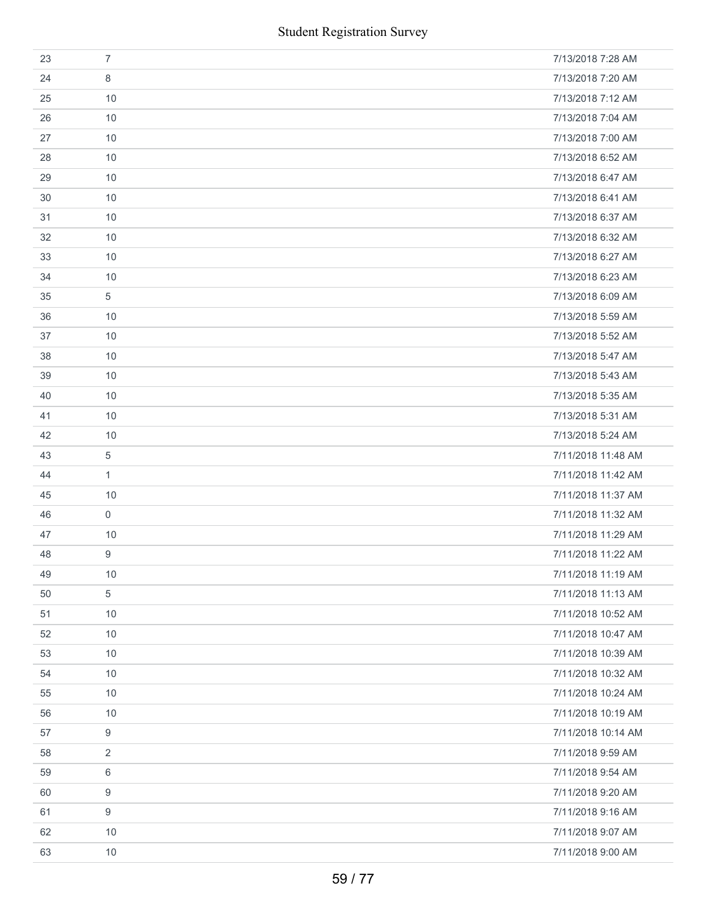| | | |
|---|---|---|
| 23 | 7 | 7/13/2018 7:28 AM |
| 24 | 8 | 7/13/2018 7:20 AM |
| 25 | 10 | 7/13/2018 7:12 AM |
| 26 | 10 | 7/13/2018 7:04 AM |
| 27 | 10 | 7/13/2018 7:00 AM |
| 28 | 10 | 7/13/2018 6:52 AM |
| 29 | 10 | 7/13/2018 6:47 AM |
| 30 | 10 | 7/13/2018 6:41 AM |
| 31 | 10 | 7/13/2018 6:37 AM |
| 32 | 10 | 7/13/2018 6:32 AM |
| 33 | 10 | 7/13/2018 6:27 AM |
| 34 | 10 | 7/13/2018 6:23 AM |
| 35 | 5 | 7/13/2018 6:09 AM |
| 36 | 10 | 7/13/2018 5:59 AM |
| 37 | 10 | 7/13/2018 5:52 AM |
| 38 | 10 | 7/13/2018 5:47 AM |
| 39 | 10 | 7/13/2018 5:43 AM |
| 40 | 10 | 7/13/2018 5:35 AM |
| 41 | 10 | 7/13/2018 5:31 AM |
| 42 | 10 | 7/13/2018 5:24 AM |
| 43 | 5 | 7/11/2018 11:48 AM |
| 44 | 1 | 7/11/2018 11:42 AM |
| 45 | 10 | 7/11/2018 11:37 AM |
| 46 | 0 | 7/11/2018 11:32 AM |
| 47 | 10 | 7/11/2018 11:29 AM |
| 48 | 9 | 7/11/2018 11:22 AM |
| 49 | 10 | 7/11/2018 11:19 AM |
| 50 | 5 | 7/11/2018 11:13 AM |
| 51 | 10 | 7/11/2018 10:52 AM |
| 52 | 10 | 7/11/2018 10:47 AM |
| 53 | 10 | 7/11/2018 10:39 AM |
| 54 | 10 | 7/11/2018 10:32 AM |
| 55 | 10 | 7/11/2018 10:24 AM |
| 56 | 10 | 7/11/2018 10:19 AM |
| 57 | 9 | 7/11/2018 10:14 AM |
| 58 | 2 | 7/11/2018 9:59 AM |
| 59 | 6 | 7/11/2018 9:54 AM |
| 60 | 9 | 7/11/2018 9:20 AM |
| 61 | 9 | 7/11/2018 9:16 AM |
| 62 | 10 | 7/11/2018 9:07 AM |
| 63 | 10 | 7/11/2018 9:00 AM |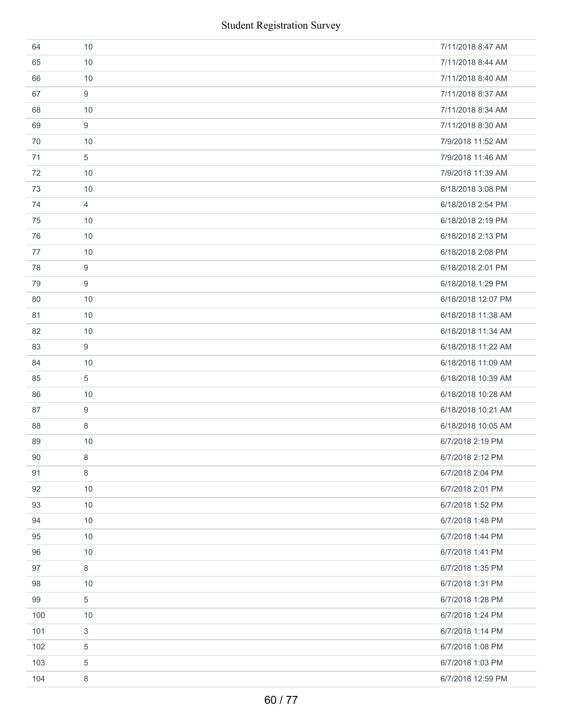| | | |
|---|---|---|
| 64 | 10 | 7/11/2018 8:47 AM |
| 65 | 10 | 7/11/2018 8:44 AM |
| 66 | 10 | 7/11/2018 8:40 AM |
| 67 | 9 | 7/11/2018 8:37 AM |
| 68 | 10 | 7/11/2018 8:34 AM |
| 69 | 9 | 7/11/2018 8:30 AM |
| 70 | 10 | 7/9/2018 11:52 AM |
| 71 | 5 | 7/9/2018 11:46 AM |
| 72 | 10 | 7/9/2018 11:39 AM |
| 73 | 10 | 6/18/2018 3:08 PM |
| 74 | 4 | 6/18/2018 2:54 PM |
| 75 | 10 | 6/18/2018 2:19 PM |
| 76 | 10 | 6/18/2018 2:13 PM |
| 77 | 10 | 6/18/2018 2:08 PM |
| 78 | 9 | 6/18/2018 2:01 PM |
| 79 | 9 | 6/18/2018 1:29 PM |
| 80 | 10 | 6/18/2018 12:07 PM |
| 81 | 10 | 6/18/2018 11:38 AM |
| 82 | 10 | 6/18/2018 11:34 AM |
| 83 | 9 | 6/18/2018 11:22 AM |
| 84 | 10 | 6/18/2018 11:09 AM |
| 85 | 5 | 6/18/2018 10:39 AM |
| 86 | 10 | 6/18/2018 10:28 AM |
| 87 | 9 | 6/18/2018 10:21 AM |
| 88 | 8 | 6/18/2018 10:05 AM |
| 89 | 10 | 6/7/2018 2:19 PM |
| 90 | 8 | 6/7/2018 2:12 PM |
| 91 | 8 | 6/7/2018 2:04 PM |
| 92 | 10 | 6/7/2018 2:01 PM |
| 93 | 10 | 6/7/2018 1:52 PM |
| 94 | 10 | 6/7/2018 1:48 PM |
| 95 | 10 | 6/7/2018 1:44 PM |
| 96 | 10 | 6/7/2018 1:41 PM |
| 97 | 8 | 6/7/2018 1:35 PM |
| 98 | 10 | 6/7/2018 1:31 PM |
| 99 | 5 | 6/7/2018 1:28 PM |
| 100 | 10 | 6/7/2018 1:24 PM |
| 101 | 3 | 6/7/2018 1:14 PM |
| 102 | 5 | 6/7/2018 1:08 PM |
| 103 | 5 | 6/7/2018 1:03 PM |
| 104 | 8 | 6/7/2018 12:59 PM |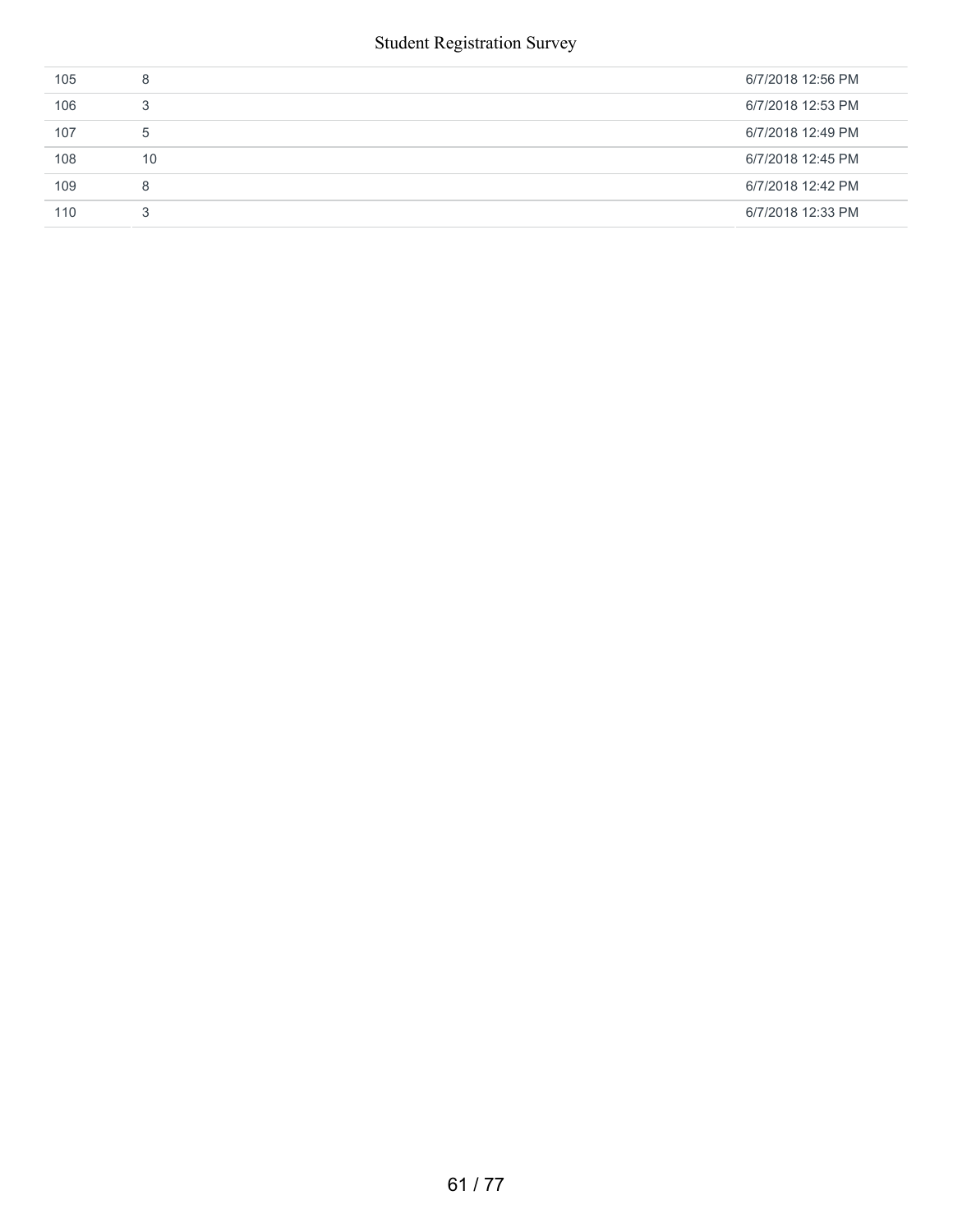| | | |
|---|---|---|
| 105 | 8 | 6/7/2018 12:56 PM |
| 106 | 3 | 6/7/2018 12:53 PM |
| 107 | 5 | 6/7/2018 12:49 PM |
| 108 | 10 | 6/7/2018 12:45 PM |
| 109 | 8 | 6/7/2018 12:42 PM |
| 110 | 3 | 6/7/2018 12:33 PM |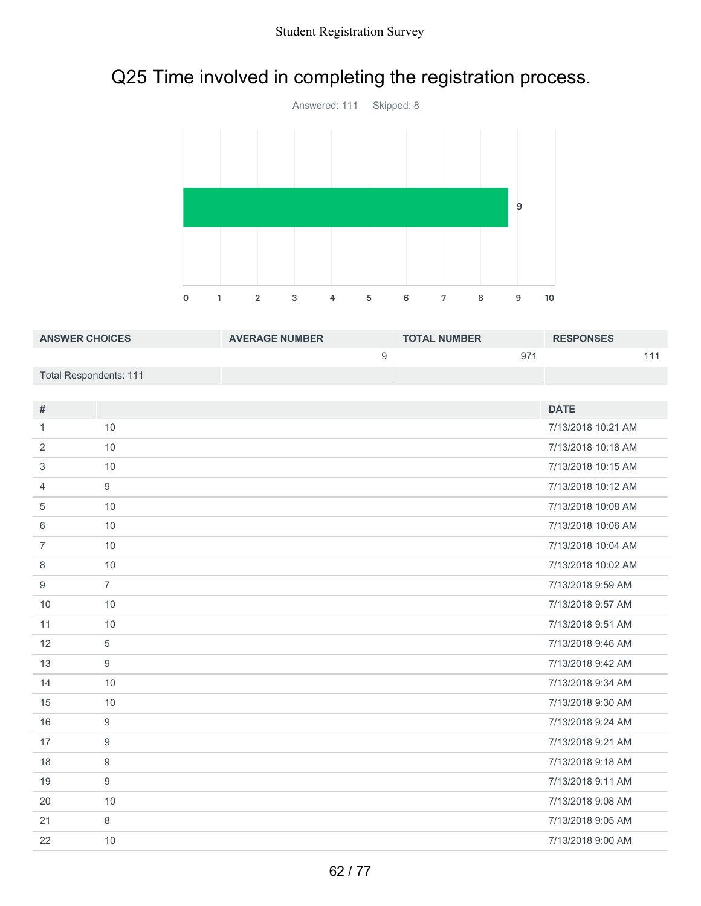# Q25 Time involved in completing the registration process.

Answered: 111 Skipped: 8

| ANSWER CHOICES | AVERAGE NUMBER | TOTAL NUMBER | RESPONSES |
|---|---|---|---|
| | 9 | 971 | 111 |
| Total Respondents: 111 | | | |

| # | | DATE |
|---|---|---|
| 1 | 10 | 7/13/2018 10:21 AM |
| 2 | 10 | 7/13/2018 10:18 AM |
| 3 | 10 | 7/13/2018 10:15 AM |
| 4 | 9 | 7/13/2018 10:12 AM |
| 5 | 10 | 7/13/2018 10:08 AM |
| 6 | 10 | 7/13/2018 10:06 AM |
| 7 | 10 | 7/13/2018 10:04 AM |
| 8 | 10 | 7/13/2018 10:02 AM |
| 9 | 7 | 7/13/2018 9:59 AM |
| 10 | 10 | 7/13/2018 9:57 AM |
| 11 | 10 | 7/13/2018 9:51 AM |
| 12 | 5 | 7/13/2018 9:46 AM |
| 13 | 9 | 7/13/2018 9:42 AM |
| 14 | 10 | 7/13/2018 9:34 AM |
| 15 | 10 | 7/13/2018 9:30 AM |
| 16 | 9 | 7/13/2018 9:24 AM |
| 17 | 9 | 7/13/2018 9:21 AM |
| 18 | 9 | 7/13/2018 9:18 AM |
| 19 | 9 | 7/13/2018 9:11 AM |
| 20 | 10 | 7/13/2018 9:08 AM |
| 21 | 8 | 7/13/2018 9:05 AM |
| 22 | 10 | 7/13/2018 9:00 AM |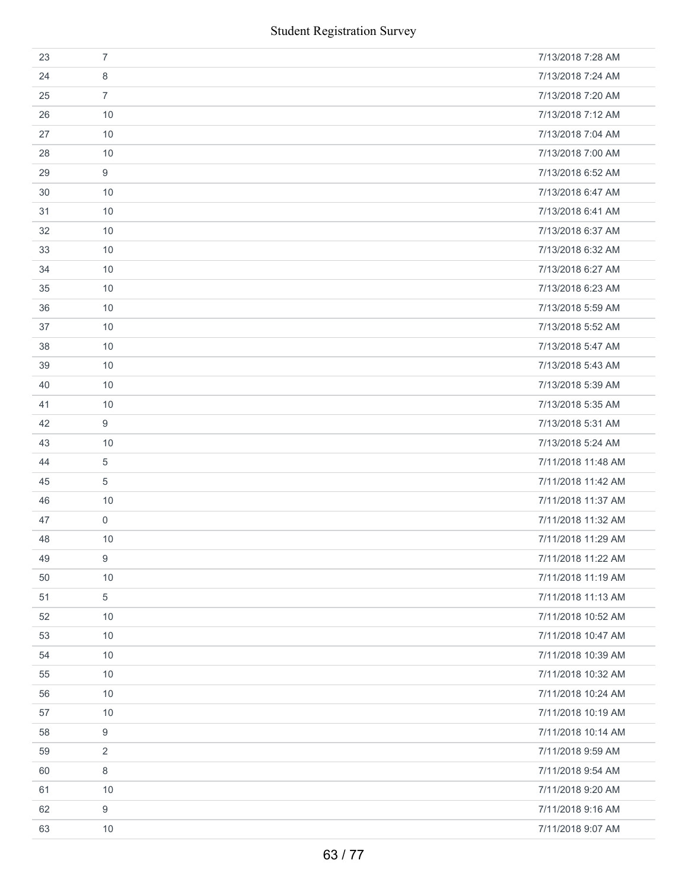| 23 | 7 | 7/13/2018 7:28 AM |
|---|---|---|
| 24 | 8 | 7/13/2018 7:24 AM |
| 25 | 7 | 7/13/2018 7:20 AM |
| 26 | 10 | 7/13/2018 7:12 AM |
| 27 | 10 | 7/13/2018 7:04 AM |
| 28 | 10 | 7/13/2018 7:00 AM |
| 29 | 9 | 7/13/2018 6:52 AM |
| 30 | 10 | 7/13/2018 6:47 AM |
| 31 | 10 | 7/13/2018 6:41 AM |
| 32 | 10 | 7/13/2018 6:37 AM |
| 33 | 10 | 7/13/2018 6:32 AM |
| 34 | 10 | 7/13/2018 6:27 AM |
| 35 | 10 | 7/13/2018 6:23 AM |
| 36 | 10 | 7/13/2018 5:59 AM |
| 37 | 10 | 7/13/2018 5:52 AM |
| 38 | 10 | 7/13/2018 5:47 AM |
| 39 | 10 | 7/13/2018 5:43 AM |
| 40 | 10 | 7/13/2018 5:39 AM |
| 41 | 10 | 7/13/2018 5:35 AM |
| 42 | 9 | 7/13/2018 5:31 AM |
| 43 | 10 | 7/13/2018 5:24 AM |
| 44 | 5 | 7/11/2018 11:48 AM |
| 45 | 5 | 7/11/2018 11:42 AM |
| 46 | 10 | 7/11/2018 11:37 AM |
| 47 | 0 | 7/11/2018 11:32 AM |
| 48 | 10 | 7/11/2018 11:29 AM |
| 49 | 9 | 7/11/2018 11:22 AM |
| 50 | 10 | 7/11/2018 11:19 AM |
| 51 | 5 | 7/11/2018 11:13 AM |
| 52 | 10 | 7/11/2018 10:52 AM |
| 53 | 10 | 7/11/2018 10:47 AM |
| 54 | 10 | 7/11/2018 10:39 AM |
| 55 | 10 | 7/11/2018 10:32 AM |
| 56 | 10 | 7/11/2018 10:24 AM |
| 57 | 10 | 7/11/2018 10:19 AM |
| 58 | 9 | 7/11/2018 10:14 AM |
| 59 | 2 | 7/11/2018 9:59 AM |
| 60 | 8 | 7/11/2018 9:54 AM |
| 61 | 10 | 7/11/2018 9:20 AM |
| 62 | 9 | 7/11/2018 9:16 AM |
| 63 | 10 | 7/11/2018 9:07 AM |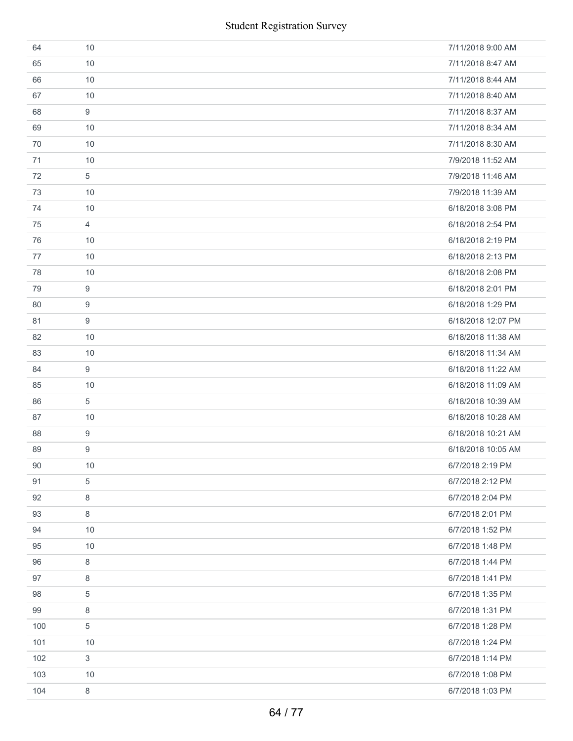| | | |
|---|---|---|
| 64 | 10 | 7/11/2018 9:00 AM |
| 65 | 10 | 7/11/2018 8:47 AM |
| 66 | 10 | 7/11/2018 8:44 AM |
| 67 | 10 | 7/11/2018 8:40 AM |
| 68 | 9 | 7/11/2018 8:37 AM |
| 69 | 10 | 7/11/2018 8:34 AM |
| 70 | 10 | 7/11/2018 8:30 AM |
| 71 | 10 | 7/9/2018 11:52 AM |
| 72 | 5 | 7/9/2018 11:46 AM |
| 73 | 10 | 7/9/2018 11:39 AM |
| 74 | 10 | 6/18/2018 3:08 PM |
| 75 | 4 | 6/18/2018 2:54 PM |
| 76 | 10 | 6/18/2018 2:19 PM |
| 77 | 10 | 6/18/2018 2:13 PM |
| 78 | 10 | 6/18/2018 2:08 PM |
| 79 | 9 | 6/18/2018 2:01 PM |
| 80 | 9 | 6/18/2018 1:29 PM |
| 81 | 9 | 6/18/2018 12:07 PM |
| 82 | 10 | 6/18/2018 11:38 AM |
| 83 | 10 | 6/18/2018 11:34 AM |
| 84 | 9 | 6/18/2018 11:22 AM |
| 85 | 10 | 6/18/2018 11:09 AM |
| 86 | 5 | 6/18/2018 10:39 AM |
| 87 | 10 | 6/18/2018 10:28 AM |
| 88 | 9 | 6/18/2018 10:21 AM |
| 89 | 9 | 6/18/2018 10:05 AM |
| 90 | 10 | 6/7/2018 2:19 PM |
| 91 | 5 | 6/7/2018 2:12 PM |
| 92 | 8 | 6/7/2018 2:04 PM |
| 93 | 8 | 6/7/2018 2:01 PM |
| 94 | 10 | 6/7/2018 1:52 PM |
| 95 | 10 | 6/7/2018 1:48 PM |
| 96 | 8 | 6/7/2018 1:44 PM |
| 97 | 8 | 6/7/2018 1:41 PM |
| 98 | 5 | 6/7/2018 1:35 PM |
| 99 | 8 | 6/7/2018 1:31 PM |
| 100 | 5 | 6/7/2018 1:28 PM |
| 101 | 10 | 6/7/2018 1:24 PM |
| 102 | 3 | 6/7/2018 1:14 PM |
| 103 | 10 | 6/7/2018 1:08 PM |
| 104 | 8 | 6/7/2018 1:03 PM |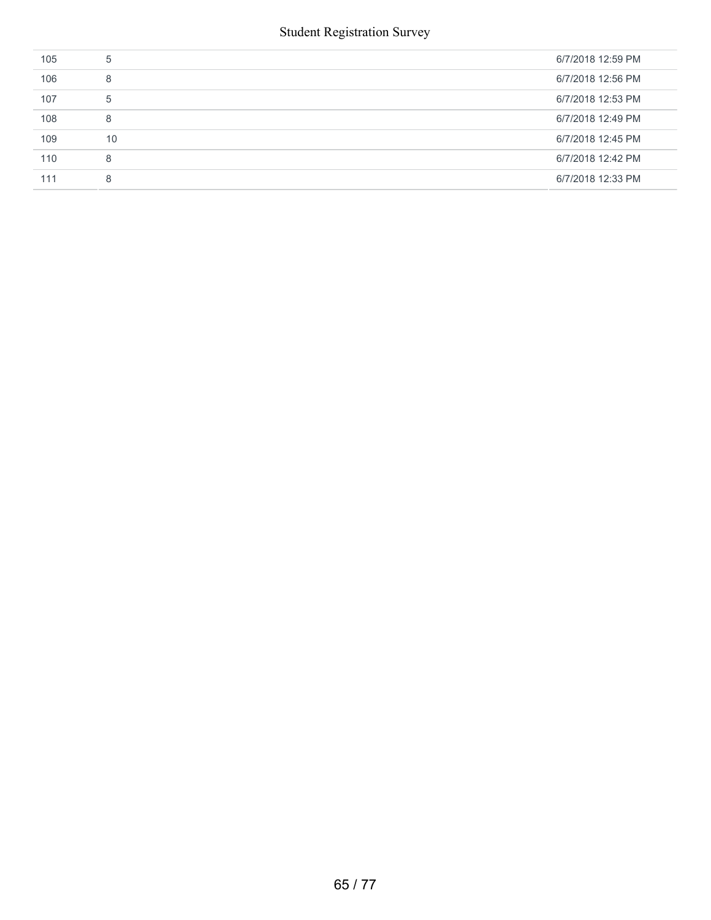| | | |
|---|---|---|
| 105 | 5 | 6/7/2018 12:59 PM |
| 106 | 8 | 6/7/2018 12:56 PM |
| 107 | 5 | 6/7/2018 12:53 PM |
| 108 | 8 | 6/7/2018 12:49 PM |
| 109 | 10 | 6/7/2018 12:45 PM |
| 110 | 8 | 6/7/2018 12:42 PM |
| 111 | 8 | 6/7/2018 12:33 PM |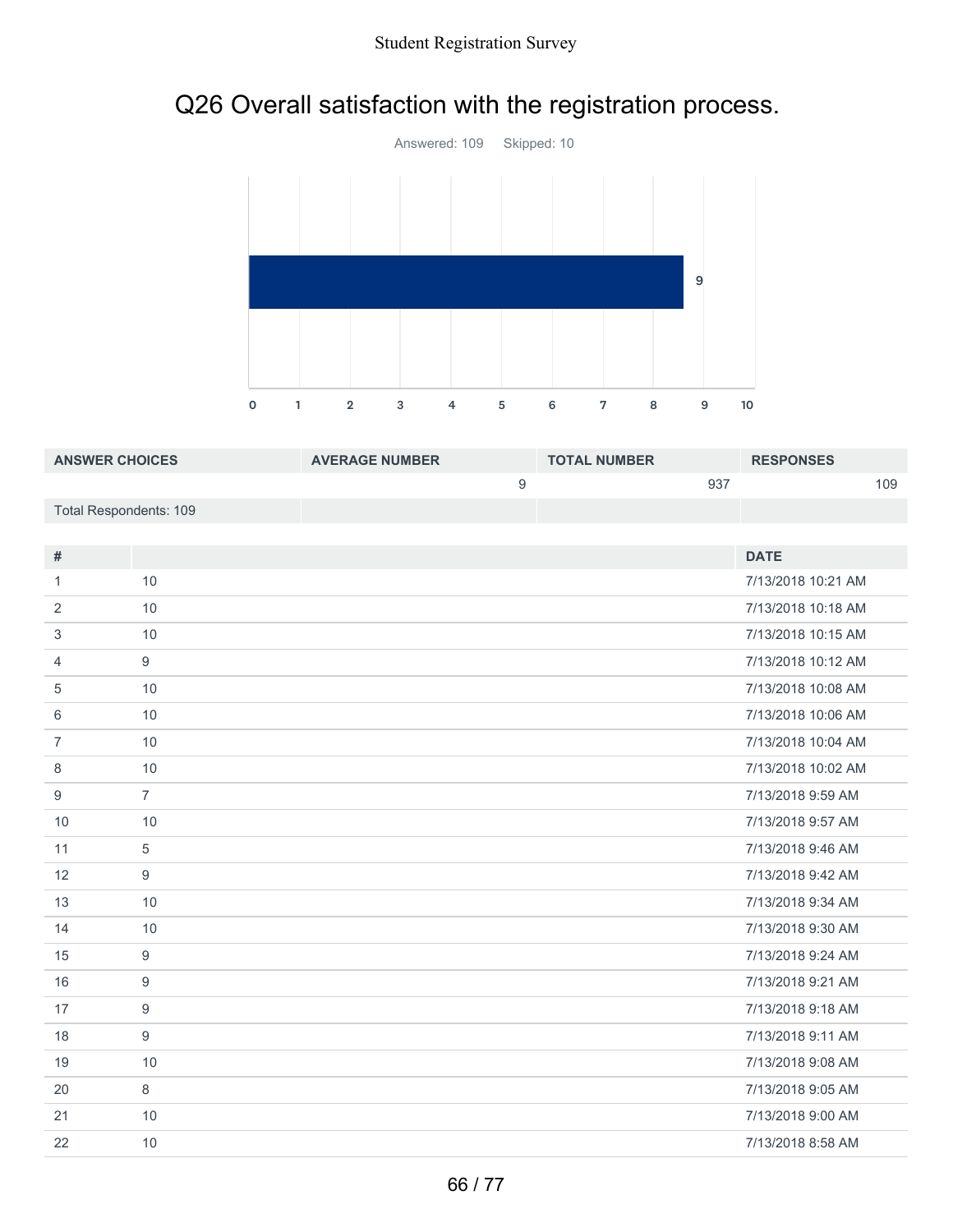# Q26 Overall satisfaction with the registration process.

Answered: 109 Skipped: 10

| ANSWER CHOICES | AVERAGE NUMBER | TOTAL NUMBER | RESPONSES |
|---|---|---|---|
| | 9 | 937 | 109 |
| Total Respondents: 109 | | | |

| # | | DATE |
|---|---|---|
| 1 | 10 | 7/13/2018 10:21 AM |
| 2 | 10 | 7/13/2018 10:18 AM |
| 3 | 10 | 7/13/2018 10:15 AM |
| 4 | 9 | 7/13/2018 10:12 AM |
| 5 | 10 | 7/13/2018 10:08 AM |
| 6 | 10 | 7/13/2018 10:06 AM |
| 7 | 10 | 7/13/2018 10:04 AM |
| 8 | 10 | 7/13/2018 10:02 AM |
| 9 | 7 | 7/13/2018 9:59 AM |
| 10 | 10 | 7/13/2018 9:57 AM |
| 11 | 5 | 7/13/2018 9:46 AM |
| 12 | 9 | 7/13/2018 9:42 AM |
| 13 | 10 | 7/13/2018 9:34 AM |
| 14 | 10 | 7/13/2018 9:30 AM |
| 15 | 9 | 7/13/2018 9:24 AM |
| 16 | 9 | 7/13/2018 9:21 AM |
| 17 | 9 | 7/13/2018 9:18 AM |
| 18 | 9 | 7/13/2018 9:11 AM |
| 19 | 10 | 7/13/2018 9:08 AM |
| 20 | 8 | 7/13/2018 9:05 AM |
| 21 | 10 | 7/13/2018 9:00 AM |
| 22 | 10 | 7/13/2018 8:58 AM |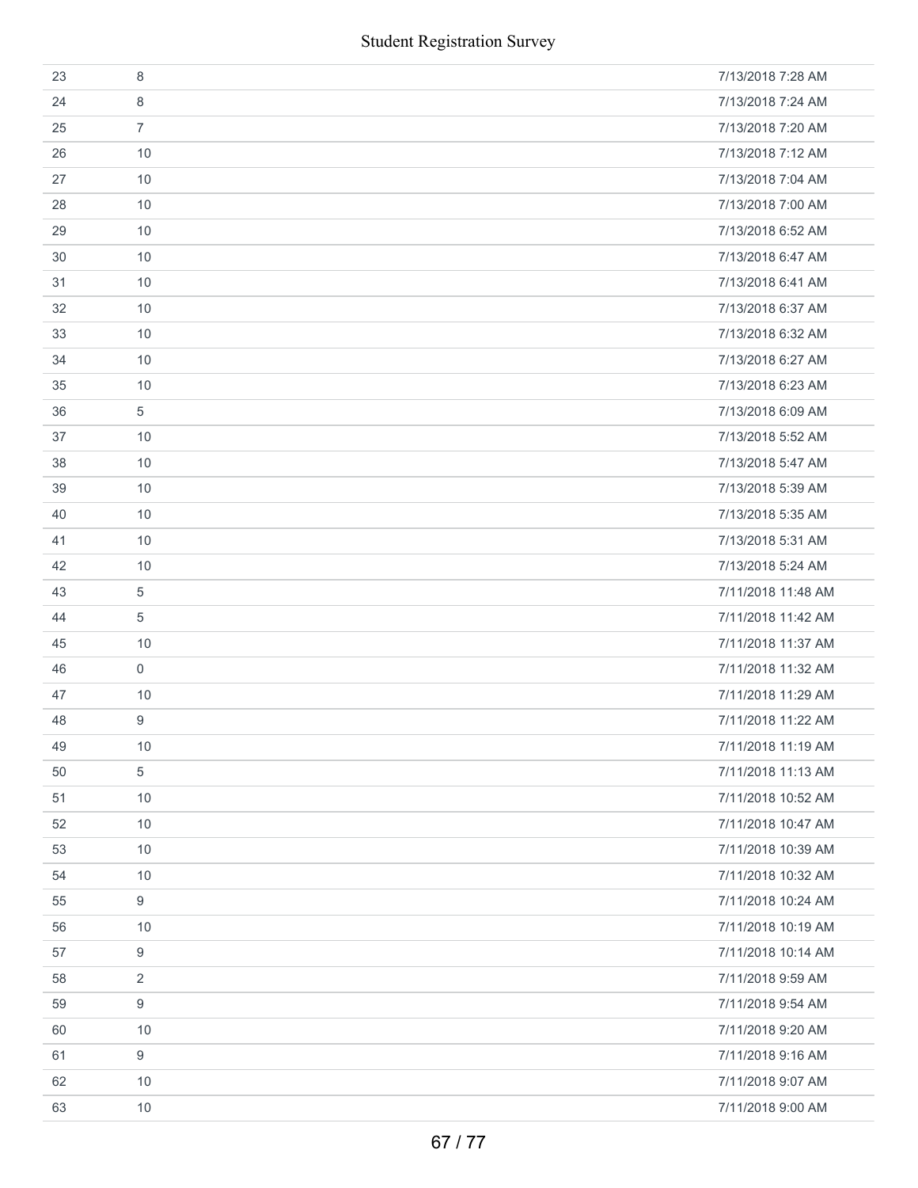| | | |
|---|---|---|
| 23 | 8 | 7/13/2018 7:28 AM |
| 24 | 8 | 7/13/2018 7:24 AM |
| 25 | 7 | 7/13/2018 7:20 AM |
| 26 | 10 | 7/13/2018 7:12 AM |
| 27 | 10 | 7/13/2018 7:04 AM |
| 28 | 10 | 7/13/2018 7:00 AM |
| 29 | 10 | 7/13/2018 6:52 AM |
| 30 | 10 | 7/13/2018 6:47 AM |
| 31 | 10 | 7/13/2018 6:41 AM |
| 32 | 10 | 7/13/2018 6:37 AM |
| 33 | 10 | 7/13/2018 6:32 AM |
| 34 | 10 | 7/13/2018 6:27 AM |
| 35 | 10 | 7/13/2018 6:23 AM |
| 36 | 5 | 7/13/2018 6:09 AM |
| 37 | 10 | 7/13/2018 5:52 AM |
| 38 | 10 | 7/13/2018 5:47 AM |
| 39 | 10 | 7/13/2018 5:39 AM |
| 40 | 10 | 7/13/2018 5:35 AM |
| 41 | 10 | 7/13/2018 5:31 AM |
| 42 | 10 | 7/13/2018 5:24 AM |
| 43 | 5 | 7/11/2018 11:48 AM |
| 44 | 5 | 7/11/2018 11:42 AM |
| 45 | 10 | 7/11/2018 11:37 AM |
| 46 | 0 | 7/11/2018 11:32 AM |
| 47 | 10 | 7/11/2018 11:29 AM |
| 48 | 9 | 7/11/2018 11:22 AM |
| 49 | 10 | 7/11/2018 11:19 AM |
| 50 | 5 | 7/11/2018 11:13 AM |
| 51 | 10 | 7/11/2018 10:52 AM |
| 52 | 10 | 7/11/2018 10:47 AM |
| 53 | 10 | 7/11/2018 10:39 AM |
| 54 | 10 | 7/11/2018 10:32 AM |
| 55 | 9 | 7/11/2018 10:24 AM |
| 56 | 10 | 7/11/2018 10:19 AM |
| 57 | 9 | 7/11/2018 10:14 AM |
| 58 | 2 | 7/11/2018 9:59 AM |
| 59 | 9 | 7/11/2018 9:54 AM |
| 60 | 10 | 7/11/2018 9:20 AM |
| 61 | 9 | 7/11/2018 9:16 AM |
| 62 | 10 | 7/11/2018 9:07 AM |
| 63 | 10 | 7/11/2018 9:00 AM |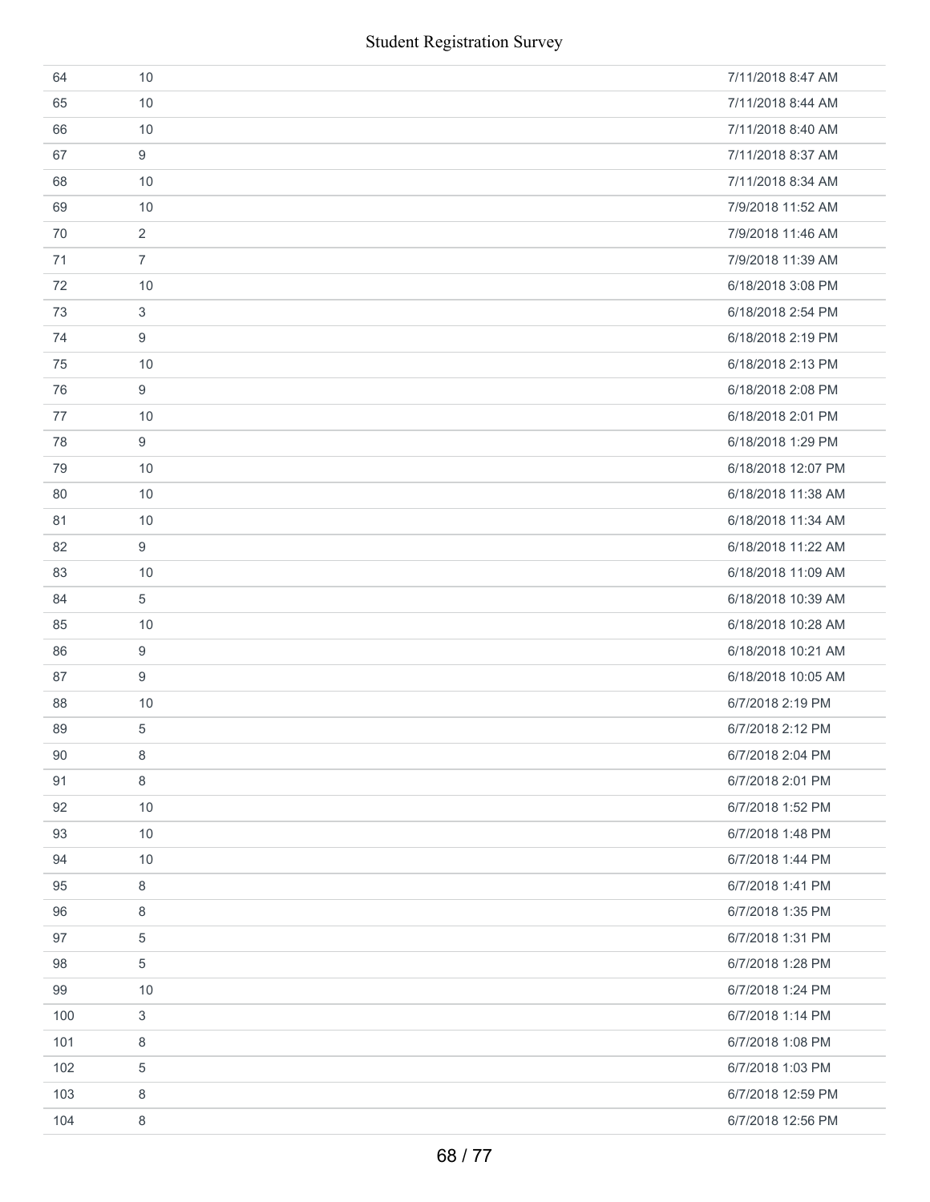| | | |
|---|---|---|
| 64 | 10 | 7/11/2018 8:47 AM |
| 65 | 10 | 7/11/2018 8:44 AM |
| 66 | 10 | 7/11/2018 8:40 AM |
| 67 | 9 | 7/11/2018 8:37 AM |
| 68 | 10 | 7/11/2018 8:34 AM |
| 69 | 10 | 7/9/2018 11:52 AM |
| 70 | 2 | 7/9/2018 11:46 AM |
| 71 | 7 | 7/9/2018 11:39 AM |
| 72 | 10 | 6/18/2018 3:08 PM |
| 73 | 3 | 6/18/2018 2:54 PM |
| 74 | 9 | 6/18/2018 2:19 PM |
| 75 | 10 | 6/18/2018 2:13 PM |
| 76 | 9 | 6/18/2018 2:08 PM |
| 77 | 10 | 6/18/2018 2:01 PM |
| 78 | 9 | 6/18/2018 1:29 PM |
| 79 | 10 | 6/18/2018 12:07 PM |
| 80 | 10 | 6/18/2018 11:38 AM |
| 81 | 10 | 6/18/2018 11:34 AM |
| 82 | 9 | 6/18/2018 11:22 AM |
| 83 | 10 | 6/18/2018 11:09 AM |
| 84 | 5 | 6/18/2018 10:39 AM |
| 85 | 10 | 6/18/2018 10:28 AM |
| 86 | 9 | 6/18/2018 10:21 AM |
| 87 | 9 | 6/18/2018 10:05 AM |
| 88 | 10 | 6/7/2018 2:19 PM |
| 89 | 5 | 6/7/2018 2:12 PM |
| 90 | 8 | 6/7/2018 2:04 PM |
| 91 | 8 | 6/7/2018 2:01 PM |
| 92 | 10 | 6/7/2018 1:52 PM |
| 93 | 10 | 6/7/2018 1:48 PM |
| 94 | 10 | 6/7/2018 1:44 PM |
| 95 | 8 | 6/7/2018 1:41 PM |
| 96 | 8 | 6/7/2018 1:35 PM |
| 97 | 5 | 6/7/2018 1:31 PM |
| 98 | 5 | 6/7/2018 1:28 PM |
| 99 | 10 | 6/7/2018 1:24 PM |
| 100 | 3 | 6/7/2018 1:14 PM |
| 101 | 8 | 6/7/2018 1:08 PM |
| 102 | 5 | 6/7/2018 1:03 PM |
| 103 | 8 | 6/7/2018 12:59 PM |
| 104 | 8 | 6/7/2018 12:56 PM |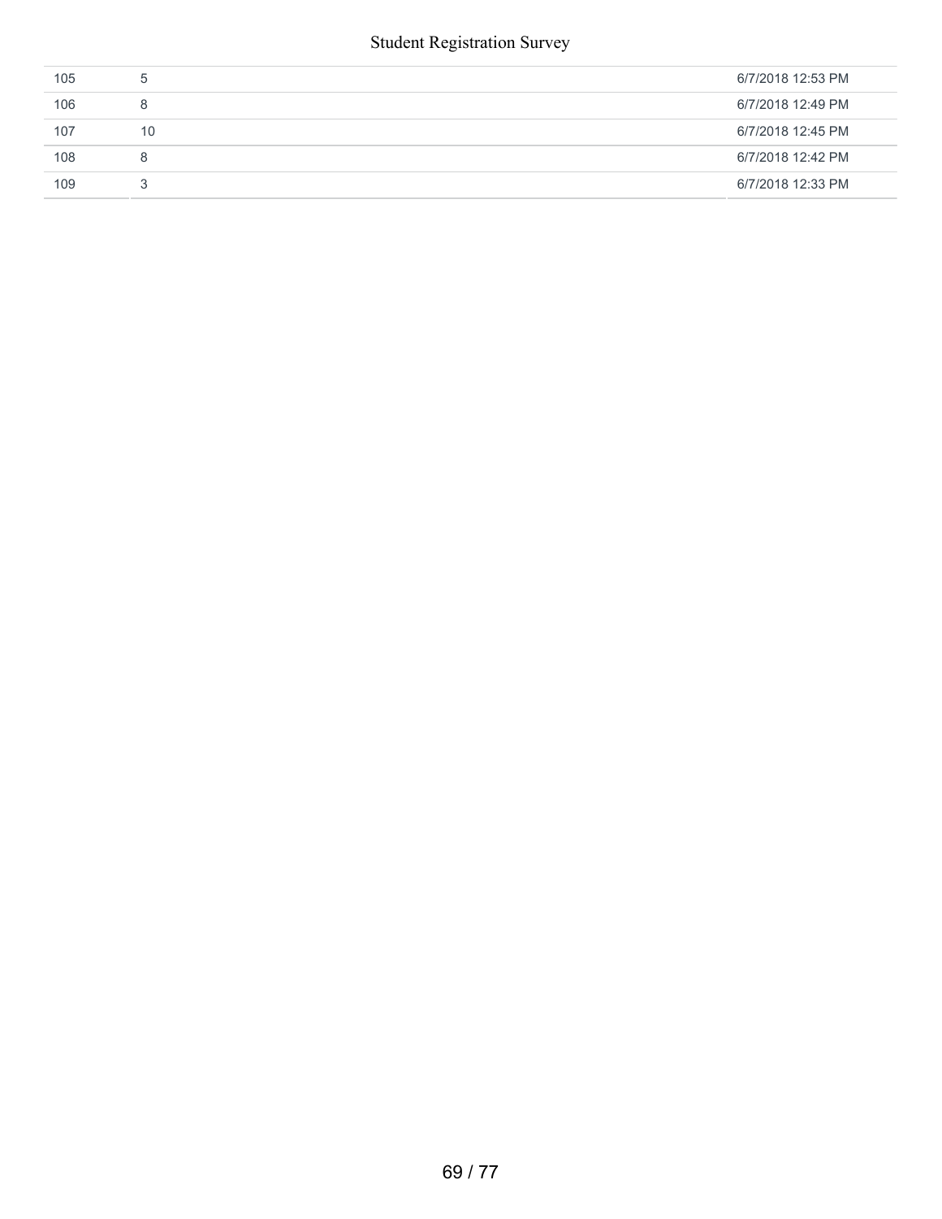| | | |
|---|---|---|
| 105 | 5 | 6/7/2018 12:53 PM |
| 106 | 8 | 6/7/2018 12:49 PM |
| 107 | 10 | 6/7/2018 12:45 PM |
| 108 | 8 | 6/7/2018 12:42 PM |
| 109 | 3 | 6/7/2018 12:33 PM |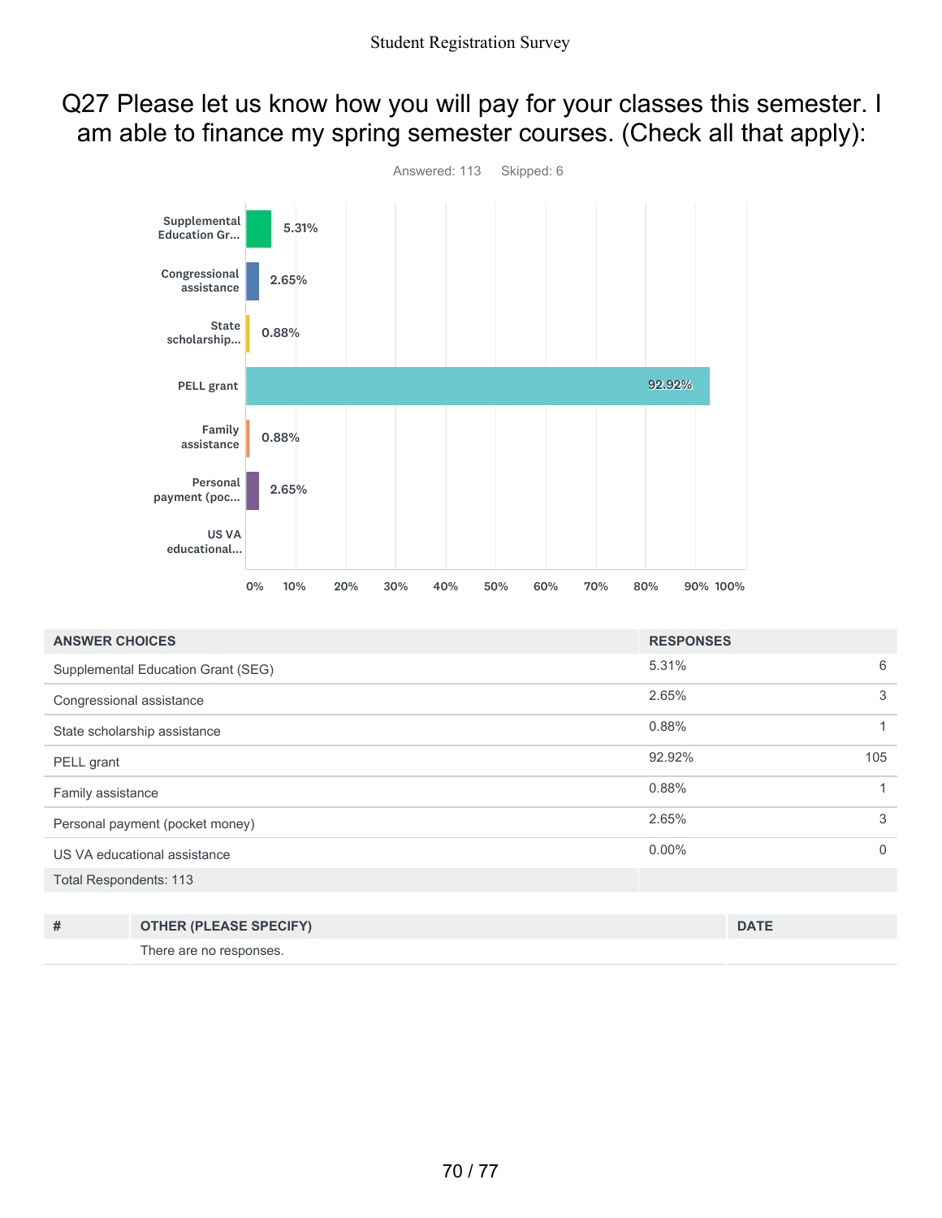# Q27 Please let us know how you will pay for your classes this semester. I am able to finance my spring semester courses. (Check all that apply):

Answered: 113 Skipped: 6

| ANSWER CHOICES | RESPONSES | |
|---|---|---|
| Supplemental Education Grant (SEG) | 5.31% | 6 |
| Congressional assistance | 2.65% | 3 |
| State scholarship assistance | 0.88% | 1 |
| PELL grant | 92.92% | 105 |
| Family assistance | 0.88% | 1 |
| Personal payment (pocket money) | 2.65% | 3 |
| US VA educational assistance | 0.00% | 0 |
| Total Respondents: 113 | | |

| # | OTHER (PLEASE SPECIFY) | DATE |
|---|---|---|
| | There are no responses. | |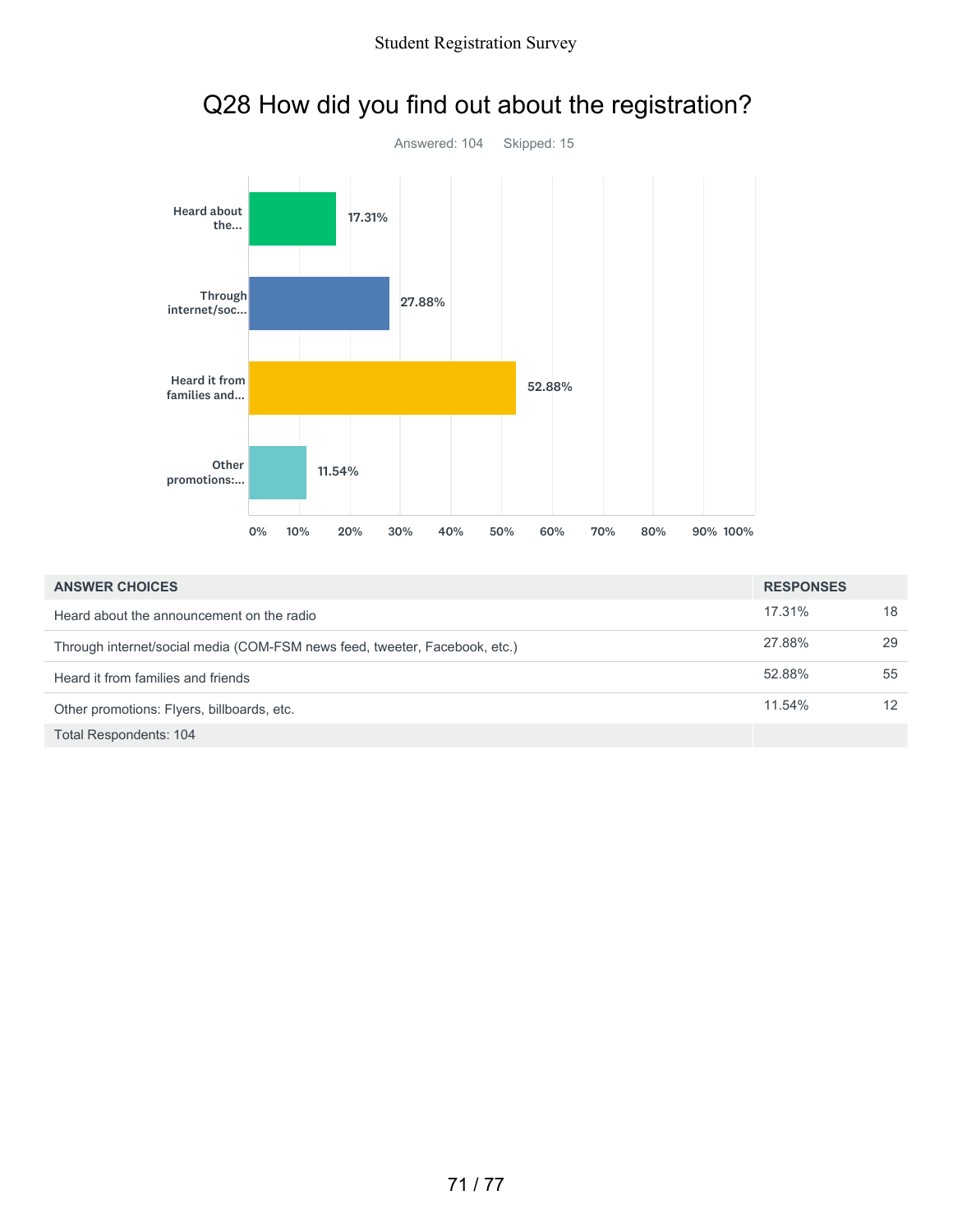## Q28 How did you find out about the registration?

Answered: 104 Skipped: 15

| ANSWER CHOICES | RESPONSES | |
|---|---|---|
| Heard about the announcement on the radio | 17.31% | 18 |
| Through internet/social media (COM-FSM news feed, tweeter, Facebook, etc.) | 27.88% | 29 |
| Heard it from families and friends | 52.88% | 55 |
| Other promotions: Flyers, billboards, etc. | 11.54% | 12 |
| Total Respondents: 104 | | |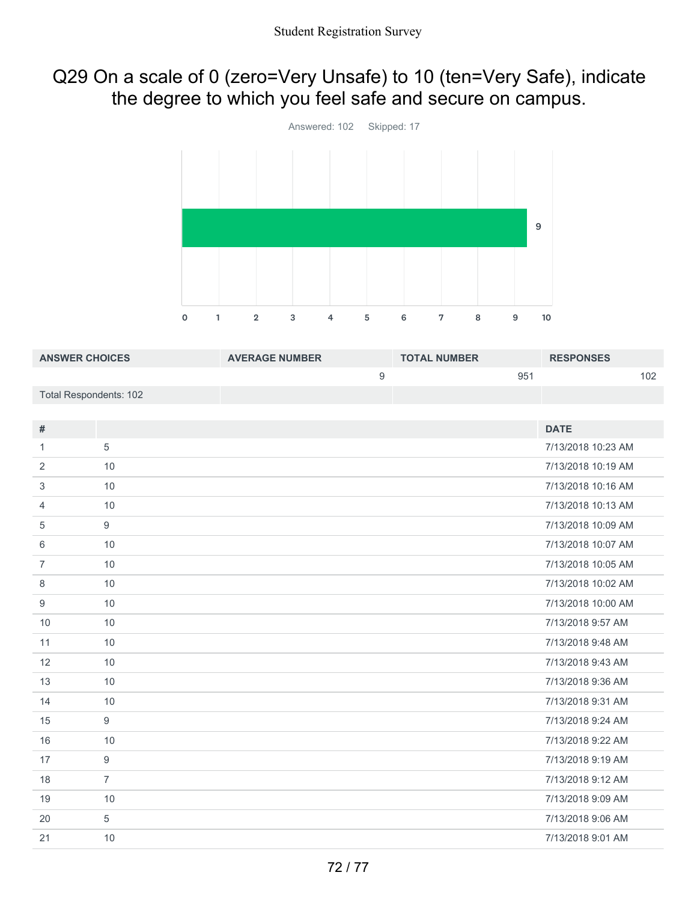# Q29 On a scale of 0 (zero=Very Unsafe) to 10 (ten=Very Safe), indicate the degree to which you feel safe and secure on campus.

Answered: 102 Skipped: 17

| ANSWER CHOICES | AVERAGE NUMBER | TOTAL NUMBER | RESPONSES |
|---|---|---|---|
| | 9 | 951 | 102 |
| Total Respondents: 102 | | | |

| # | | DATE |
|---|---|---|
| 1 | 5 | 7/13/2018 10:23 AM |
| 2 | 10 | 7/13/2018 10:19 AM |
| 3 | 10 | 7/13/2018 10:16 AM |
| 4 | 10 | 7/13/2018 10:13 AM |
| 5 | 9 | 7/13/2018 10:09 AM |
| 6 | 10 | 7/13/2018 10:07 AM |
| 7 | 10 | 7/13/2018 10:05 AM |
| 8 | 10 | 7/13/2018 10:02 AM |
| 9 | 10 | 7/13/2018 10:00 AM |
| 10 | 10 | 7/13/2018 9:57 AM |
| 11 | 10 | 7/13/2018 9:48 AM |
| 12 | 10 | 7/13/2018 9:43 AM |
| 13 | 10 | 7/13/2018 9:36 AM |
| 14 | 10 | 7/13/2018 9:31 AM |
| 15 | 9 | 7/13/2018 9:24 AM |
| 16 | 10 | 7/13/2018 9:22 AM |
| 17 | 9 | 7/13/2018 9:19 AM |
| 18 | 7 | 7/13/2018 9:12 AM |
| 19 | 10 | 7/13/2018 9:09 AM |
| 20 | 5 | 7/13/2018 9:06 AM |
| 21 | 10 | 7/13/2018 9:01 AM |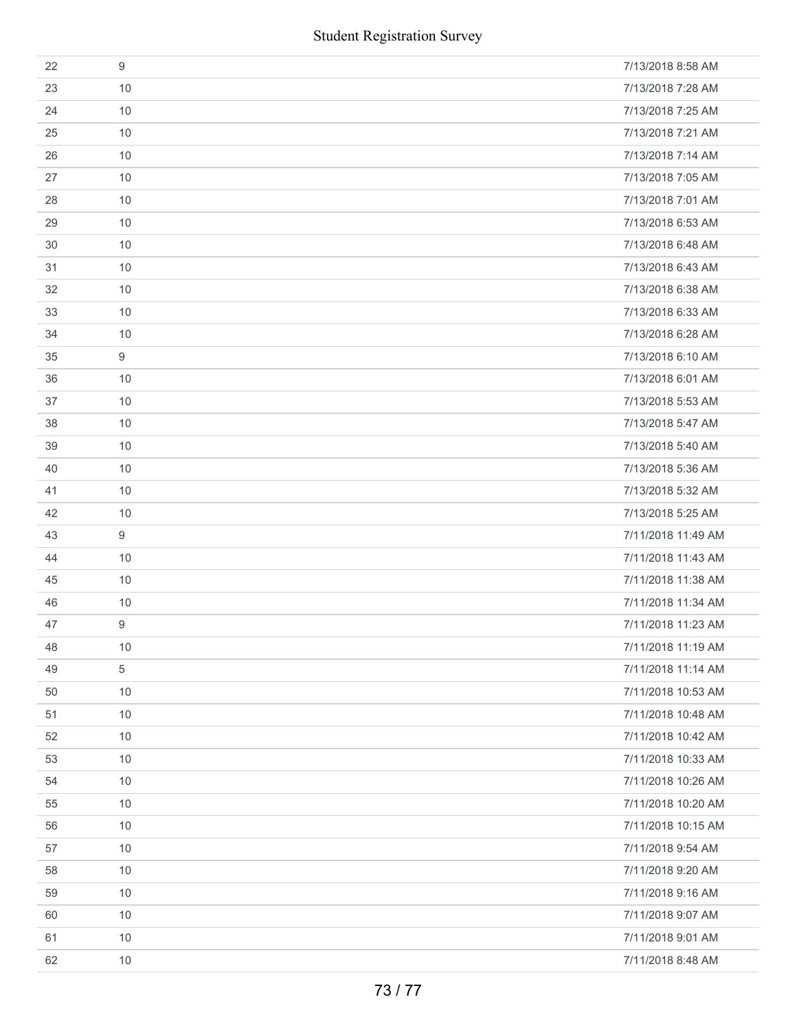| | | |
|---|---|---|
| 22 | 9 | 7/13/2018 8:58 AM |
| 23 | 10 | 7/13/2018 7:28 AM |
| 24 | 10 | 7/13/2018 7:25 AM |
| 25 | 10 | 7/13/2018 7:21 AM |
| 26 | 10 | 7/13/2018 7:14 AM |
| 27 | 10 | 7/13/2018 7:05 AM |
| 28 | 10 | 7/13/2018 7:01 AM |
| 29 | 10 | 7/13/2018 6:53 AM |
| 30 | 10 | 7/13/2018 6:48 AM |
| 31 | 10 | 7/13/2018 6:43 AM |
| 32 | 10 | 7/13/2018 6:38 AM |
| 33 | 10 | 7/13/2018 6:33 AM |
| 34 | 10 | 7/13/2018 6:28 AM |
| 35 | 9 | 7/13/2018 6:10 AM |
| 36 | 10 | 7/13/2018 6:01 AM |
| 37 | 10 | 7/13/2018 5:53 AM |
| 38 | 10 | 7/13/2018 5:47 AM |
| 39 | 10 | 7/13/2018 5:40 AM |
| 40 | 10 | 7/13/2018 5:36 AM |
| 41 | 10 | 7/13/2018 5:32 AM |
| 42 | 10 | 7/13/2018 5:25 AM |
| 43 | 9 | 7/11/2018 11:49 AM |
| 44 | 10 | 7/11/2018 11:43 AM |
| 45 | 10 | 7/11/2018 11:38 AM |
| 46 | 10 | 7/11/2018 11:34 AM |
| 47 | 9 | 7/11/2018 11:23 AM |
| 48 | 10 | 7/11/2018 11:19 AM |
| 49 | 5 | 7/11/2018 11:14 AM |
| 50 | 10 | 7/11/2018 10:53 AM |
| 51 | 10 | 7/11/2018 10:48 AM |
| 52 | 10 | 7/11/2018 10:42 AM |
| 53 | 10 | 7/11/2018 10:33 AM |
| 54 | 10 | 7/11/2018 10:26 AM |
| 55 | 10 | 7/11/2018 10:20 AM |
| 56 | 10 | 7/11/2018 10:15 AM |
| 57 | 10 | 7/11/2018 9:54 AM |
| 58 | 10 | 7/11/2018 9:20 AM |
| 59 | 10 | 7/11/2018 9:16 AM |
| 60 | 10 | 7/11/2018 9:07 AM |
| 61 | 10 | 7/11/2018 9:01 AM |
| 62 | 10 | 7/11/2018 8:48 AM |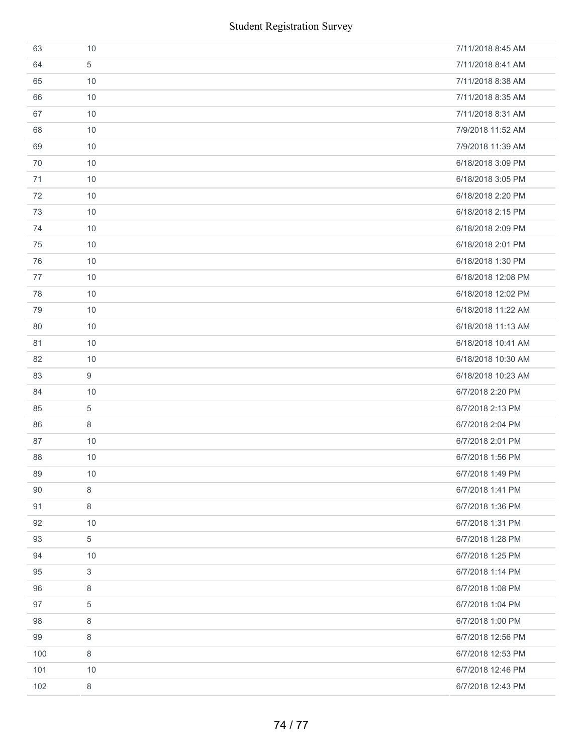| | | |
|---|---|---|
| 63 | 10 | 7/11/2018 8:45 AM |
| 64 | 5 | 7/11/2018 8:41 AM |
| 65 | 10 | 7/11/2018 8:38 AM |
| 66 | 10 | 7/11/2018 8:35 AM |
| 67 | 10 | 7/11/2018 8:31 AM |
| 68 | 10 | 7/9/2018 11:52 AM |
| 69 | 10 | 7/9/2018 11:39 AM |
| 70 | 10 | 6/18/2018 3:09 PM |
| 71 | 10 | 6/18/2018 3:05 PM |
| 72 | 10 | 6/18/2018 2:20 PM |
| 73 | 10 | 6/18/2018 2:15 PM |
| 74 | 10 | 6/18/2018 2:09 PM |
| 75 | 10 | 6/18/2018 2:01 PM |
| 76 | 10 | 6/18/2018 1:30 PM |
| 77 | 10 | 6/18/2018 12:08 PM |
| 78 | 10 | 6/18/2018 12:02 PM |
| 79 | 10 | 6/18/2018 11:22 AM |
| 80 | 10 | 6/18/2018 11:13 AM |
| 81 | 10 | 6/18/2018 10:41 AM |
| 82 | 10 | 6/18/2018 10:30 AM |
| 83 | 9 | 6/18/2018 10:23 AM |
| 84 | 10 | 6/7/2018 2:20 PM |
| 85 | 5 | 6/7/2018 2:13 PM |
| 86 | 8 | 6/7/2018 2:04 PM |
| 87 | 10 | 6/7/2018 2:01 PM |
| 88 | 10 | 6/7/2018 1:56 PM |
| 89 | 10 | 6/7/2018 1:49 PM |
| 90 | 8 | 6/7/2018 1:41 PM |
| 91 | 8 | 6/7/2018 1:36 PM |
| 92 | 10 | 6/7/2018 1:31 PM |
| 93 | 5 | 6/7/2018 1:28 PM |
| 94 | 10 | 6/7/2018 1:25 PM |
| 95 | 3 | 6/7/2018 1:14 PM |
| 96 | 8 | 6/7/2018 1:08 PM |
| 97 | 5 | 6/7/2018 1:04 PM |
| 98 | 8 | 6/7/2018 1:00 PM |
| 99 | 8 | 6/7/2018 12:56 PM |
| 100 | 8 | 6/7/2018 12:53 PM |
| 101 | 10 | 6/7/2018 12:46 PM |
| 102 | 8 | 6/7/2018 12:43 PM |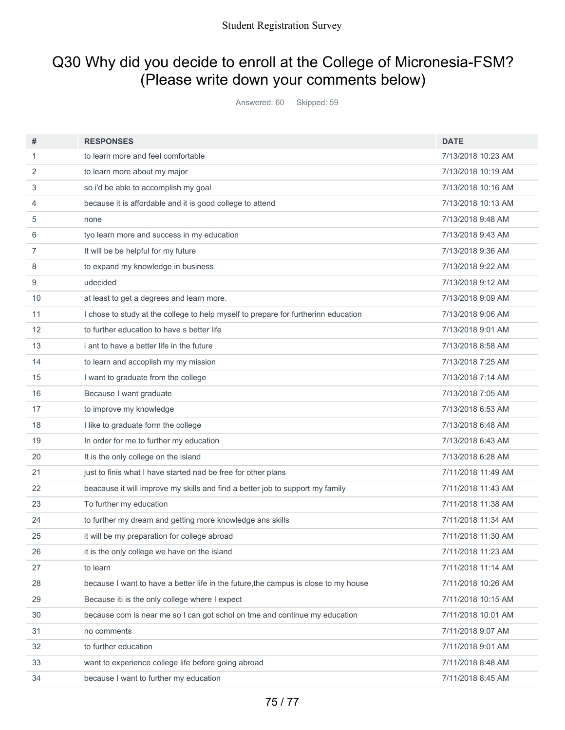## Q30 Why did you decide to enroll at the College of Micronesia-FSM? (Please write down your comments below)

Answered: 60 Skipped: 59

| # | RESPONSES | DATE |
|---|---|---|
| 1 | to learn more and feel comfortable | 7/13/2018 10:23 AM |
| 2 | to learn more about my major | 7/13/2018 10:19 AM |
| 3 | so i'd be able to accomplish my goal | 7/13/2018 10:16 AM |
| 4 | because it is affordable and it is good college to attend | 7/13/2018 10:13 AM |
| 5 | none | 7/13/2018 9:48 AM |
| 6 | tyo learn more and success in my education | 7/13/2018 9:43 AM |
| 7 | It will be be helpful for my future | 7/13/2018 9:36 AM |
| 8 | to expand my knowledge in business | 7/13/2018 9:22 AM |
| 9 | udecided | 7/13/2018 9:12 AM |
| 10 | at least to get a degrees and learn more. | 7/13/2018 9:09 AM |
| 11 | I chose to study at the college to help myself to prepare for furtherinn education | 7/13/2018 9:06 AM |
| 12 | to further education to have s better life | 7/13/2018 9:01 AM |
| 13 | i ant to have a better life in the future | 7/13/2018 8:58 AM |
| 14 | to learn and accoplish my my mission | 7/13/2018 7:25 AM |
| 15 | I want to graduate from the college | 7/13/2018 7:14 AM |
| 16 | Because I want graduate | 7/13/2018 7:05 AM |
| 17 | to improve my knowledge | 7/13/2018 6:53 AM |
| 18 | I like to graduate form the college | 7/13/2018 6:48 AM |
| 19 | In order for me to further my education | 7/13/2018 6:43 AM |
| 20 | It is the only college on the island | 7/13/2018 6:28 AM |
| 21 | just to finis what I have started nad be free for other plans | 7/11/2018 11:49 AM |
| 22 | beacause it will improve my skills and find a better job to support my family | 7/11/2018 11:43 AM |
| 23 | To further my education | 7/11/2018 11:38 AM |
| 24 | to further my dream and getting more knowledge ans skills | 7/11/2018 11:34 AM |
| 25 | it will be my preparation for college abroad | 7/11/2018 11:30 AM |
| 26 | it is the only college we have on the island | 7/11/2018 11:23 AM |
| 27 | to learn | 7/11/2018 11:14 AM |
| 28 | because I want to have a better life in the future,the campus is close to my house | 7/11/2018 10:26 AM |
| 29 | Because iti is the only college where I expect | 7/11/2018 10:15 AM |
| 30 | because com is near me so I can got schol on tme and continue my education | 7/11/2018 10:01 AM |
| 31 | no comments | 7/11/2018 9:07 AM |
| 32 | to further education | 7/11/2018 9:01 AM |
| 33 | want to experience college life before going abroad | 7/11/2018 8:48 AM |
| 34 | because I want to further my education | 7/11/2018 8:45 AM |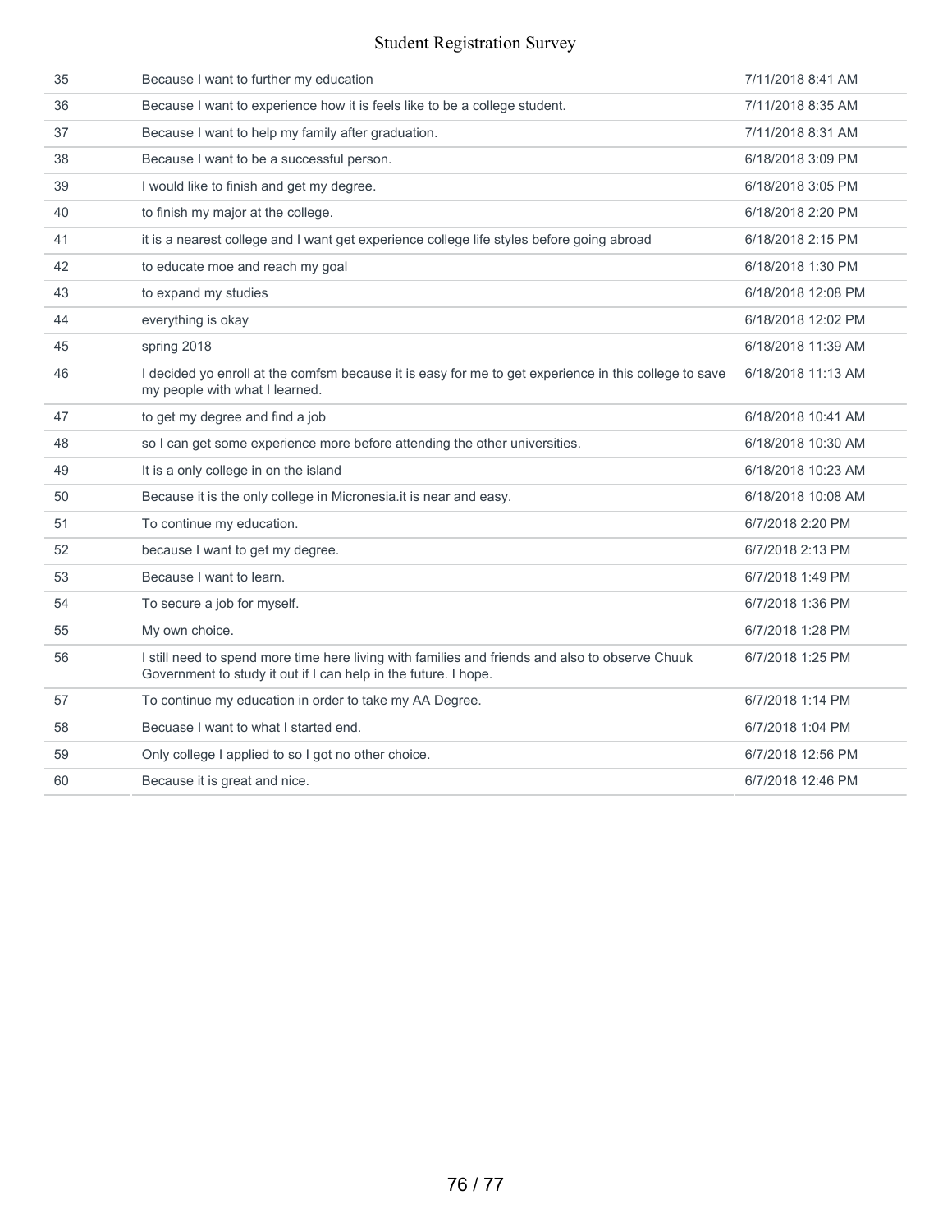| | | |
|---|---|---|
| 35 | Because I want to further my education | 7/11/2018 8:41 AM |
| 36 | Because I want to experience how it is feels like to be a college student. | 7/11/2018 8:35 AM |
| 37 | Because I want to help my family after graduation. | 7/11/2018 8:31 AM |
| 38 | Because I want to be a successful person. | 6/18/2018 3:09 PM |
| 39 | I would like to finish and get my degree. | 6/18/2018 3:05 PM |
| 40 | to finish my major at the college. | 6/18/2018 2:20 PM |
| 41 | it is a nearest college and I want get experience college life styles before going abroad | 6/18/2018 2:15 PM |
| 42 | to educate moe and reach my goal | 6/18/2018 1:30 PM |
| 43 | to expand my studies | 6/18/2018 12:08 PM |
| 44 | everything is okay | 6/18/2018 12:02 PM |
| 45 | spring 2018 | 6/18/2018 11:39 AM |
| 46 | I decided yo enroll at the comfsm because it is easy for me to get experience in this college to save my people with what I learned. | 6/18/2018 11:13 AM |
| 47 | to get my degree and find a job | 6/18/2018 10:41 AM |
| 48 | so I can get some experience more before attending the other universities. | 6/18/2018 10:30 AM |
| 49 | It is a only college in on the island | 6/18/2018 10:23 AM |
| 50 | Because it is the only college in Micronesia.it is near and easy. | 6/18/2018 10:08 AM |
| 51 | To continue my education. | 6/7/2018 2:20 PM |
| 52 | because I want to get my degree. | 6/7/2018 2:13 PM |
| 53 | Because I want to learn. | 6/7/2018 1:49 PM |
| 54 | To secure a job for myself. | 6/7/2018 1:36 PM |
| 55 | My own choice. | 6/7/2018 1:28 PM |
| 56 | I still need to spend more time here living with families and friends and also to observe Chuuk Government to study it out if I can help in the future. I hope. | 6/7/2018 1:25 PM |
| 57 | To continue my education in order to take my AA Degree. | 6/7/2018 1:14 PM |
| 58 | Becuase I want to what I started end. | 6/7/2018 1:04 PM |
| 59 | Only college I applied to so I got no other choice. | 6/7/2018 12:56 PM |
| 60 | Because it is great and nice. | 6/7/2018 12:46 PM |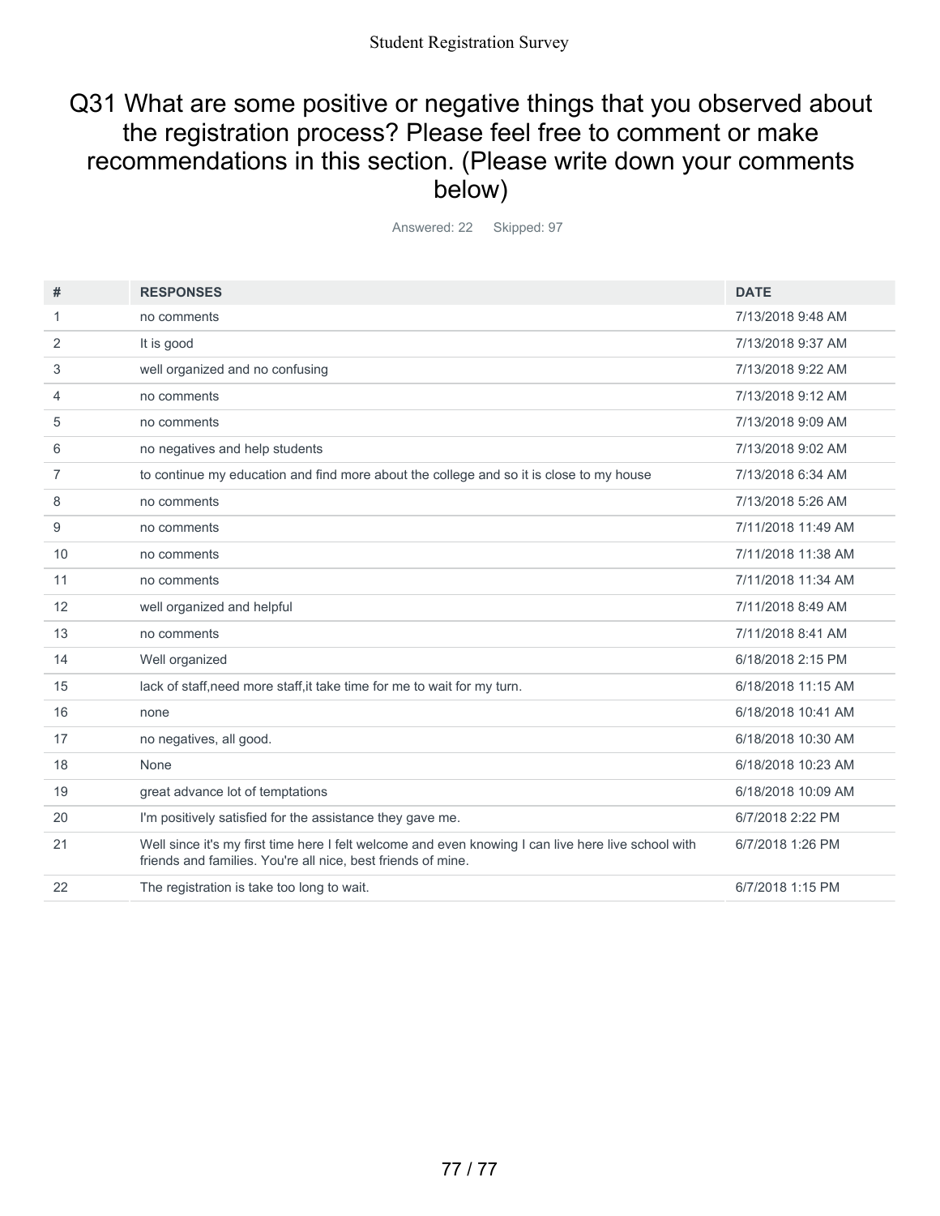# Q31 What are some positive or negative things that you observed about the registration process? Please feel free to comment or make recommendations in this section. (Please write down your comments below)

Answered: 22 Skipped: 97

| # | RESPONSES | DATE |
|---|---|---|
| 1 | no comments | 7/13/2018 9:48 AM |
| 2 | It is good | 7/13/2018 9:37 AM |
| 3 | well organized and no confusing | 7/13/2018 9:22 AM |
| 4 | no comments | 7/13/2018 9:12 AM |
| 5 | no comments | 7/13/2018 9:09 AM |
| 6 | no negatives and help students | 7/13/2018 9:02 AM |
| 7 | to continue my education and find more about the college and so it is close to my house | 7/13/2018 6:34 AM |
| 8 | no comments | 7/13/2018 5:26 AM |
| 9 | no comments | 7/11/2018 11:49 AM |
| 10 | no comments | 7/11/2018 11:38 AM |
| 11 | no comments | 7/11/2018 11:34 AM |
| 12 | well organized and helpful | 7/11/2018 8:49 AM |
| 13 | no comments | 7/11/2018 8:41 AM |
| 14 | Well organized | 6/18/2018 2:15 PM |
| 15 | lack of staff,need more staff,it take time for me to wait for my turn. | 6/18/2018 11:15 AM |
| 16 | none | 6/18/2018 10:41 AM |
| 17 | no negatives, all good. | 6/18/2018 10:30 AM |
| 18 | None | 6/18/2018 10:23 AM |
| 19 | great advance lot of temptations | 6/18/2018 10:09 AM |
| 20 | I'm positively satisfied for the assistance they gave me. | 6/7/2018 2:22 PM |
| 21 | Well since it's my first time here I felt welcome and even knowing I can live here live school with friends and families. You're all nice, best friends of mine. | 6/7/2018 1:26 PM |
| 22 | The registration is take too long to wait. | 6/7/2018 1:15 PM |